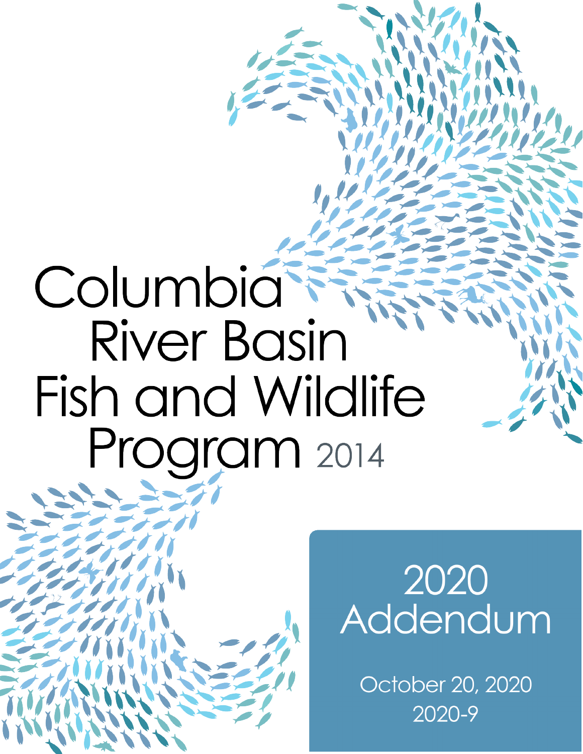# Columbia River Basin Fish and Wildlife Program 2014

## 2020 Addendum

October 20, 2020

2020-9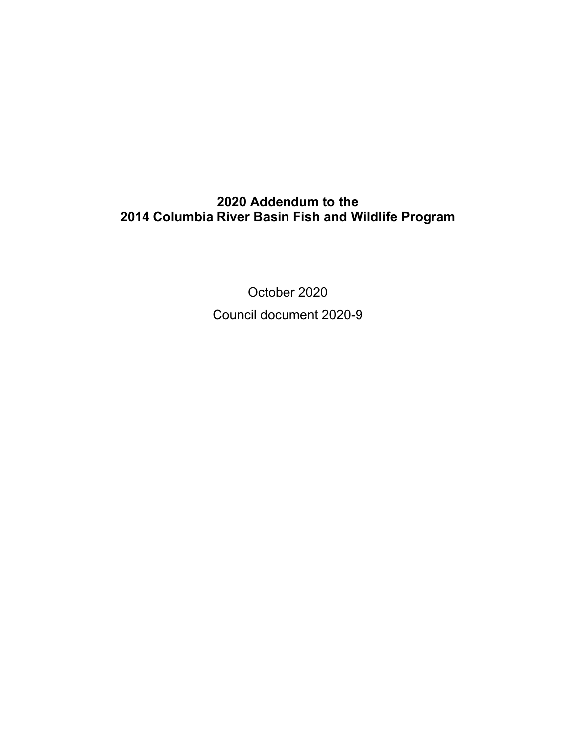# 2020 Addendum to the 2014 Columbia River Basin Fish and Wildlife Program

October 2020

Council document 2020-9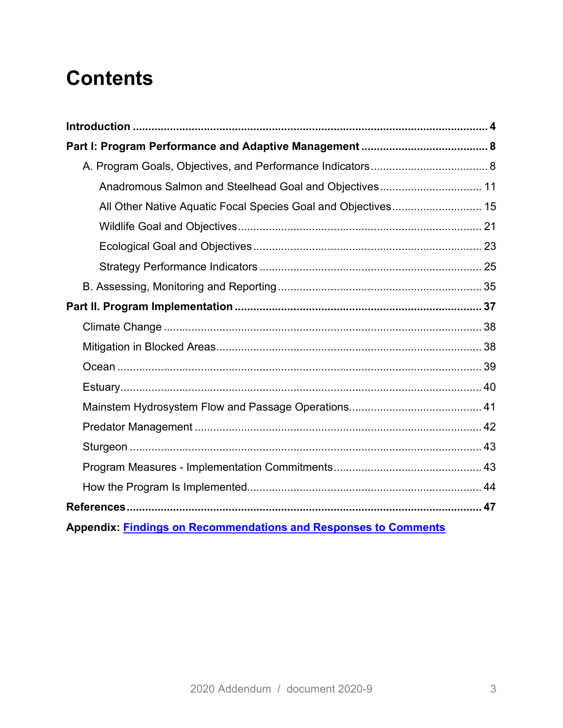# Contents

**Introduction** .......... **4**

**Part I: Program Performance and Adaptive Management** .......... **8**

- A. Program Goals, Objectives, and Performance Indicators .......... 8
  - Anadromous Salmon and Steelhead Goal and Objectives .......... 11
  - All Other Native Aquatic Focal Species Goal and Objectives .......... 15
  - Wildlife Goal and Objectives .......... 21
  - Ecological Goal and Objectives .......... 23
  - Strategy Performance Indicators .......... 25
- B. Assessing, Monitoring and Reporting .......... 35

**Part II. Program Implementation** .......... **37**

- Climate Change .......... 38
- Mitigation in Blocked Areas .......... 38
- Ocean .......... 39
- Estuary .......... 40
- Mainstem Hydrosystem Flow and Passage Operations .......... 41
- Predator Management .......... 42
- Sturgeon .......... 43
- Program Measures - Implementation Commitments .......... 43
- How the Program Is Implemented .......... 44

**References** .......... **47**

**Appendix: Findings on Recommendations and Responses to Comments**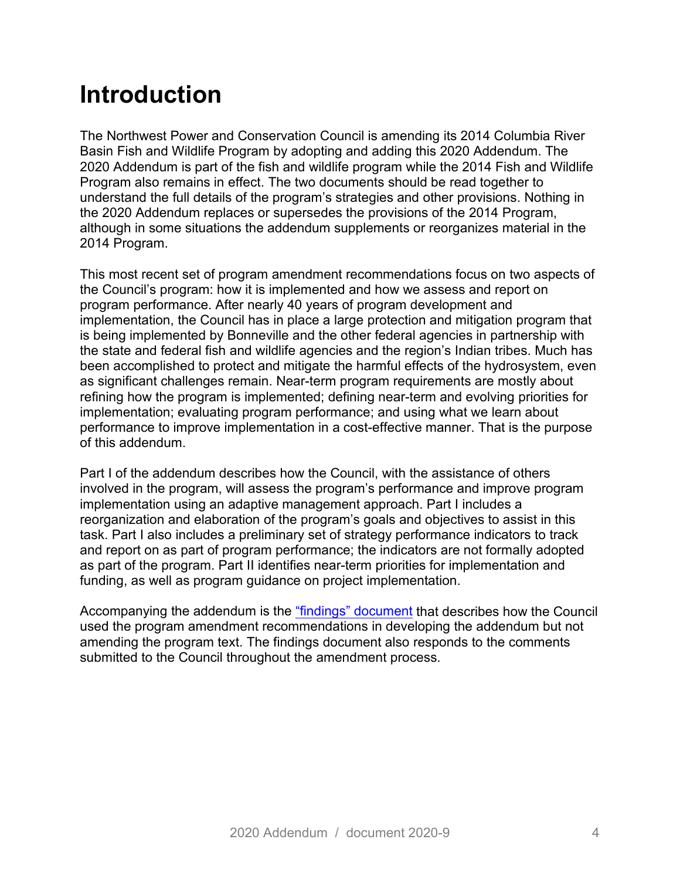# Introduction

The Northwest Power and Conservation Council is amending its 2014 Columbia River Basin Fish and Wildlife Program by adopting and adding this 2020 Addendum. The 2020 Addendum is part of the fish and wildlife program while the 2014 Fish and Wildlife Program also remains in effect. The two documents should be read together to understand the full details of the program's strategies and other provisions. Nothing in the 2020 Addendum replaces or supersedes the provisions of the 2014 Program, although in some situations the addendum supplements or reorganizes material in the 2014 Program.

This most recent set of program amendment recommendations focus on two aspects of the Council's program: how it is implemented and how we assess and report on program performance. After nearly 40 years of program development and implementation, the Council has in place a large protection and mitigation program that is being implemented by Bonneville and the other federal agencies in partnership with the state and federal fish and wildlife agencies and the region's Indian tribes. Much has been accomplished to protect and mitigate the harmful effects of the hydrosystem, even as significant challenges remain. Near-term program requirements are mostly about refining how the program is implemented; defining near-term and evolving priorities for implementation; evaluating program performance; and using what we learn about performance to improve implementation in a cost-effective manner. That is the purpose of this addendum.

Part I of the addendum describes how the Council, with the assistance of others involved in the program, will assess the program's performance and improve program implementation using an adaptive management approach. Part I includes a reorganization and elaboration of the program's goals and objectives to assist in this task. Part I also includes a preliminary set of strategy performance indicators to track and report on as part of program performance; the indicators are not formally adopted as part of the program. Part II identifies near-term priorities for implementation and funding, as well as program guidance on project implementation.

Accompanying the addendum is the "findings" document that describes how the Council used the program amendment recommendations in developing the addendum but not amending the program text. The findings document also responds to the comments submitted to the Council throughout the amendment process.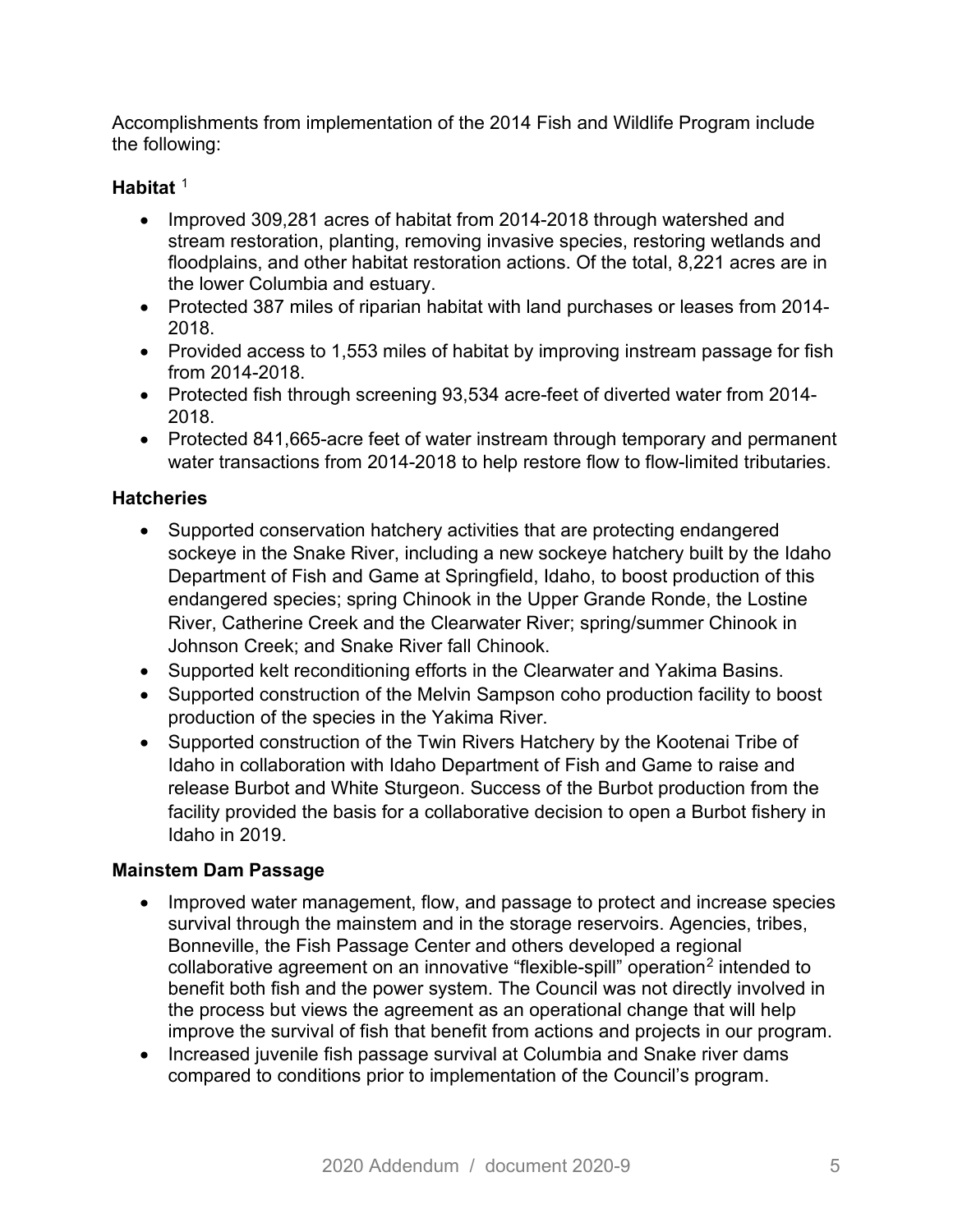Accomplishments from implementation of the 2014 Fish and Wildlife Program include the following:

**Habitat** [1]

- Improved 309,281 acres of habitat from 2014-2018 through watershed and stream restoration, planting, removing invasive species, restoring wetlands and floodplains, and other habitat restoration actions. Of the total, 8,221 acres are in the lower Columbia and estuary.
- Protected 387 miles of riparian habitat with land purchases or leases from 2014-2018.
- Provided access to 1,553 miles of habitat by improving instream passage for fish from 2014-2018.
- Protected fish through screening 93,534 acre-feet of diverted water from 2014-2018.
- Protected 841,665-acre feet of water instream through temporary and permanent water transactions from 2014-2018 to help restore flow to flow-limited tributaries.

**Hatcheries**

- Supported conservation hatchery activities that are protecting endangered sockeye in the Snake River, including a new sockeye hatchery built by the Idaho Department of Fish and Game at Springfield, Idaho, to boost production of this endangered species; spring Chinook in the Upper Grande Ronde, the Lostine River, Catherine Creek and the Clearwater River; spring/summer Chinook in Johnson Creek; and Snake River fall Chinook.
- Supported kelt reconditioning efforts in the Clearwater and Yakima Basins.
- Supported construction of the Melvin Sampson coho production facility to boost production of the species in the Yakima River.
- Supported construction of the Twin Rivers Hatchery by the Kootenai Tribe of Idaho in collaboration with Idaho Department of Fish and Game to raise and release Burbot and White Sturgeon. Success of the Burbot production from the facility provided the basis for a collaborative decision to open a Burbot fishery in Idaho in 2019.

**Mainstem Dam Passage**

- Improved water management, flow, and passage to protect and increase species survival through the mainstem and in the storage reservoirs. Agencies, tribes, Bonneville, the Fish Passage Center and others developed a regional collaborative agreement on an innovative "flexible-spill" operation[2] intended to benefit both fish and the power system. The Council was not directly involved in the process but views the agreement as an operational change that will help improve the survival of fish that benefit from actions and projects in our program.
- Increased juvenile fish passage survival at Columbia and Snake river dams compared to conditions prior to implementation of the Council's program.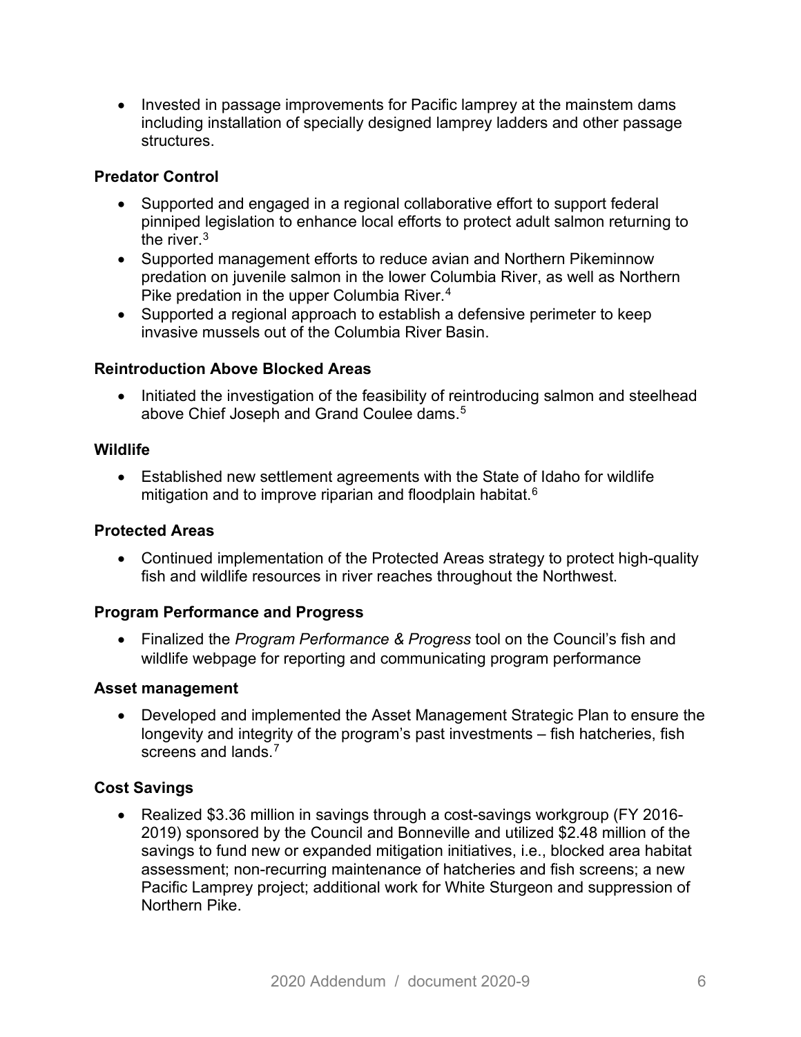- Invested in passage improvements for Pacific lamprey at the mainstem dams including installation of specially designed lamprey ladders and other passage structures.

**Predator Control**

- Supported and engaged in a regional collaborative effort to support federal pinniped legislation to enhance local efforts to protect adult salmon returning to the river.[3]
- Supported management efforts to reduce avian and Northern Pikeminnow predation on juvenile salmon in the lower Columbia River, as well as Northern Pike predation in the upper Columbia River.[4]
- Supported a regional approach to establish a defensive perimeter to keep invasive mussels out of the Columbia River Basin.

**Reintroduction Above Blocked Areas**

- Initiated the investigation of the feasibility of reintroducing salmon and steelhead above Chief Joseph and Grand Coulee dams.[5]

**Wildlife**

- Established new settlement agreements with the State of Idaho for wildlife mitigation and to improve riparian and floodplain habitat.[6]

**Protected Areas**

- Continued implementation of the Protected Areas strategy to protect high-quality fish and wildlife resources in river reaches throughout the Northwest.

**Program Performance and Progress**

- Finalized the *Program Performance & Progress* tool on the Council's fish and wildlife webpage for reporting and communicating program performance

**Asset management**

- Developed and implemented the Asset Management Strategic Plan to ensure the longevity and integrity of the program's past investments – fish hatcheries, fish screens and lands.[7]

**Cost Savings**

- Realized \$3.36 million in savings through a cost-savings workgroup (FY 2016-2019) sponsored by the Council and Bonneville and utilized \$2.48 million of the savings to fund new or expanded mitigation initiatives, i.e., blocked area habitat assessment; non-recurring maintenance of hatcheries and fish screens; a new Pacific Lamprey project; additional work for White Sturgeon and suppression of Northern Pike.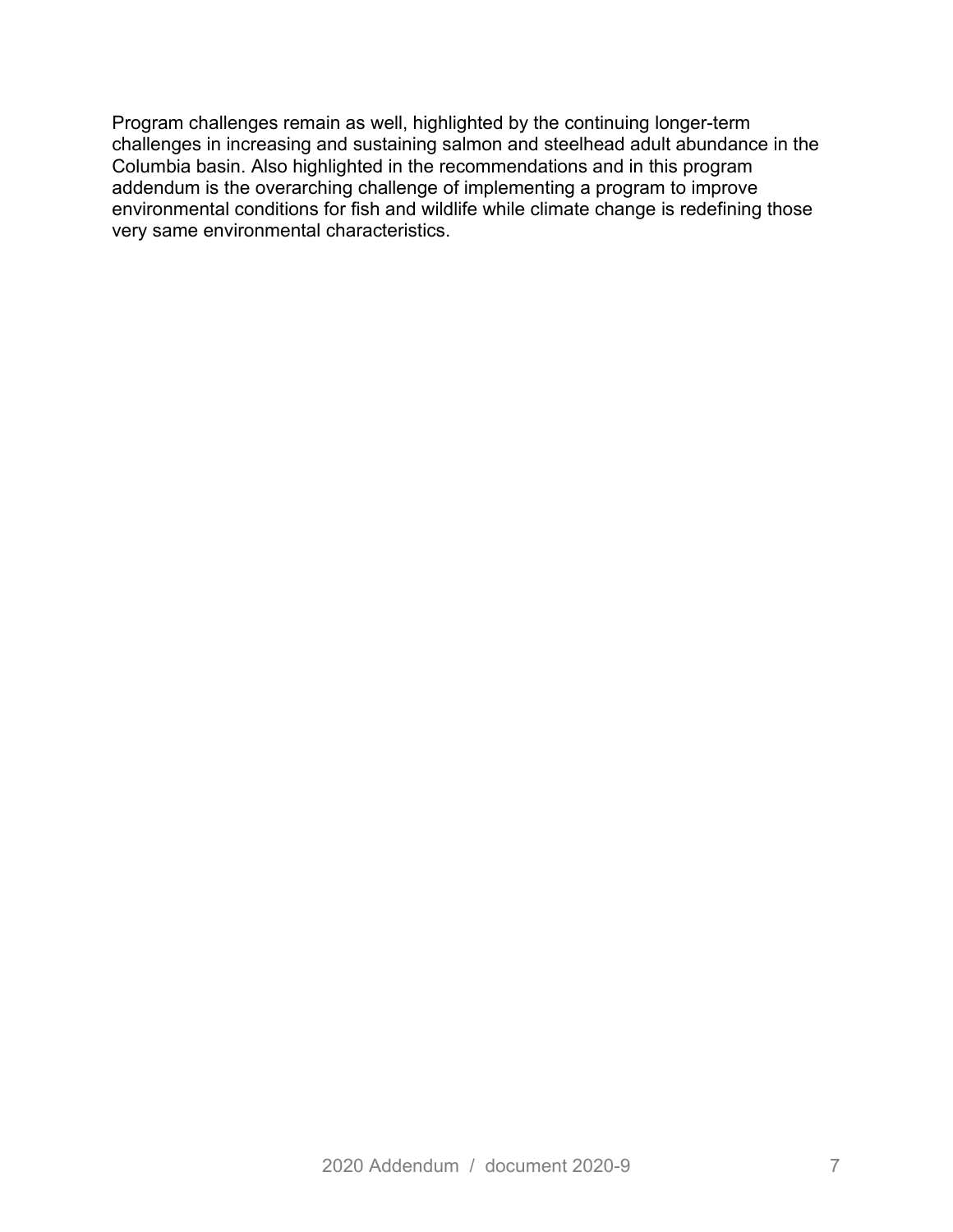Program challenges remain as well, highlighted by the continuing longer-term challenges in increasing and sustaining salmon and steelhead adult abundance in the Columbia basin. Also highlighted in the recommendations and in this program addendum is the overarching challenge of implementing a program to improve environmental conditions for fish and wildlife while climate change is redefining those very same environmental characteristics.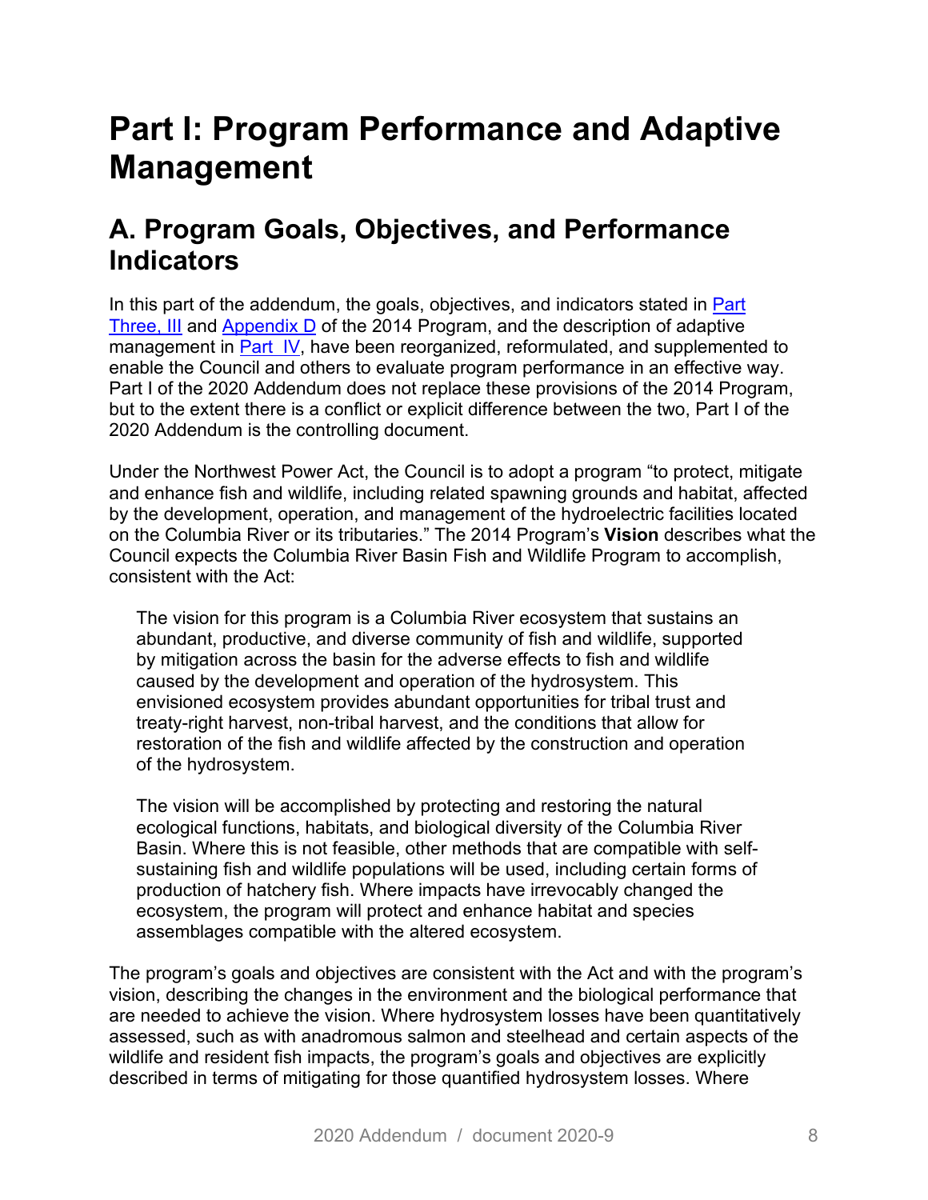# Part I: Program Performance and Adaptive Management

## A. Program Goals, Objectives, and Performance Indicators

In this part of the addendum, the goals, objectives, and indicators stated in Part Three, III and Appendix D of the 2014 Program, and the description of adaptive management in Part IV, have been reorganized, reformulated, and supplemented to enable the Council and others to evaluate program performance in an effective way. Part I of the 2020 Addendum does not replace these provisions of the 2014 Program, but to the extent there is a conflict or explicit difference between the two, Part I of the 2020 Addendum is the controlling document.

Under the Northwest Power Act, the Council is to adopt a program "to protect, mitigate and enhance fish and wildlife, including related spawning grounds and habitat, affected by the development, operation, and management of the hydroelectric facilities located on the Columbia River or its tributaries." The 2014 Program's **Vision** describes what the Council expects the Columbia River Basin Fish and Wildlife Program to accomplish, consistent with the Act:

> The vision for this program is a Columbia River ecosystem that sustains an abundant, productive, and diverse community of fish and wildlife, supported by mitigation across the basin for the adverse effects to fish and wildlife caused by the development and operation of the hydrosystem. This envisioned ecosystem provides abundant opportunities for tribal trust and treaty-right harvest, non-tribal harvest, and the conditions that allow for restoration of the fish and wildlife affected by the construction and operation of the hydrosystem.
>
> The vision will be accomplished by protecting and restoring the natural ecological functions, habitats, and biological diversity of the Columbia River Basin. Where this is not feasible, other methods that are compatible with self-sustaining fish and wildlife populations will be used, including certain forms of production of hatchery fish. Where impacts have irrevocably changed the ecosystem, the program will protect and enhance habitat and species assemblages compatible with the altered ecosystem.

The program's goals and objectives are consistent with the Act and with the program's vision, describing the changes in the environment and the biological performance that are needed to achieve the vision. Where hydrosystem losses have been quantitatively assessed, such as with anadromous salmon and steelhead and certain aspects of the wildlife and resident fish impacts, the program's goals and objectives are explicitly described in terms of mitigating for those quantified hydrosystem losses. Where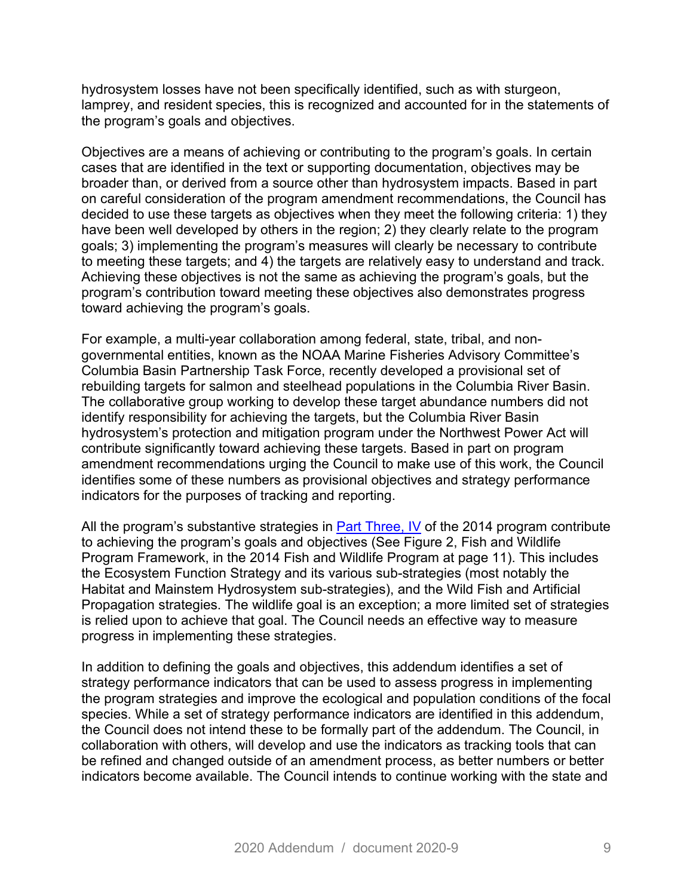hydrosystem losses have not been specifically identified, such as with sturgeon, lamprey, and resident species, this is recognized and accounted for in the statements of the program's goals and objectives.

Objectives are a means of achieving or contributing to the program's goals. In certain cases that are identified in the text or supporting documentation, objectives may be broader than, or derived from a source other than hydrosystem impacts. Based in part on careful consideration of the program amendment recommendations, the Council has decided to use these targets as objectives when they meet the following criteria: 1) they have been well developed by others in the region; 2) they clearly relate to the program goals; 3) implementing the program's measures will clearly be necessary to contribute to meeting these targets; and 4) the targets are relatively easy to understand and track. Achieving these objectives is not the same as achieving the program's goals, but the program's contribution toward meeting these objectives also demonstrates progress toward achieving the program's goals.

For example, a multi-year collaboration among federal, state, tribal, and non-governmental entities, known as the NOAA Marine Fisheries Advisory Committee's Columbia Basin Partnership Task Force, recently developed a provisional set of rebuilding targets for salmon and steelhead populations in the Columbia River Basin. The collaborative group working to develop these target abundance numbers did not identify responsibility for achieving the targets, but the Columbia River Basin hydrosystem's protection and mitigation program under the Northwest Power Act will contribute significantly toward achieving these targets. Based in part on program amendment recommendations urging the Council to make use of this work, the Council identifies some of these numbers as provisional objectives and strategy performance indicators for the purposes of tracking and reporting.

All the program's substantive strategies in Part Three, IV of the 2014 program contribute to achieving the program's goals and objectives (See Figure 2, Fish and Wildlife Program Framework, in the 2014 Fish and Wildlife Program at page 11). This includes the Ecosystem Function Strategy and its various sub-strategies (most notably the Habitat and Mainstem Hydrosystem sub-strategies), and the Wild Fish and Artificial Propagation strategies. The wildlife goal is an exception; a more limited set of strategies is relied upon to achieve that goal. The Council needs an effective way to measure progress in implementing these strategies.

In addition to defining the goals and objectives, this addendum identifies a set of strategy performance indicators that can be used to assess progress in implementing the program strategies and improve the ecological and population conditions of the focal species. While a set of strategy performance indicators are identified in this addendum, the Council does not intend these to be formally part of the addendum. The Council, in collaboration with others, will develop and use the indicators as tracking tools that can be refined and changed outside of an amendment process, as better numbers or better indicators become available. The Council intends to continue working with the state and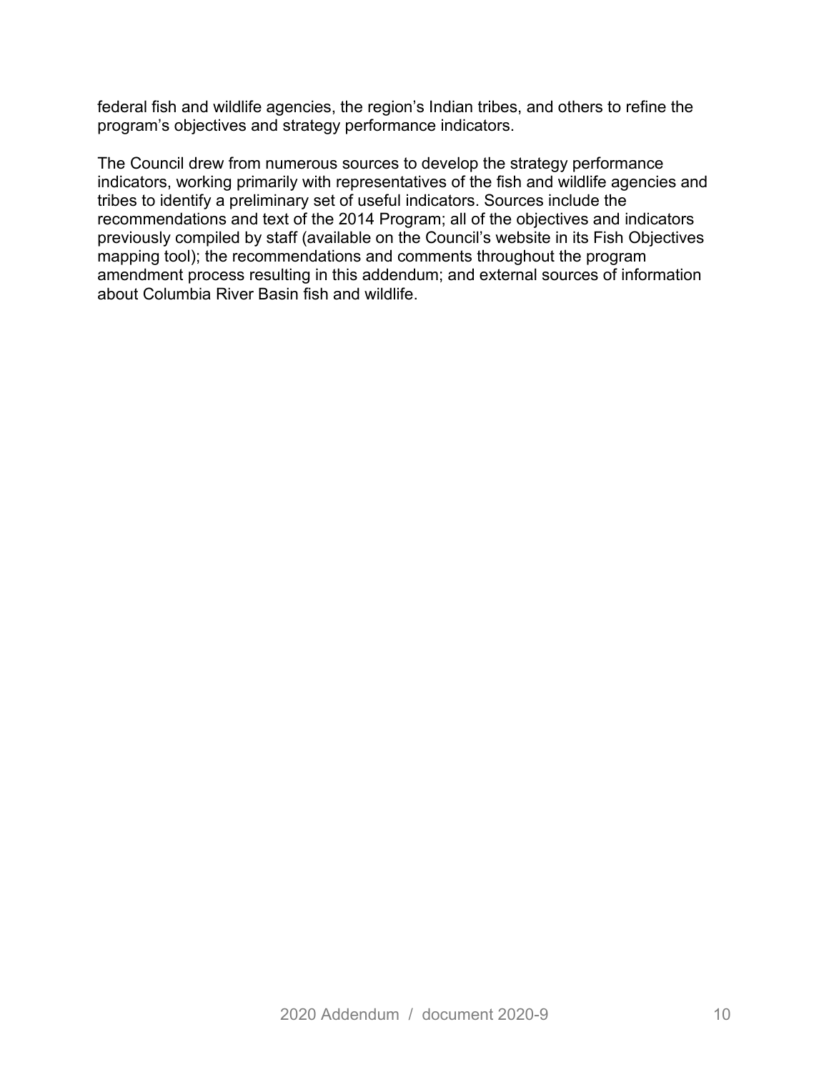federal fish and wildlife agencies, the region's Indian tribes, and others to refine the program's objectives and strategy performance indicators.

The Council drew from numerous sources to develop the strategy performance indicators, working primarily with representatives of the fish and wildlife agencies and tribes to identify a preliminary set of useful indicators. Sources include the recommendations and text of the 2014 Program; all of the objectives and indicators previously compiled by staff (available on the Council's website in its Fish Objectives mapping tool); the recommendations and comments throughout the program amendment process resulting in this addendum; and external sources of information about Columbia River Basin fish and wildlife.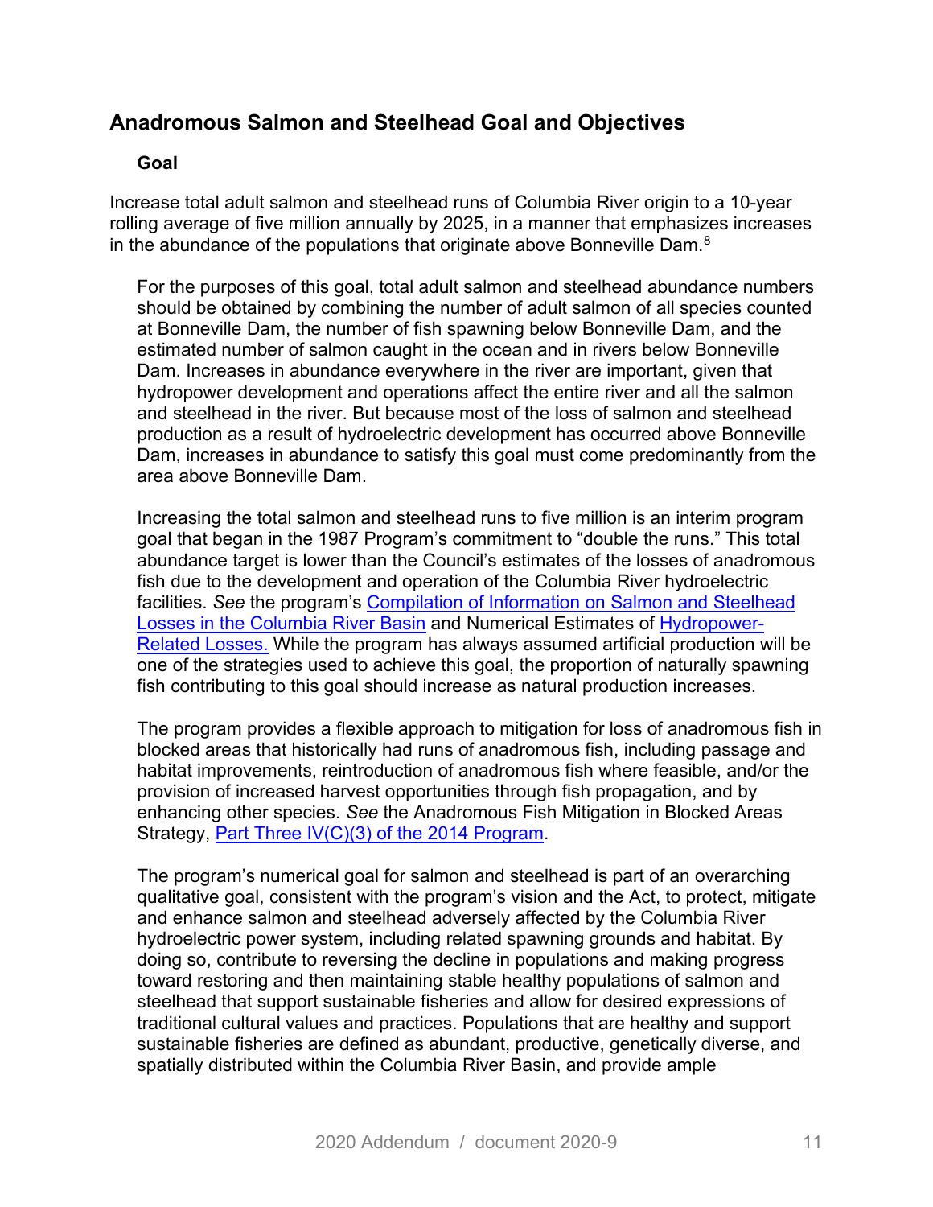## Anadromous Salmon and Steelhead Goal and Objectives

### Goal

Increase total adult salmon and steelhead runs of Columbia River origin to a 10-year rolling average of five million annually by 2025, in a manner that emphasizes increases in the abundance of the populations that originate above Bonneville Dam.[8]

For the purposes of this goal, total adult salmon and steelhead abundance numbers should be obtained by combining the number of adult salmon of all species counted at Bonneville Dam, the number of fish spawning below Bonneville Dam, and the estimated number of salmon caught in the ocean and in rivers below Bonneville Dam. Increases in abundance everywhere in the river are important, given that hydropower development and operations affect the entire river and all the salmon and steelhead in the river. But because most of the loss of salmon and steelhead production as a result of hydroelectric development has occurred above Bonneville Dam, increases in abundance to satisfy this goal must come predominantly from the area above Bonneville Dam.

Increasing the total salmon and steelhead runs to five million is an interim program goal that began in the 1987 Program's commitment to "double the runs." This total abundance target is lower than the Council's estimates of the losses of anadromous fish due to the development and operation of the Columbia River hydroelectric facilities. *See* the program's Compilation of Information on Salmon and Steelhead Losses in the Columbia River Basin and Numerical Estimates of Hydropower-Related Losses. While the program has always assumed artificial production will be one of the strategies used to achieve this goal, the proportion of naturally spawning fish contributing to this goal should increase as natural production increases.

The program provides a flexible approach to mitigation for loss of anadromous fish in blocked areas that historically had runs of anadromous fish, including passage and habitat improvements, reintroduction of anadromous fish where feasible, and/or the provision of increased harvest opportunities through fish propagation, and by enhancing other species. *See* the Anadromous Fish Mitigation in Blocked Areas Strategy, Part Three IV(C)(3) of the 2014 Program.

The program's numerical goal for salmon and steelhead is part of an overarching qualitative goal, consistent with the program's vision and the Act, to protect, mitigate and enhance salmon and steelhead adversely affected by the Columbia River hydroelectric power system, including related spawning grounds and habitat. By doing so, contribute to reversing the decline in populations and making progress toward restoring and then maintaining stable healthy populations of salmon and steelhead that support sustainable fisheries and allow for desired expressions of traditional cultural values and practices. Populations that are healthy and support sustainable fisheries are defined as abundant, productive, genetically diverse, and spatially distributed within the Columbia River Basin, and provide ample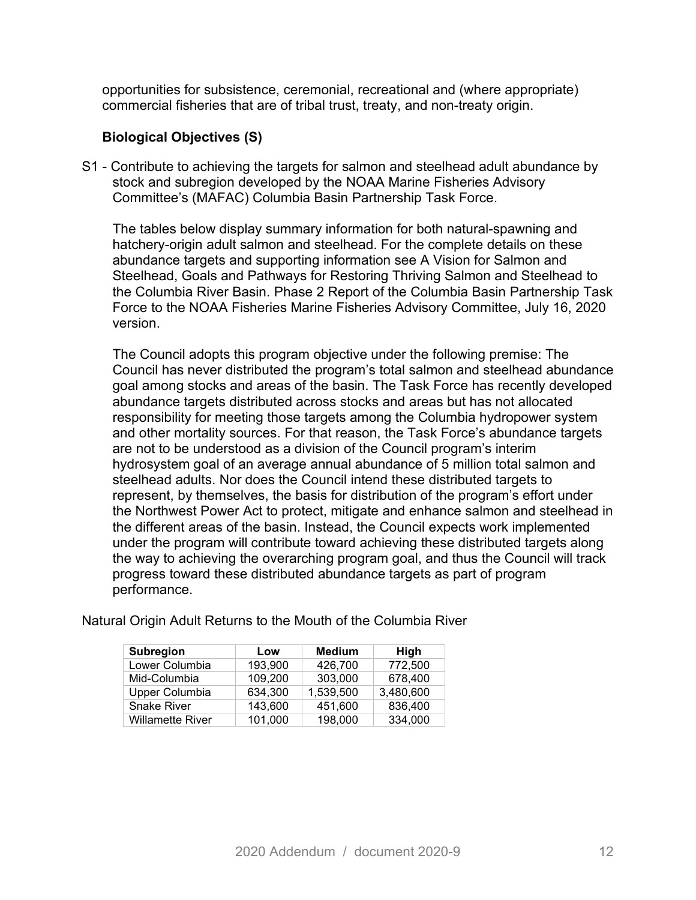opportunities for subsistence, ceremonial, recreational and (where appropriate) commercial fisheries that are of tribal trust, treaty, and non-treaty origin.

**Biological Objectives (S)**

S1 - Contribute to achieving the targets for salmon and steelhead adult abundance by stock and subregion developed by the NOAA Marine Fisheries Advisory Committee's (MAFAC) Columbia Basin Partnership Task Force.

The tables below display summary information for both natural-spawning and hatchery-origin adult salmon and steelhead. For the complete details on these abundance targets and supporting information see A Vision for Salmon and Steelhead, Goals and Pathways for Restoring Thriving Salmon and Steelhead to the Columbia River Basin. Phase 2 Report of the Columbia Basin Partnership Task Force to the NOAA Fisheries Marine Fisheries Advisory Committee, July 16, 2020 version.

The Council adopts this program objective under the following premise: The Council has never distributed the program's total salmon and steelhead abundance goal among stocks and areas of the basin. The Task Force has recently developed abundance targets distributed across stocks and areas but has not allocated responsibility for meeting those targets among the Columbia hydropower system and other mortality sources. For that reason, the Task Force's abundance targets are not to be understood as a division of the Council program's interim hydrosystem goal of an average annual abundance of 5 million total salmon and steelhead adults. Nor does the Council intend these distributed targets to represent, by themselves, the basis for distribution of the program's effort under the Northwest Power Act to protect, mitigate and enhance salmon and steelhead in the different areas of the basin. Instead, the Council expects work implemented under the program will contribute toward achieving these distributed targets along the way to achieving the overarching program goal, and thus the Council will track progress toward these distributed abundance targets as part of program performance.

Natural Origin Adult Returns to the Mouth of the Columbia River

| Subregion | Low | Medium | High |
|---|---|---|---|
| Lower Columbia | 193,900 | 426,700 | 772,500 |
| Mid-Columbia | 109,200 | 303,000 | 678,400 |
| Upper Columbia | 634,300 | 1,539,500 | 3,480,600 |
| Snake River | 143,600 | 451,600 | 836,400 |
| Willamette River | 101,000 | 198,000 | 334,000 |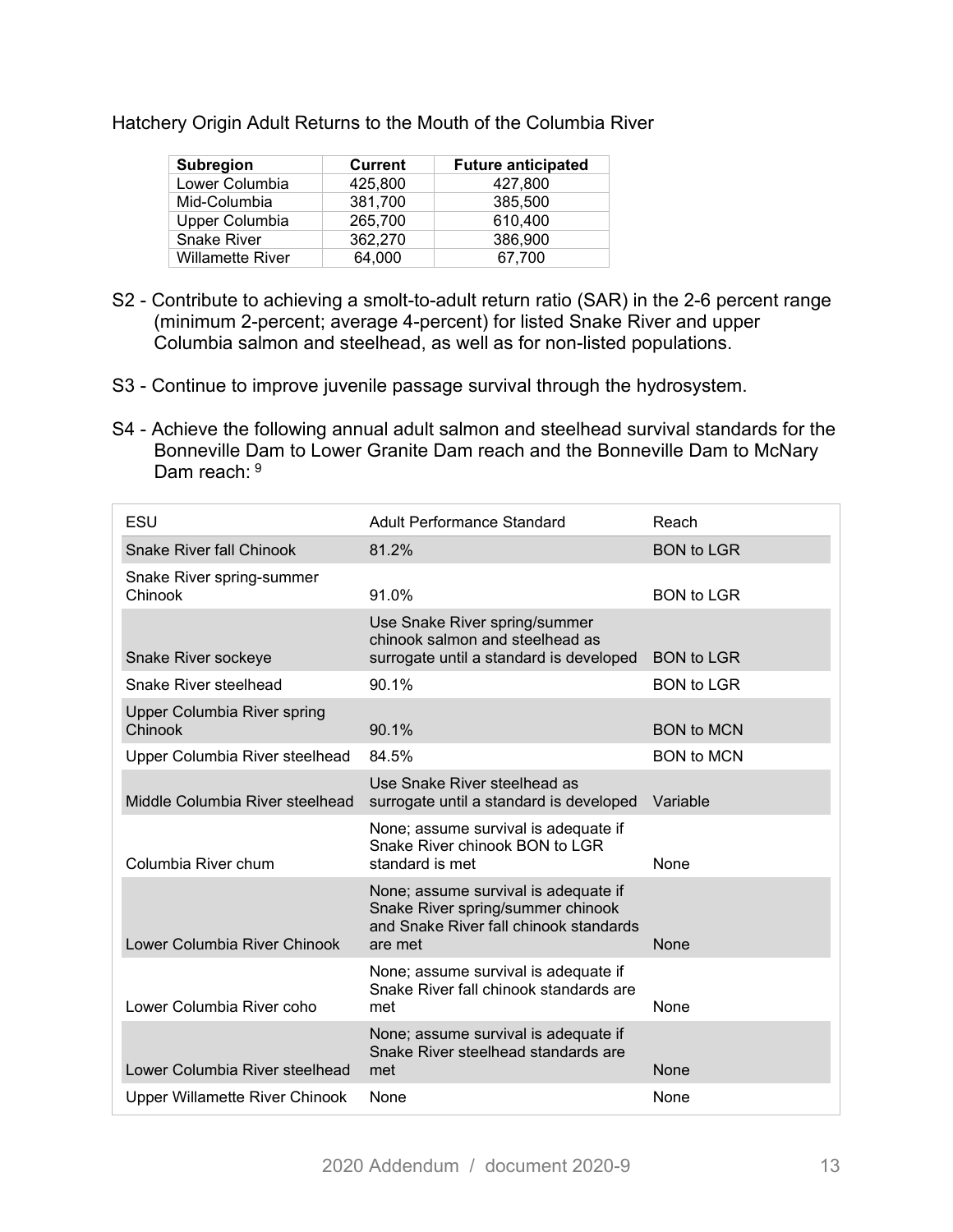Hatchery Origin Adult Returns to the Mouth of the Columbia River

| Subregion | Current | Future anticipated |
|---|---|---|
| Lower Columbia | 425,800 | 427,800 |
| Mid-Columbia | 381,700 | 385,500 |
| Upper Columbia | 265,700 | 610,400 |
| Snake River | 362,270 | 386,900 |
| Willamette River | 64,000 | 67,700 |

S2 - Contribute to achieving a smolt-to-adult return ratio (SAR) in the 2-6 percent range (minimum 2-percent; average 4-percent) for listed Snake River and upper Columbia salmon and steelhead, as well as for non-listed populations.

S3 - Continue to improve juvenile passage survival through the hydrosystem.

S4 - Achieve the following annual adult salmon and steelhead survival standards for the Bonneville Dam to Lower Granite Dam reach and the Bonneville Dam to McNary Dam reach: [9]

| ESU | Adult Performance Standard | Reach |
|---|---|---|
| Snake River fall Chinook | 81.2% | BON to LGR |
| Snake River spring-summer Chinook | 91.0% | BON to LGR |
| Snake River sockeye | Use Snake River spring/summer chinook salmon and steelhead as surrogate until a standard is developed | BON to LGR |
| Snake River steelhead | 90.1% | BON to LGR |
| Upper Columbia River spring Chinook | 90.1% | BON to MCN |
| Upper Columbia River steelhead | 84.5% | BON to MCN |
| Middle Columbia River steelhead | Use Snake River steelhead as surrogate until a standard is developed | Variable |
| Columbia River chum | None; assume survival is adequate if Snake River chinook BON to LGR standard is met | None |
| Lower Columbia River Chinook | None; assume survival is adequate if Snake River spring/summer chinook and Snake River fall chinook standards are met | None |
| Lower Columbia River coho | None; assume survival is adequate if Snake River fall chinook standards are met | None |
| Lower Columbia River steelhead | None; assume survival is adequate if Snake River steelhead standards are met | None |
| Upper Willamette River Chinook | None | None |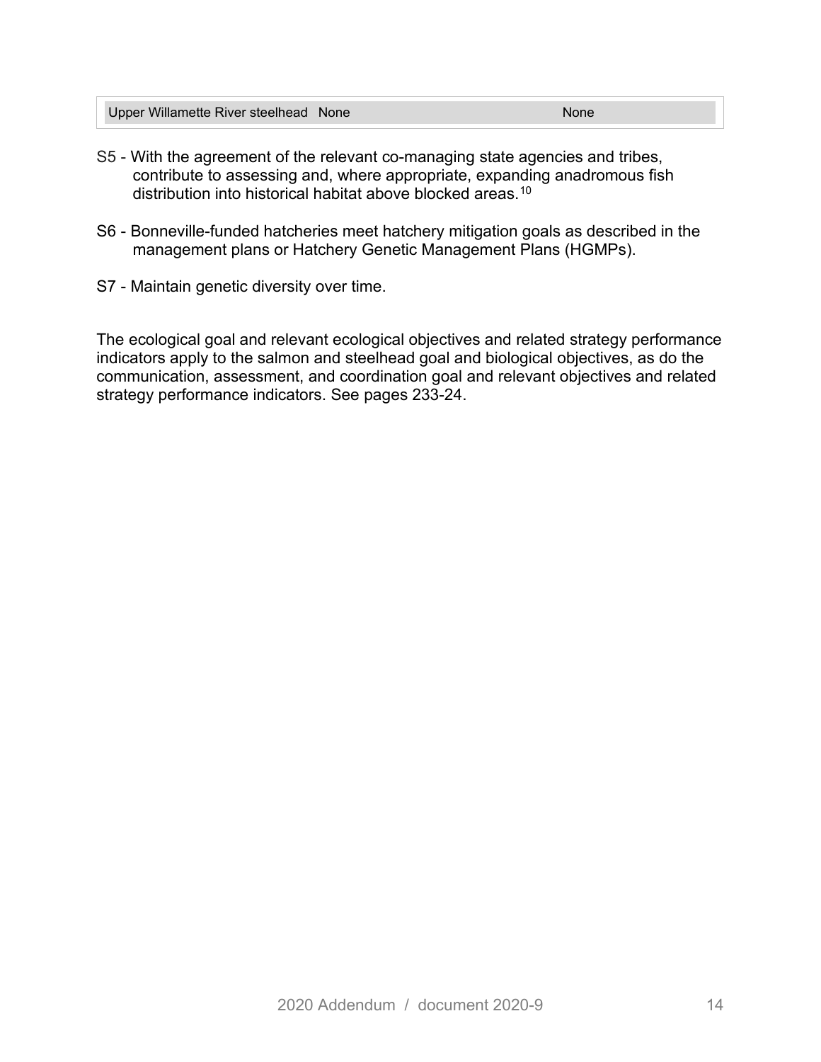| Upper Willamette River steelhead | None | None |
|---|---|---|

S5 - With the agreement of the relevant co-managing state agencies and tribes, contribute to assessing and, where appropriate, expanding anadromous fish distribution into historical habitat above blocked areas.[10]

S6 - Bonneville-funded hatcheries meet hatchery mitigation goals as described in the management plans or Hatchery Genetic Management Plans (HGMPs).

S7 - Maintain genetic diversity over time.

The ecological goal and relevant ecological objectives and related strategy performance indicators apply to the salmon and steelhead goal and biological objectives, as do the communication, assessment, and coordination goal and relevant objectives and related strategy performance indicators. See pages 233-24.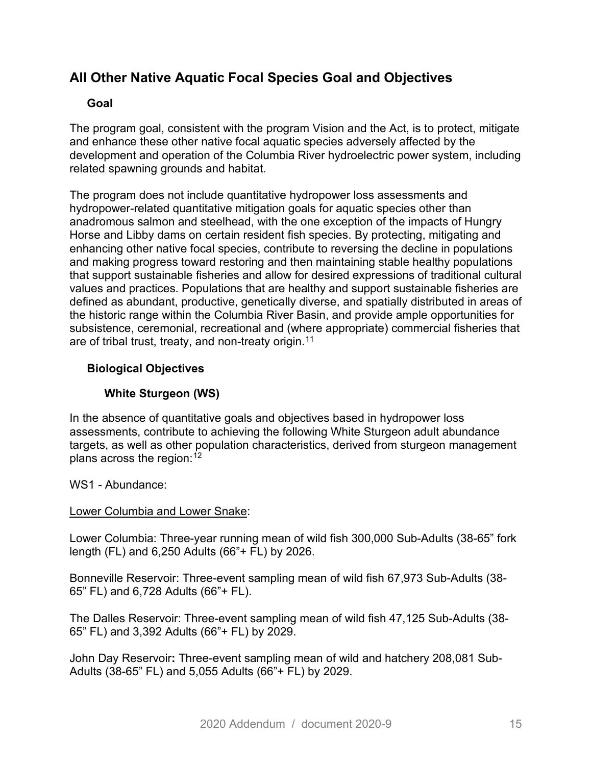## All Other Native Aquatic Focal Species Goal and Objectives

### Goal

The program goal, consistent with the program Vision and the Act, is to protect, mitigate and enhance these other native focal aquatic species adversely affected by the development and operation of the Columbia River hydroelectric power system, including related spawning grounds and habitat.

The program does not include quantitative hydropower loss assessments and hydropower-related quantitative mitigation goals for aquatic species other than anadromous salmon and steelhead, with the one exception of the impacts of Hungry Horse and Libby dams on certain resident fish species. By protecting, mitigating and enhancing other native focal species, contribute to reversing the decline in populations and making progress toward restoring and then maintaining stable healthy populations that support sustainable fisheries and allow for desired expressions of traditional cultural values and practices. Populations that are healthy and support sustainable fisheries are defined as abundant, productive, genetically diverse, and spatially distributed in areas of the historic range within the Columbia River Basin, and provide ample opportunities for subsistence, ceremonial, recreational and (where appropriate) commercial fisheries that are of tribal trust, treaty, and non-treaty origin.[11]

### Biological Objectives

#### White Sturgeon (WS)

In the absence of quantitative goals and objectives based in hydropower loss assessments, contribute to achieving the following White Sturgeon adult abundance targets, as well as other population characteristics, derived from sturgeon management plans across the region:[12]

WS1 - Abundance:

<u>Lower Columbia and Lower Snake</u>:

Lower Columbia: Three-year running mean of wild fish 300,000 Sub-Adults (38-65" fork length (FL) and 6,250 Adults (66"+ FL) by 2026.

Bonneville Reservoir: Three-event sampling mean of wild fish 67,973 Sub-Adults (38-65" FL) and 6,728 Adults (66"+ FL).

The Dalles Reservoir: Three-event sampling mean of wild fish 47,125 Sub-Adults (38-65" FL) and 3,392 Adults (66"+ FL) by 2029.

John Day Reservoir**:** Three-event sampling mean of wild and hatchery 208,081 Sub-Adults (38-65" FL) and 5,055 Adults (66"+ FL) by 2029.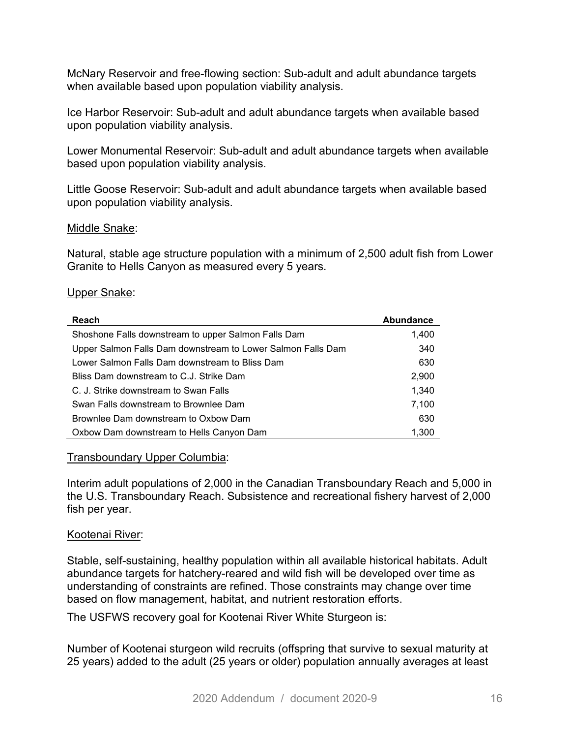McNary Reservoir and free-flowing section: Sub-adult and adult abundance targets when available based upon population viability analysis.

Ice Harbor Reservoir: Sub-adult and adult abundance targets when available based upon population viability analysis.

Lower Monumental Reservoir: Sub-adult and adult abundance targets when available based upon population viability analysis.

Little Goose Reservoir: Sub-adult and adult abundance targets when available based upon population viability analysis.

Middle Snake:

Natural, stable age structure population with a minimum of 2,500 adult fish from Lower Granite to Hells Canyon as measured every 5 years.

Upper Snake:

| Reach | Abundance |
|---|---:|
| Shoshone Falls downstream to upper Salmon Falls Dam | 1,400 |
| Upper Salmon Falls Dam downstream to Lower Salmon Falls Dam | 340 |
| Lower Salmon Falls Dam downstream to Bliss Dam | 630 |
| Bliss Dam downstream to C.J. Strike Dam | 2,900 |
| C. J. Strike downstream to Swan Falls | 1,340 |
| Swan Falls downstream to Brownlee Dam | 7,100 |
| Brownlee Dam downstream to Oxbow Dam | 630 |
| Oxbow Dam downstream to Hells Canyon Dam | 1,300 |

Transboundary Upper Columbia:

Interim adult populations of 2,000 in the Canadian Transboundary Reach and 5,000 in the U.S. Transboundary Reach. Subsistence and recreational fishery harvest of 2,000 fish per year.

Kootenai River:

Stable, self-sustaining, healthy population within all available historical habitats. Adult abundance targets for hatchery-reared and wild fish will be developed over time as understanding of constraints are refined. Those constraints may change over time based on flow management, habitat, and nutrient restoration efforts.

The USFWS recovery goal for Kootenai River White Sturgeon is:

Number of Kootenai sturgeon wild recruits (offspring that survive to sexual maturity at 25 years) added to the adult (25 years or older) population annually averages at least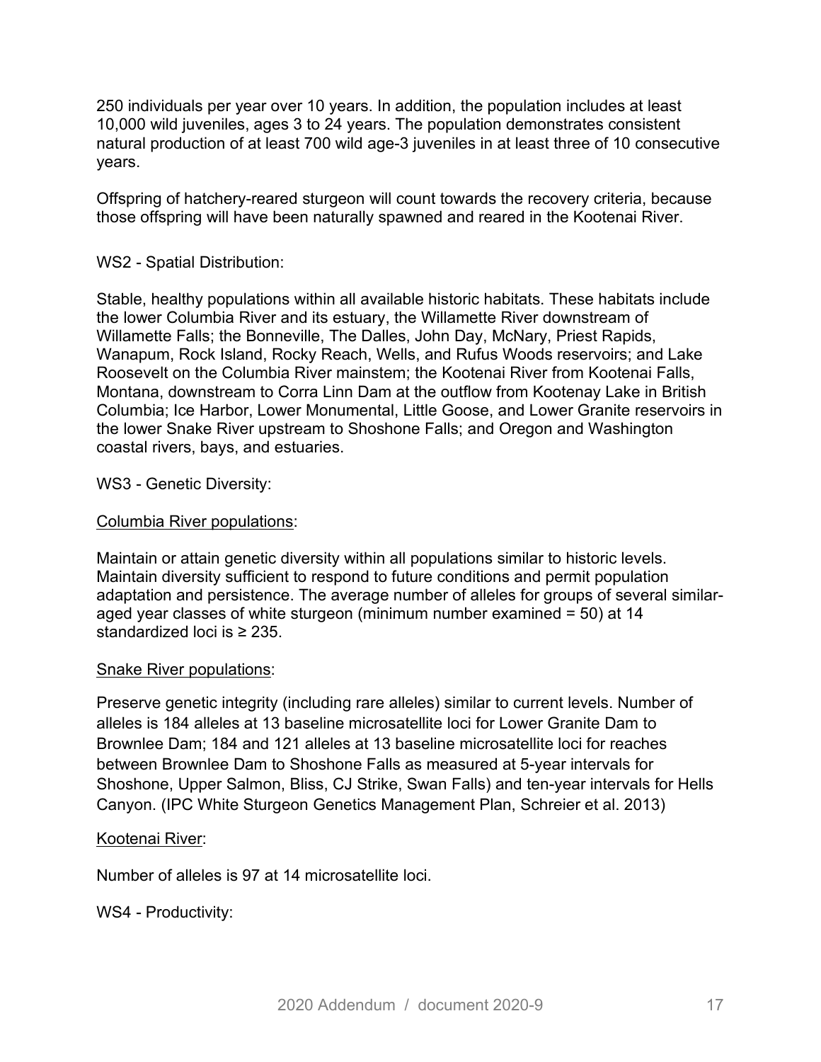250 individuals per year over 10 years. In addition, the population includes at least 10,000 wild juveniles, ages 3 to 24 years. The population demonstrates consistent natural production of at least 700 wild age-3 juveniles in at least three of 10 consecutive years.

Offspring of hatchery-reared sturgeon will count towards the recovery criteria, because those offspring will have been naturally spawned and reared in the Kootenai River.

WS2 - Spatial Distribution:

Stable, healthy populations within all available historic habitats. These habitats include the lower Columbia River and its estuary, the Willamette River downstream of Willamette Falls; the Bonneville, The Dalles, John Day, McNary, Priest Rapids, Wanapum, Rock Island, Rocky Reach, Wells, and Rufus Woods reservoirs; and Lake Roosevelt on the Columbia River mainstem; the Kootenai River from Kootenai Falls, Montana, downstream to Corra Linn Dam at the outflow from Kootenay Lake in British Columbia; Ice Harbor, Lower Monumental, Little Goose, and Lower Granite reservoirs in the lower Snake River upstream to Shoshone Falls; and Oregon and Washington coastal rivers, bays, and estuaries.

WS3 - Genetic Diversity:

<u>Columbia River populations</u>:

Maintain or attain genetic diversity within all populations similar to historic levels. Maintain diversity sufficient to respond to future conditions and permit population adaptation and persistence. The average number of alleles for groups of several similar-aged year classes of white sturgeon (minimum number examined = 50) at 14 standardized loci is ≥ 235.

<u>Snake River populations</u>:

Preserve genetic integrity (including rare alleles) similar to current levels. Number of alleles is 184 alleles at 13 baseline microsatellite loci for Lower Granite Dam to Brownlee Dam; 184 and 121 alleles at 13 baseline microsatellite loci for reaches between Brownlee Dam to Shoshone Falls as measured at 5-year intervals for Shoshone, Upper Salmon, Bliss, CJ Strike, Swan Falls) and ten-year intervals for Hells Canyon. (IPC White Sturgeon Genetics Management Plan, Schreier et al. 2013)

<u>Kootenai River</u>:

Number of alleles is 97 at 14 microsatellite loci.

WS4 - Productivity: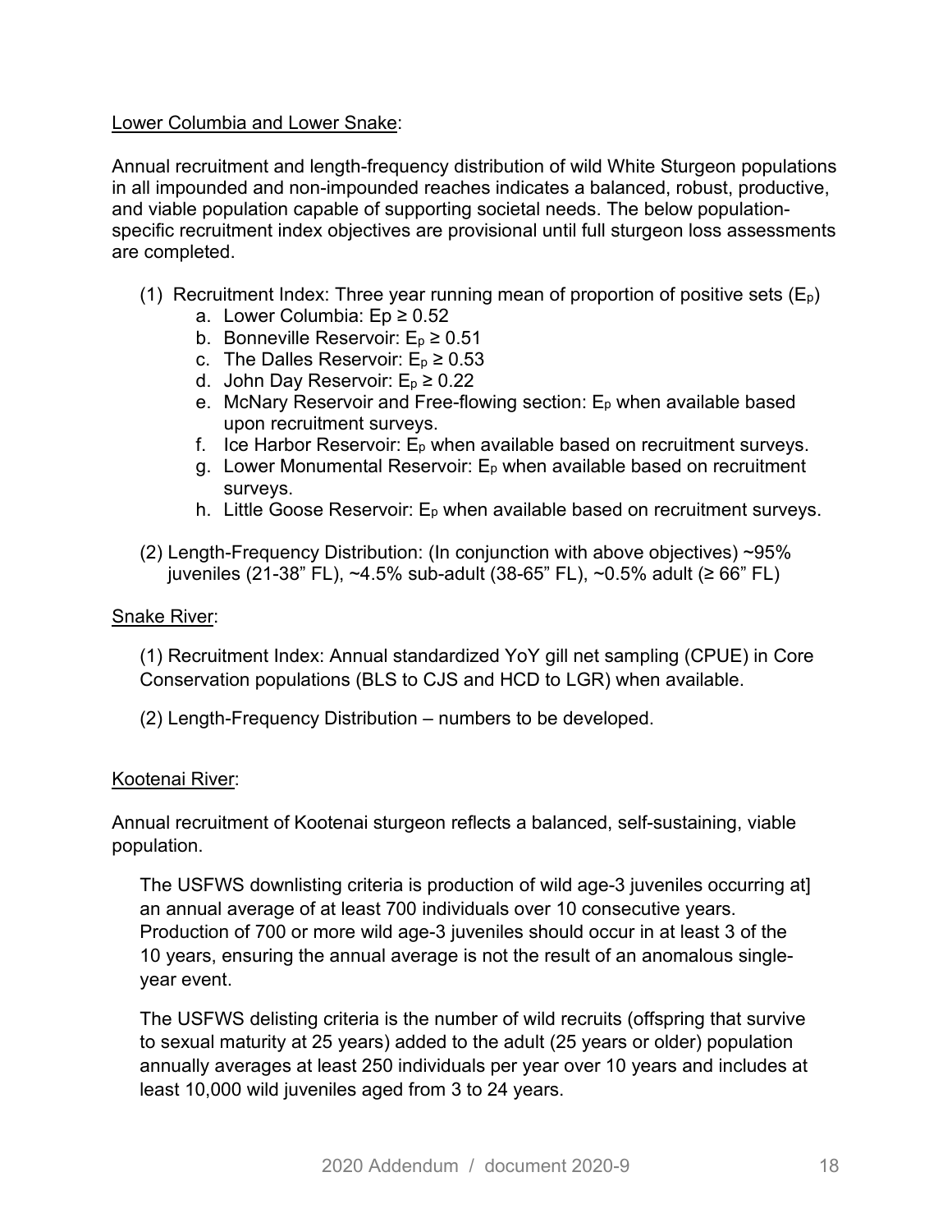Lower Columbia and Lower Snake:

Annual recruitment and length-frequency distribution of wild White Sturgeon populations in all impounded and non-impounded reaches indicates a balanced, robust, productive, and viable population capable of supporting societal needs. The below population-specific recruitment index objectives are provisional until full sturgeon loss assessments are completed.

(1) Recruitment Index: Three year running mean of proportion of positive sets ($E_p$)
   a. Lower Columbia: $Ep \geq 0.52$
   b. Bonneville Reservoir: $E_p \geq 0.51$
   c. The Dalles Reservoir: $E_p \geq 0.53$
   d. John Day Reservoir: $E_p \geq 0.22$
   e. McNary Reservoir and Free-flowing section: $E_p$ when available based upon recruitment surveys.
   f. Ice Harbor Reservoir: $E_p$ when available based on recruitment surveys.
   g. Lower Monumental Reservoir: $E_p$ when available based on recruitment surveys.
   h. Little Goose Reservoir: $E_p$ when available based on recruitment surveys.

(2) Length-Frequency Distribution: (In conjunction with above objectives) ~95% juveniles (21-38" FL), ~4.5% sub-adult (38-65" FL), ~0.5% adult (≥ 66" FL)

Snake River:

(1) Recruitment Index: Annual standardized YoY gill net sampling (CPUE) in Core Conservation populations (BLS to CJS and HCD to LGR) when available.

(2) Length-Frequency Distribution – numbers to be developed.

Kootenai River:

Annual recruitment of Kootenai sturgeon reflects a balanced, self-sustaining, viable population.

The USFWS downlisting criteria is production of wild age-3 juveniles occurring at] an annual average of at least 700 individuals over 10 consecutive years. Production of 700 or more wild age-3 juveniles should occur in at least 3 of the 10 years, ensuring the annual average is not the result of an anomalous single-year event.

The USFWS delisting criteria is the number of wild recruits (offspring that survive to sexual maturity at 25 years) added to the adult (25 years or older) population annually averages at least 250 individuals per year over 10 years and includes at least 10,000 wild juveniles aged from 3 to 24 years.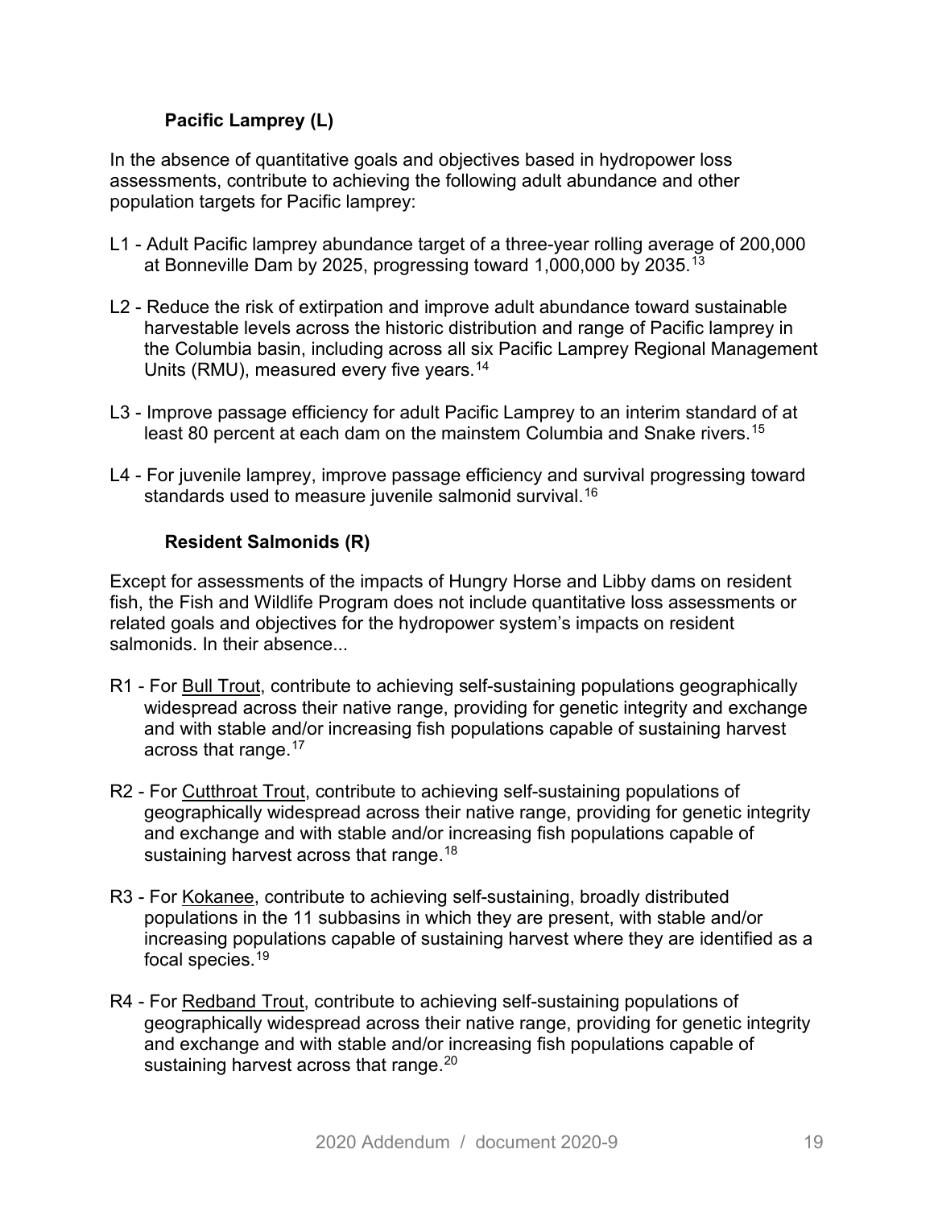### Pacific Lamprey (L)

In the absence of quantitative goals and objectives based in hydropower loss assessments, contribute to achieving the following adult abundance and other population targets for Pacific lamprey:

L1 - Adult Pacific lamprey abundance target of a three-year rolling average of 200,000 at Bonneville Dam by 2025, progressing toward 1,000,000 by 2035.[13]

L2 - Reduce the risk of extirpation and improve adult abundance toward sustainable harvestable levels across the historic distribution and range of Pacific lamprey in the Columbia basin, including across all six Pacific Lamprey Regional Management Units (RMU), measured every five years.[14]

L3 - Improve passage efficiency for adult Pacific Lamprey to an interim standard of at least 80 percent at each dam on the mainstem Columbia and Snake rivers.[15]

L4 - For juvenile lamprey, improve passage efficiency and survival progressing toward standards used to measure juvenile salmonid survival.[16]

### Resident Salmonids (R)

Except for assessments of the impacts of Hungry Horse and Libby dams on resident fish, the Fish and Wildlife Program does not include quantitative loss assessments or related goals and objectives for the hydropower system's impacts on resident salmonids. In their absence...

R1 - For <u>Bull Trout</u>, contribute to achieving self-sustaining populations geographically widespread across their native range, providing for genetic integrity and exchange and with stable and/or increasing fish populations capable of sustaining harvest across that range.[17]

R2 - For <u>Cutthroat Trout</u>, contribute to achieving self-sustaining populations of geographically widespread across their native range, providing for genetic integrity and exchange and with stable and/or increasing fish populations capable of sustaining harvest across that range.[18]

R3 - For <u>Kokanee</u>, contribute to achieving self-sustaining, broadly distributed populations in the 11 subbasins in which they are present, with stable and/or increasing populations capable of sustaining harvest where they are identified as a focal species.[19]

R4 - For <u>Redband Trout</u>, contribute to achieving self-sustaining populations of geographically widespread across their native range, providing for genetic integrity and exchange and with stable and/or increasing fish populations capable of sustaining harvest across that range.[20]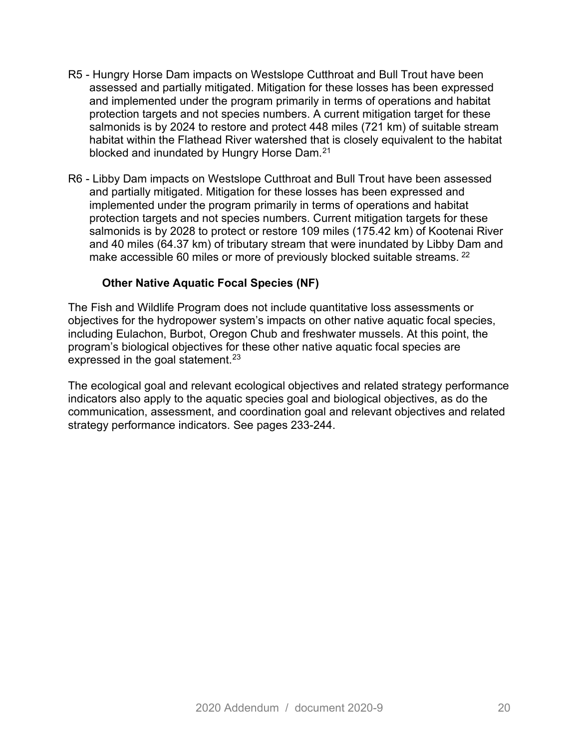R5 - Hungry Horse Dam impacts on Westslope Cutthroat and Bull Trout have been assessed and partially mitigated. Mitigation for these losses has been expressed and implemented under the program primarily in terms of operations and habitat protection targets and not species numbers. A current mitigation target for these salmonids is by 2024 to restore and protect 448 miles (721 km) of suitable stream habitat within the Flathead River watershed that is closely equivalent to the habitat blocked and inundated by Hungry Horse Dam.[21]

R6 - Libby Dam impacts on Westslope Cutthroat and Bull Trout have been assessed and partially mitigated. Mitigation for these losses has been expressed and implemented under the program primarily in terms of operations and habitat protection targets and not species numbers. Current mitigation targets for these salmonids is by 2028 to protect or restore 109 miles (175.42 km) of Kootenai River and 40 miles (64.37 km) of tributary stream that were inundated by Libby Dam and make accessible 60 miles or more of previously blocked suitable streams.[22]

### Other Native Aquatic Focal Species (NF)

The Fish and Wildlife Program does not include quantitative loss assessments or objectives for the hydropower system's impacts on other native aquatic focal species, including Eulachon, Burbot, Oregon Chub and freshwater mussels. At this point, the program's biological objectives for these other native aquatic focal species are expressed in the goal statement.[23]

The ecological goal and relevant ecological objectives and related strategy performance indicators also apply to the aquatic species goal and biological objectives, as do the communication, assessment, and coordination goal and relevant objectives and related strategy performance indicators. See pages 233-244.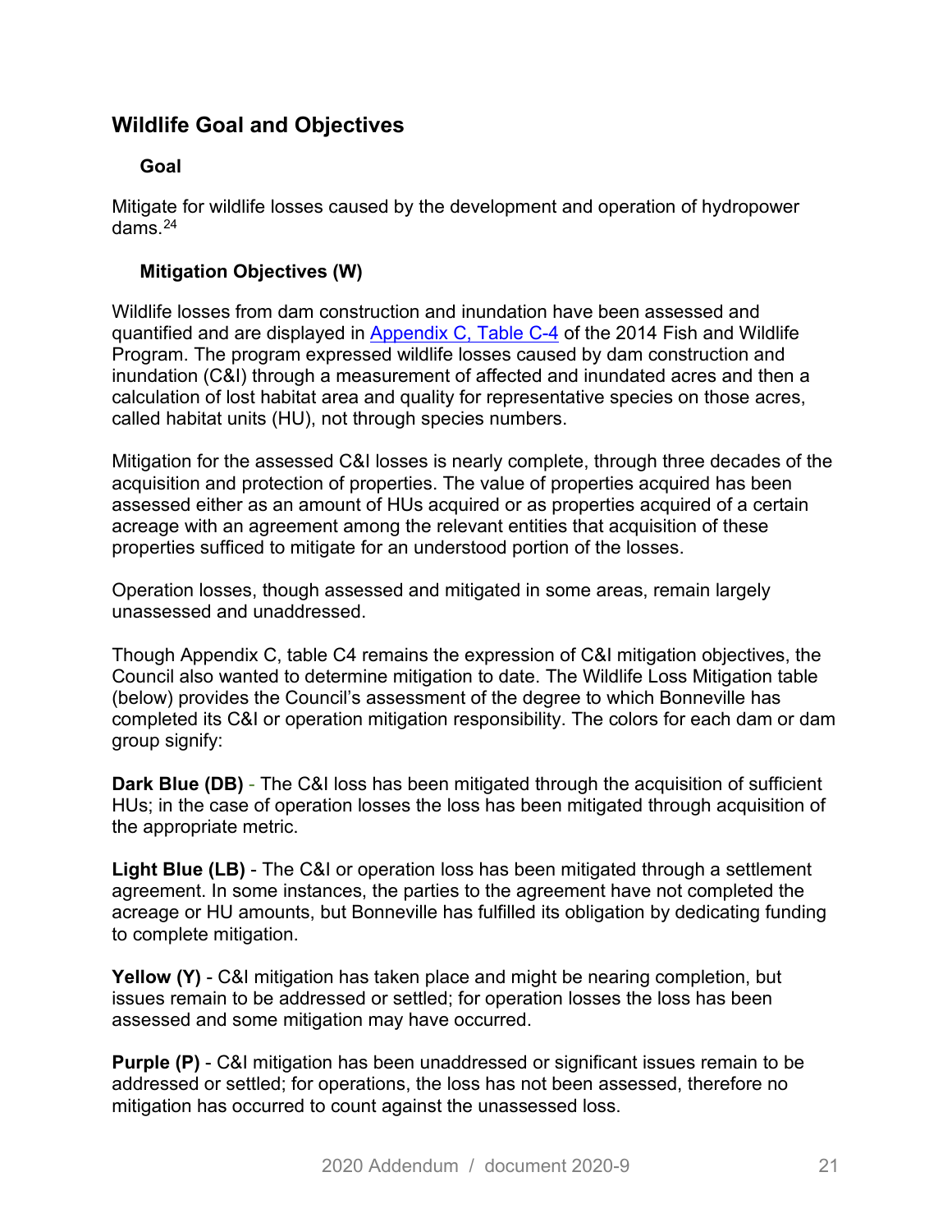## Wildlife Goal and Objectives

### Goal

Mitigate for wildlife losses caused by the development and operation of hydropower dams.[24]

### Mitigation Objectives (W)

Wildlife losses from dam construction and inundation have been assessed and quantified and are displayed in Appendix C, Table C-4 of the 2014 Fish and Wildlife Program. The program expressed wildlife losses caused by dam construction and inundation (C&I) through a measurement of affected and inundated acres and then a calculation of lost habitat area and quality for representative species on those acres, called habitat units (HU), not through species numbers.

Mitigation for the assessed C&I losses is nearly complete, through three decades of the acquisition and protection of properties. The value of properties acquired has been assessed either as an amount of HUs acquired or as properties acquired of a certain acreage with an agreement among the relevant entities that acquisition of these properties sufficed to mitigate for an understood portion of the losses.

Operation losses, though assessed and mitigated in some areas, remain largely unassessed and unaddressed.

Though Appendix C, table C4 remains the expression of C&I mitigation objectives, the Council also wanted to determine mitigation to date. The Wildlife Loss Mitigation table (below) provides the Council's assessment of the degree to which Bonneville has completed its C&I or operation mitigation responsibility. The colors for each dam or dam group signify:

**Dark Blue (DB)** - The C&I loss has been mitigated through the acquisition of sufficient HUs; in the case of operation losses the loss has been mitigated through acquisition of the appropriate metric.

**Light Blue (LB)** - The C&I or operation loss has been mitigated through a settlement agreement. In some instances, the parties to the agreement have not completed the acreage or HU amounts, but Bonneville has fulfilled its obligation by dedicating funding to complete mitigation.

**Yellow (Y)** - C&I mitigation has taken place and might be nearing completion, but issues remain to be addressed or settled; for operation losses the loss has been assessed and some mitigation may have occurred.

**Purple (P)** - C&I mitigation has been unaddressed or significant issues remain to be addressed or settled; for operations, the loss has not been assessed, therefore no mitigation has occurred to count against the unassessed loss.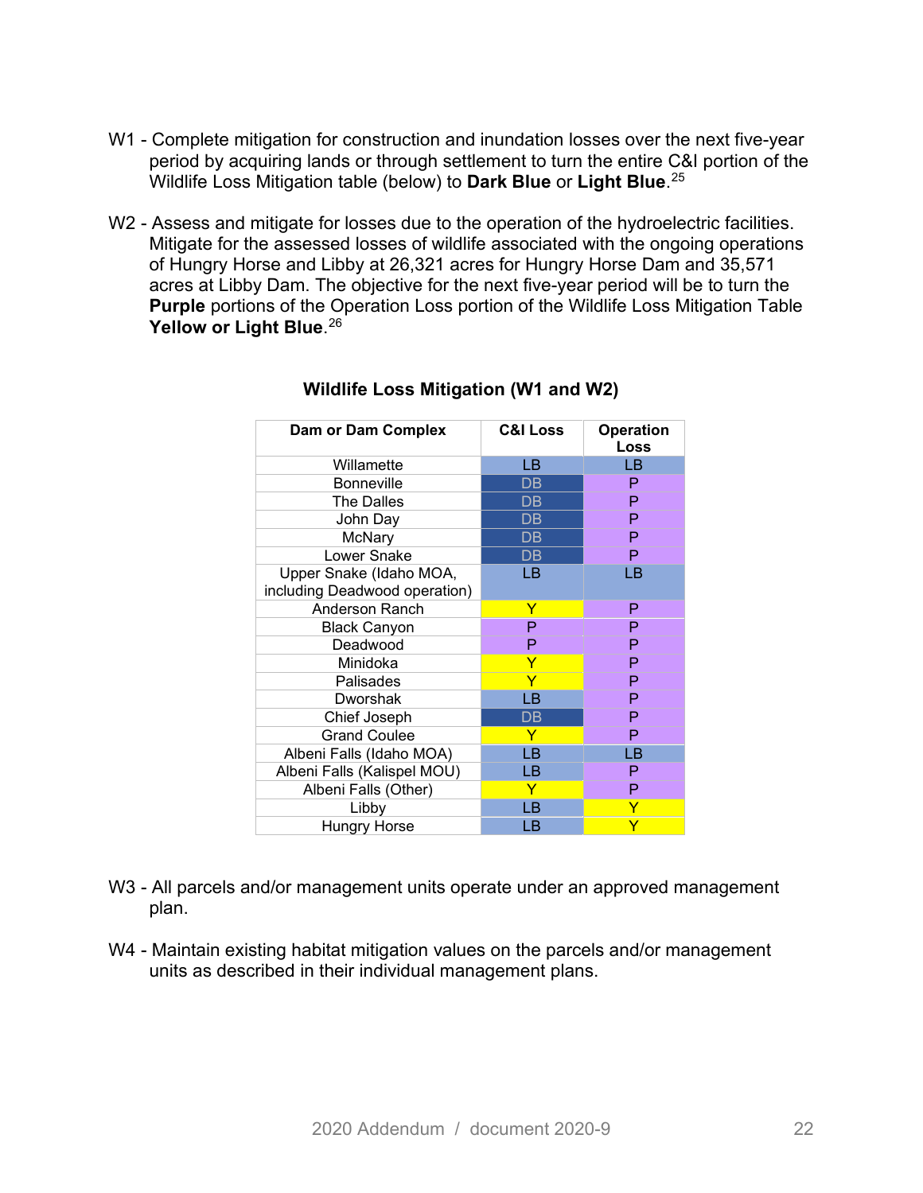W1 - Complete mitigation for construction and inundation losses over the next five-year period by acquiring lands or through settlement to turn the entire C&I portion of the Wildlife Loss Mitigation table (below) to **Dark Blue** or **Light Blue**.[25]

W2 - Assess and mitigate for losses due to the operation of the hydroelectric facilities. Mitigate for the assessed losses of wildlife associated with the ongoing operations of Hungry Horse and Libby at 26,321 acres for Hungry Horse Dam and 35,571 acres at Libby Dam. The objective for the next five-year period will be to turn the **Purple** portions of the Operation Loss portion of the Wildlife Loss Mitigation Table **Yellow or Light Blue**.[26]

**Wildlife Loss Mitigation (W1 and W2)**

| Dam or Dam Complex | C&I Loss | Operation Loss |
|---|---|---|
| Willamette | LB | LB |
| Bonneville | DB | P |
| The Dalles | DB | P |
| John Day | DB | P |
| McNary | DB | P |
| Lower Snake | DB | P |
| Upper Snake (Idaho MOA, including Deadwood operation) | LB | LB |
| Anderson Ranch | Y | P |
| Black Canyon | P | P |
| Deadwood | P | P |
| Minidoka | Y | P |
| Palisades | Y | P |
| Dworshak | LB | P |
| Chief Joseph | DB | P |
| Grand Coulee | Y | P |
| Albeni Falls (Idaho MOA) | LB | LB |
| Albeni Falls (Kalispel MOU) | LB | P |
| Albeni Falls (Other) | Y | P |
| Libby | LB | Y |
| Hungry Horse | LB | Y |

W3 - All parcels and/or management units operate under an approved management plan.

W4 - Maintain existing habitat mitigation values on the parcels and/or management units as described in their individual management plans.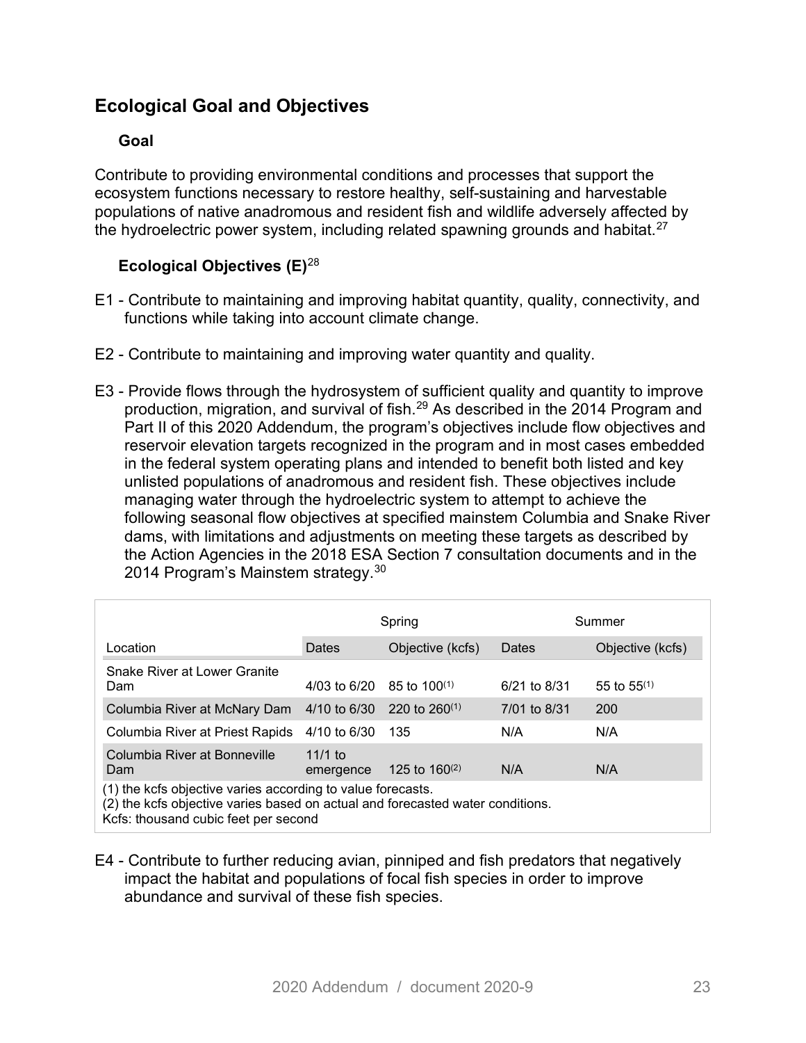## Ecological Goal and Objectives

### Goal

Contribute to providing environmental conditions and processes that support the ecosystem functions necessary to restore healthy, self-sustaining and harvestable populations of native anadromous and resident fish and wildlife adversely affected by the hydroelectric power system, including related spawning grounds and habitat.[27]

### Ecological Objectives (E)[28]

E1 - Contribute to maintaining and improving habitat quantity, quality, connectivity, and functions while taking into account climate change.

E2 - Contribute to maintaining and improving water quantity and quality.

E3 - Provide flows through the hydrosystem of sufficient quality and quantity to improve production, migration, and survival of fish.[29] As described in the 2014 Program and Part II of this 2020 Addendum, the program's objectives include flow objectives and reservoir elevation targets recognized in the program and in most cases embedded in the federal system operating plans and intended to benefit both listed and key unlisted populations of anadromous and resident fish. These objectives include managing water through the hydroelectric system to attempt to achieve the following seasonal flow objectives at specified mainstem Columbia and Snake River dams, with limitations and adjustments on meeting these targets as described by the Action Agencies in the 2018 ESA Section 7 consultation documents and in the 2014 Program's Mainstem strategy.[30]

| | Spring | | Summer | |
|---|---|---|---|---|
| Location | Dates | Objective (kcfs) | Dates | Objective (kcfs) |
| Snake River at Lower Granite Dam | 4/03 to 6/20 | 85 to 100(1) | 6/21 to 8/31 | 55 to 55(1) |
| Columbia River at McNary Dam | 4/10 to 6/30 | 220 to 260(1) | 7/01 to 8/31 | 200 |
| Columbia River at Priest Rapids | 4/10 to 6/30 | 135 | N/A | N/A |
| Columbia River at Bonneville Dam | 11/1 to emergence | 125 to 160(2) | N/A | N/A |

(1) the kcfs objective varies according to value forecasts.
(2) the kcfs objective varies based on actual and forecasted water conditions.
Kcfs: thousand cubic feet per second

E4 - Contribute to further reducing avian, pinniped and fish predators that negatively impact the habitat and populations of focal fish species in order to improve abundance and survival of these fish species.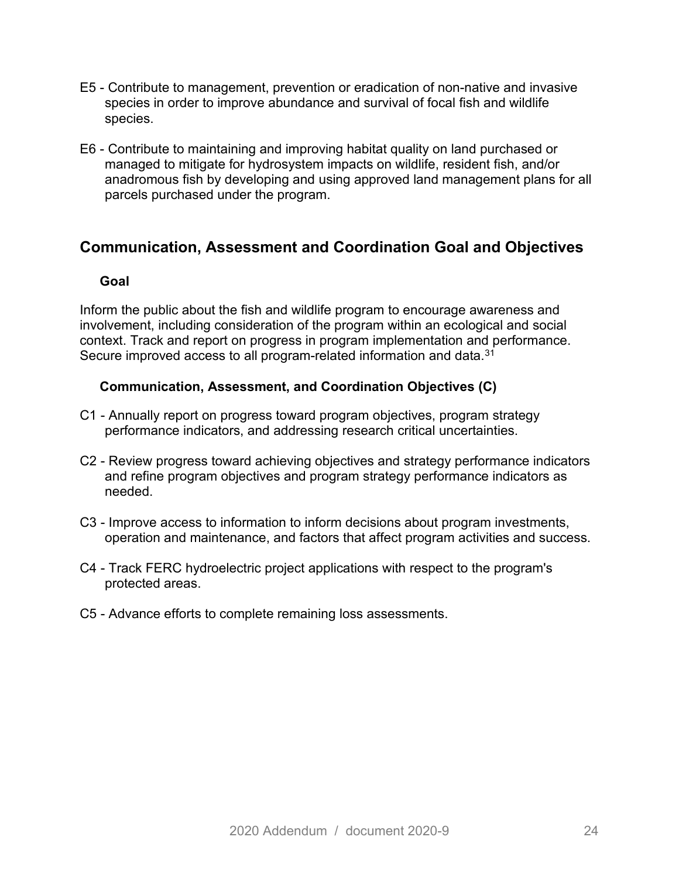E5 - Contribute to management, prevention or eradication of non-native and invasive species in order to improve abundance and survival of focal fish and wildlife species.

E6 - Contribute to maintaining and improving habitat quality on land purchased or managed to mitigate for hydrosystem impacts on wildlife, resident fish, and/or anadromous fish by developing and using approved land management plans for all parcels purchased under the program.

## Communication, Assessment and Coordination Goal and Objectives

### Goal

Inform the public about the fish and wildlife program to encourage awareness and involvement, including consideration of the program within an ecological and social context. Track and report on progress in program implementation and performance. Secure improved access to all program-related information and data.[31]

### Communication, Assessment, and Coordination Objectives (C)

C1 - Annually report on progress toward program objectives, program strategy performance indicators, and addressing research critical uncertainties.

C2 - Review progress toward achieving objectives and strategy performance indicators and refine program objectives and program strategy performance indicators as needed.

C3 - Improve access to information to inform decisions about program investments, operation and maintenance, and factors that affect program activities and success.

C4 - Track FERC hydroelectric project applications with respect to the program's protected areas.

C5 - Advance efforts to complete remaining loss assessments.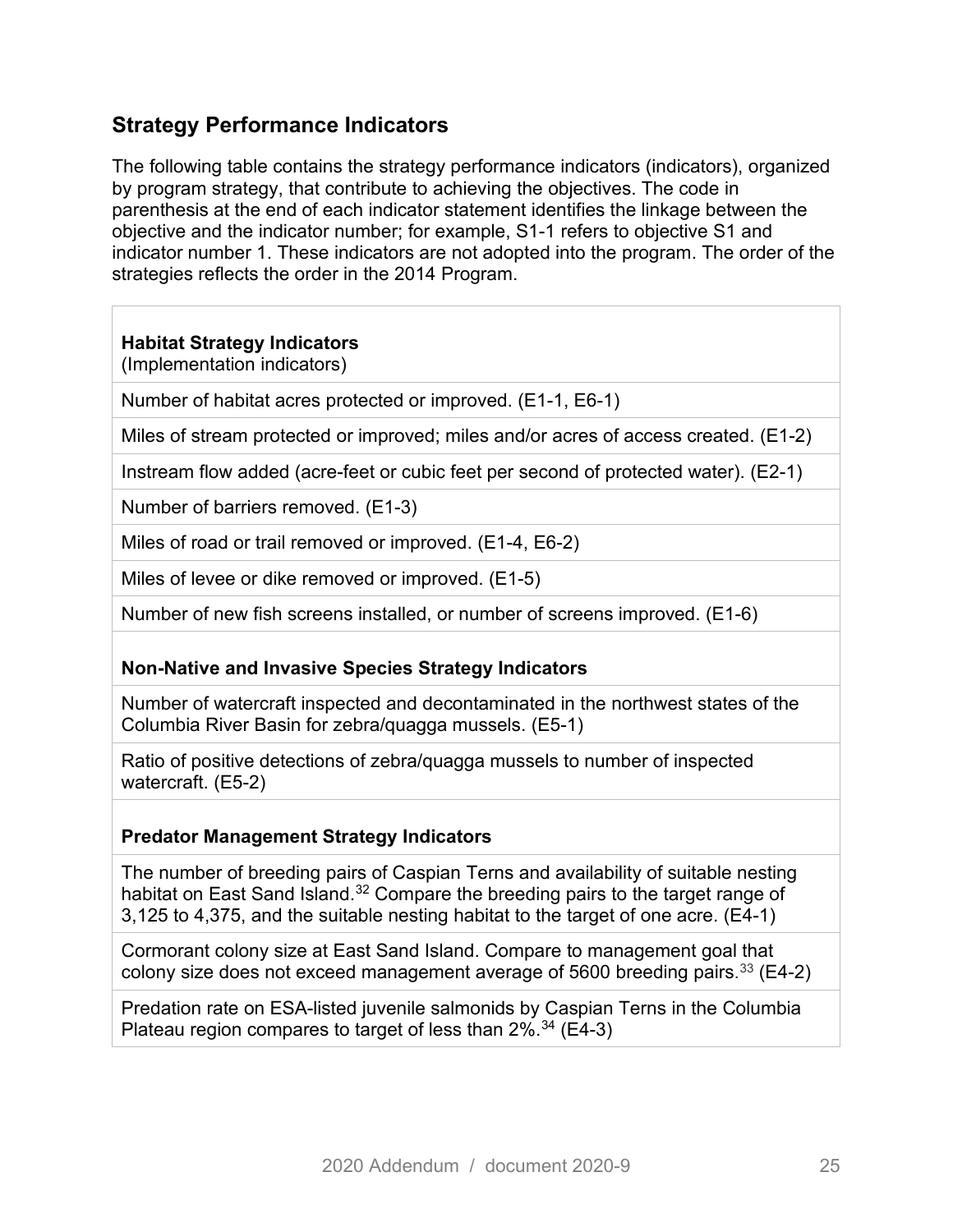## Strategy Performance Indicators

The following table contains the strategy performance indicators (indicators), organized by program strategy, that contribute to achieving the objectives. The code in parenthesis at the end of each indicator statement identifies the linkage between the objective and the indicator number; for example, S1-1 refers to objective S1 and indicator number 1. These indicators are not adopted into the program. The order of the strategies reflects the order in the 2014 Program.

| **Habitat Strategy Indicators** (Implementation indicators) |
|---|
| Number of habitat acres protected or improved. (E1-1, E6-1) |
| Miles of stream protected or improved; miles and/or acres of access created. (E1-2) |
| Instream flow added (acre-feet or cubic feet per second of protected water). (E2-1) |
| Number of barriers removed. (E1-3) |
| Miles of road or trail removed or improved. (E1-4, E6-2) |
| Miles of levee or dike removed or improved. (E1-5) |
| Number of new fish screens installed, or number of screens improved. (E1-6) |
| **Non-Native and Invasive Species Strategy Indicators** |
| Number of watercraft inspected and decontaminated in the northwest states of the Columbia River Basin for zebra/quagga mussels. (E5-1) |
| Ratio of positive detections of zebra/quagga mussels to number of inspected watercraft. (E5-2) |
| **Predator Management Strategy Indicators** |
| The number of breeding pairs of Caspian Terns and availability of suitable nesting habitat on East Sand Island.[32] Compare the breeding pairs to the target range of 3,125 to 4,375, and the suitable nesting habitat to the target of one acre. (E4-1) |
| Cormorant colony size at East Sand Island. Compare to management goal that colony size does not exceed management average of 5600 breeding pairs.[33] (E4-2) |
| Predation rate on ESA-listed juvenile salmonids by Caspian Terns in the Columbia Plateau region compares to target of less than 2%.[34] (E4-3) |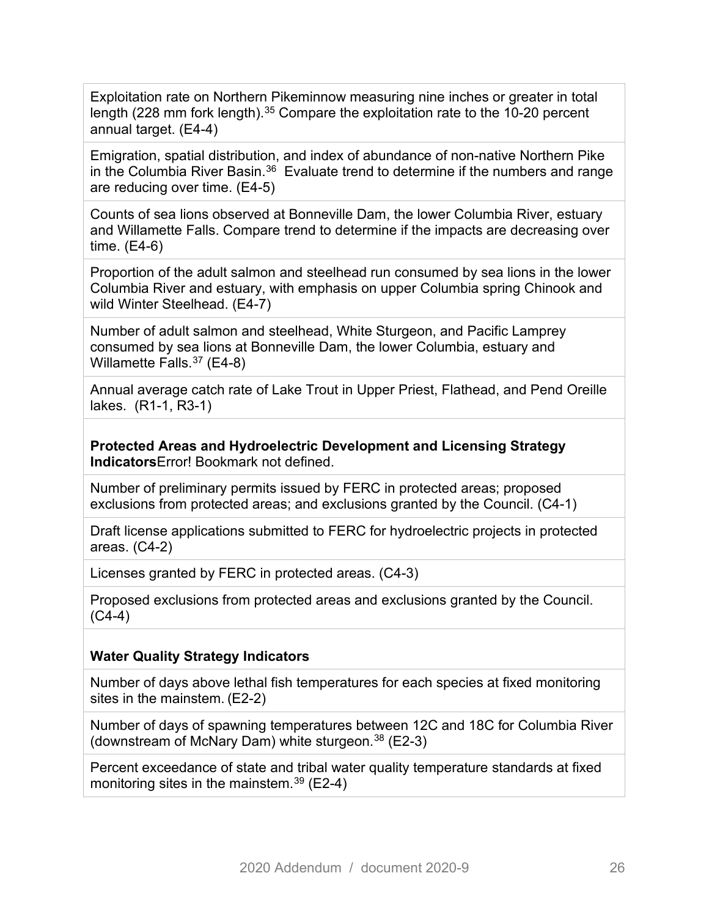| |
|---|
| Exploitation rate on Northern Pikeminnow measuring nine inches or greater in total length (228 mm fork length).[35] Compare the exploitation rate to the 10-20 percent annual target. (E4-4) |
| Emigration, spatial distribution, and index of abundance of non-native Northern Pike in the Columbia River Basin.[36] Evaluate trend to determine if the numbers and range are reducing over time. (E4-5) |
| Counts of sea lions observed at Bonneville Dam, the lower Columbia River, estuary and Willamette Falls. Compare trend to determine if the impacts are decreasing over time. (E4-6) |
| Proportion of the adult salmon and steelhead run consumed by sea lions in the lower Columbia River and estuary, with emphasis on upper Columbia spring Chinook and wild Winter Steelhead. (E4-7) |
| Number of adult salmon and steelhead, White Sturgeon, and Pacific Lamprey consumed by sea lions at Bonneville Dam, the lower Columbia, estuary and Willamette Falls.[37] (E4-8) |
| Annual average catch rate of Lake Trout in Upper Priest, Flathead, and Pend Oreille lakes. (R1-1, R3-1) |
| **Protected Areas and Hydroelectric Development and Licensing Strategy Indicators**Error! Bookmark not defined. |
| Number of preliminary permits issued by FERC in protected areas; proposed exclusions from protected areas; and exclusions granted by the Council. (C4-1) |
| Draft license applications submitted to FERC for hydroelectric projects in protected areas. (C4-2) |
| Licenses granted by FERC in protected areas. (C4-3) |
| Proposed exclusions from protected areas and exclusions granted by the Council. (C4-4) |
| **Water Quality Strategy Indicators** |
| Number of days above lethal fish temperatures for each species at fixed monitoring sites in the mainstem. (E2-2) |
| Number of days of spawning temperatures between 12C and 18C for Columbia River (downstream of McNary Dam) white sturgeon.[38] (E2-3) |
| Percent exceedance of state and tribal water quality temperature standards at fixed monitoring sites in the mainstem.[39] (E2-4) |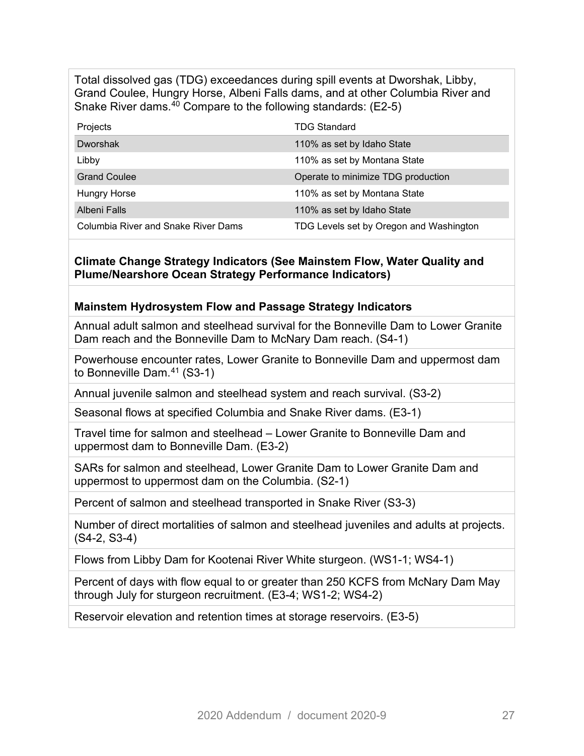Total dissolved gas (TDG) exceedances during spill events at Dworshak, Libby, Grand Coulee, Hungry Horse, Albeni Falls dams, and at other Columbia River and Snake River dams.[40] Compare to the following standards: (E2-5)

| Projects | TDG Standard |
| --- | --- |
| Dworshak | 110% as set by Idaho State |
| Libby | 110% as set by Montana State |
| Grand Coulee | Operate to minimize TDG production |
| Hungry Horse | 110% as set by Montana State |
| Albeni Falls | 110% as set by Idaho State |
| Columbia River and Snake River Dams | TDG Levels set by Oregon and Washington |

**Climate Change Strategy Indicators (See Mainstem Flow, Water Quality and Plume/Nearshore Ocean Strategy Performance Indicators)**

**Mainstem Hydrosystem Flow and Passage Strategy Indicators**

Annual adult salmon and steelhead survival for the Bonneville Dam to Lower Granite Dam reach and the Bonneville Dam to McNary Dam reach. (S4-1)

Powerhouse encounter rates, Lower Granite to Bonneville Dam and uppermost dam to Bonneville Dam.[41] (S3-1)

Annual juvenile salmon and steelhead system and reach survival. (S3-2)

Seasonal flows at specified Columbia and Snake River dams. (E3-1)

Travel time for salmon and steelhead – Lower Granite to Bonneville Dam and uppermost dam to Bonneville Dam. (E3-2)

SARs for salmon and steelhead, Lower Granite Dam to Lower Granite Dam and uppermost to uppermost dam on the Columbia. (S2-1)

Percent of salmon and steelhead transported in Snake River (S3-3)

Number of direct mortalities of salmon and steelhead juveniles and adults at projects. (S4-2, S3-4)

Flows from Libby Dam for Kootenai River White sturgeon. (WS1-1; WS4-1)

Percent of days with flow equal to or greater than 250 KCFS from McNary Dam May through July for sturgeon recruitment. (E3-4; WS1-2; WS4-2)

Reservoir elevation and retention times at storage reservoirs. (E3-5)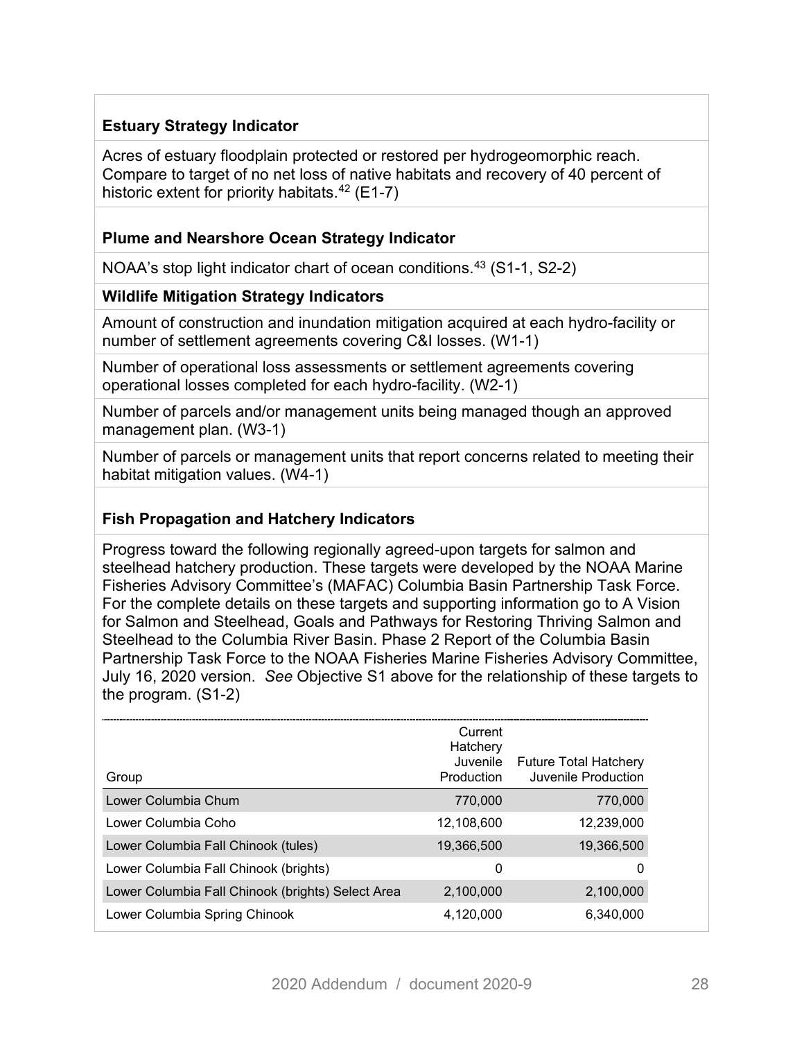**Estuary Strategy Indicator**

Acres of estuary floodplain protected or restored per hydrogeomorphic reach. Compare to target of no net loss of native habitats and recovery of 40 percent of historic extent for priority habitats.[42] (E1-7)

**Plume and Nearshore Ocean Strategy Indicator**

NOAA's stop light indicator chart of ocean conditions.[43] (S1-1, S2-2)

**Wildlife Mitigation Strategy Indicators**

Amount of construction and inundation mitigation acquired at each hydro-facility or number of settlement agreements covering C&I losses. (W1-1)

Number of operational loss assessments or settlement agreements covering operational losses completed for each hydro-facility. (W2-1)

Number of parcels and/or management units being managed though an approved management plan. (W3-1)

Number of parcels or management units that report concerns related to meeting their habitat mitigation values. (W4-1)

**Fish Propagation and Hatchery Indicators**

Progress toward the following regionally agreed-upon targets for salmon and steelhead hatchery production. These targets were developed by the NOAA Marine Fisheries Advisory Committee's (MAFAC) Columbia Basin Partnership Task Force. For the complete details on these targets and supporting information go to A Vision for Salmon and Steelhead, Goals and Pathways for Restoring Thriving Salmon and Steelhead to the Columbia River Basin. Phase 2 Report of the Columbia Basin Partnership Task Force to the NOAA Fisheries Marine Fisheries Advisory Committee, July 16, 2020 version. *See* Objective S1 above for the relationship of these targets to the program. (S1-2)

| Group | Current Hatchery Juvenile Production | Future Total Hatchery Juvenile Production |
|---|---:|---:|
| Lower Columbia Chum | 770,000 | 770,000 |
| Lower Columbia Coho | 12,108,600 | 12,239,000 |
| Lower Columbia Fall Chinook (tules) | 19,366,500 | 19,366,500 |
| Lower Columbia Fall Chinook (brights) | 0 | 0 |
| Lower Columbia Fall Chinook (brights) Select Area | 2,100,000 | 2,100,000 |
| Lower Columbia Spring Chinook | 4,120,000 | 6,340,000 |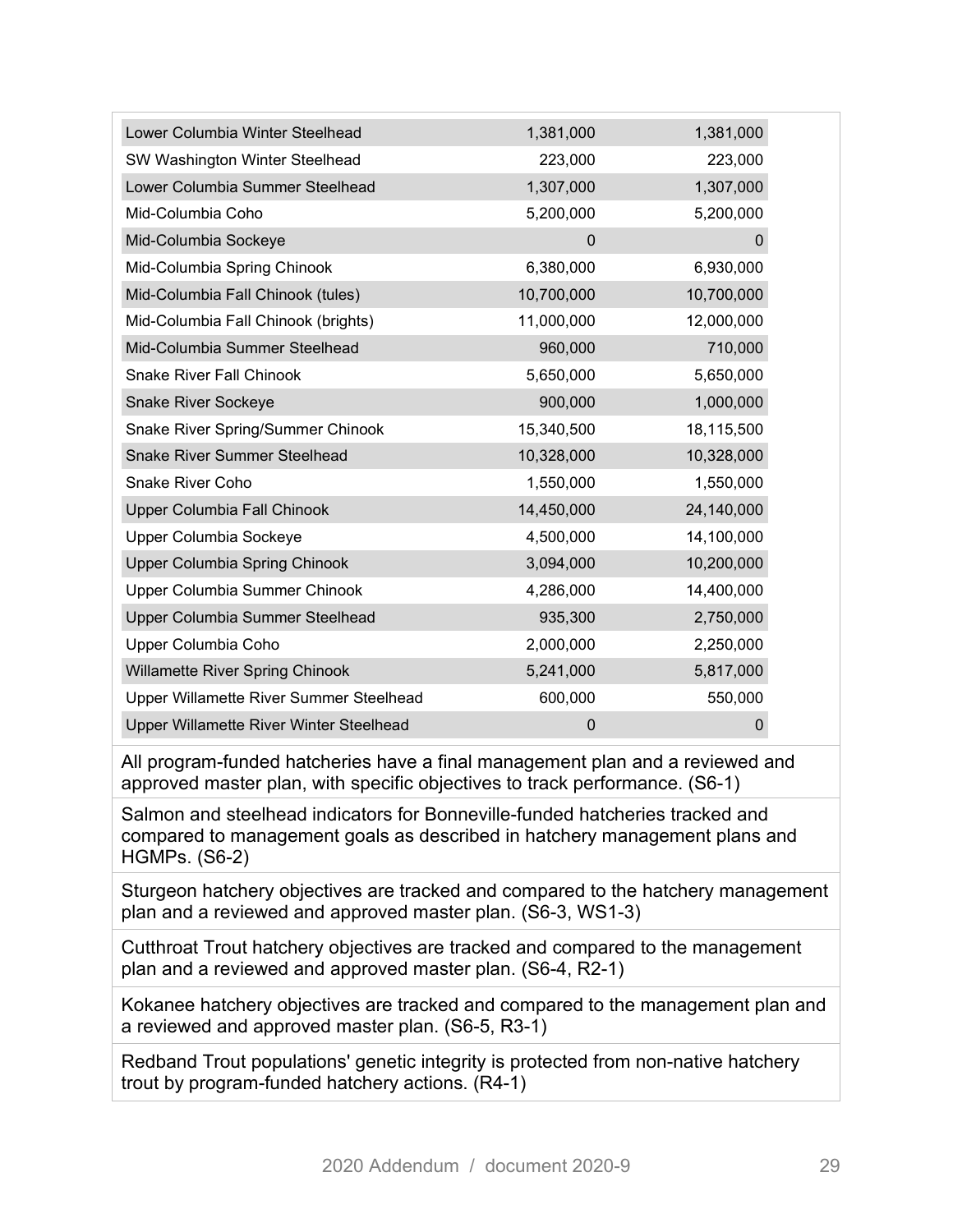| | | |
|---|---|---|
| Lower Columbia Winter Steelhead | 1,381,000 | 1,381,000 |
| SW Washington Winter Steelhead | 223,000 | 223,000 |
| Lower Columbia Summer Steelhead | 1,307,000 | 1,307,000 |
| Mid-Columbia Coho | 5,200,000 | 5,200,000 |
| Mid-Columbia Sockeye | 0 | 0 |
| Mid-Columbia Spring Chinook | 6,380,000 | 6,930,000 |
| Mid-Columbia Fall Chinook (tules) | 10,700,000 | 10,700,000 |
| Mid-Columbia Fall Chinook (brights) | 11,000,000 | 12,000,000 |
| Mid-Columbia Summer Steelhead | 960,000 | 710,000 |
| Snake River Fall Chinook | 5,650,000 | 5,650,000 |
| Snake River Sockeye | 900,000 | 1,000,000 |
| Snake River Spring/Summer Chinook | 15,340,500 | 18,115,500 |
| Snake River Summer Steelhead | 10,328,000 | 10,328,000 |
| Snake River Coho | 1,550,000 | 1,550,000 |
| Upper Columbia Fall Chinook | 14,450,000 | 24,140,000 |
| Upper Columbia Sockeye | 4,500,000 | 14,100,000 |
| Upper Columbia Spring Chinook | 3,094,000 | 10,200,000 |
| Upper Columbia Summer Chinook | 4,286,000 | 14,400,000 |
| Upper Columbia Summer Steelhead | 935,300 | 2,750,000 |
| Upper Columbia Coho | 2,000,000 | 2,250,000 |
| Willamette River Spring Chinook | 5,241,000 | 5,817,000 |
| Upper Willamette River Summer Steelhead | 600,000 | 550,000 |
| Upper Willamette River Winter Steelhead | 0 | 0 |

All program-funded hatcheries have a final management plan and a reviewed and approved master plan, with specific objectives to track performance. (S6-1)

Salmon and steelhead indicators for Bonneville-funded hatcheries tracked and compared to management goals as described in hatchery management plans and HGMPs. (S6-2)

Sturgeon hatchery objectives are tracked and compared to the hatchery management plan and a reviewed and approved master plan. (S6-3, WS1-3)

Cutthroat Trout hatchery objectives are tracked and compared to the management plan and a reviewed and approved master plan. (S6-4, R2-1)

Kokanee hatchery objectives are tracked and compared to the management plan and a reviewed and approved master plan. (S6-5, R3-1)

Redband Trout populations' genetic integrity is protected from non-native hatchery trout by program-funded hatchery actions. (R4-1)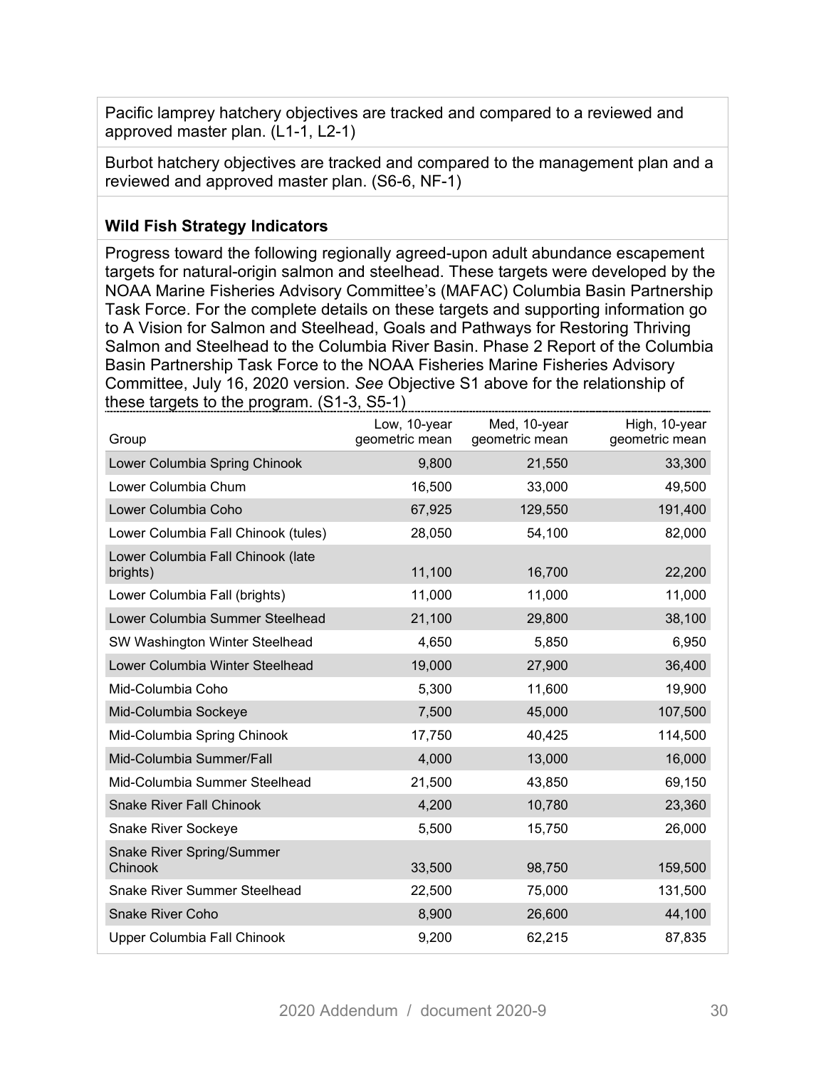Pacific lamprey hatchery objectives are tracked and compared to a reviewed and approved master plan. (L1-1, L2-1)

Burbot hatchery objectives are tracked and compared to the management plan and a reviewed and approved master plan. (S6-6, NF-1)

**Wild Fish Strategy Indicators**

Progress toward the following regionally agreed-upon adult abundance escapement targets for natural-origin salmon and steelhead. These targets were developed by the NOAA Marine Fisheries Advisory Committee's (MAFAC) Columbia Basin Partnership Task Force. For the complete details on these targets and supporting information go to A Vision for Salmon and Steelhead, Goals and Pathways for Restoring Thriving Salmon and Steelhead to the Columbia River Basin. Phase 2 Report of the Columbia Basin Partnership Task Force to the NOAA Fisheries Marine Fisheries Advisory Committee, July 16, 2020 version. *See* Objective S1 above for the relationship of these targets to the program. (S1-3, S5-1)

| Group | Low, 10-year geometric mean | Med, 10-year geometric mean | High, 10-year geometric mean |
|---|---|---|---|
| Lower Columbia Spring Chinook | 9,800 | 21,550 | 33,300 |
| Lower Columbia Chum | 16,500 | 33,000 | 49,500 |
| Lower Columbia Coho | 67,925 | 129,550 | 191,400 |
| Lower Columbia Fall Chinook (tules) | 28,050 | 54,100 | 82,000 |
| Lower Columbia Fall Chinook (late brights) | 11,100 | 16,700 | 22,200 |
| Lower Columbia Fall (brights) | 11,000 | 11,000 | 11,000 |
| Lower Columbia Summer Steelhead | 21,100 | 29,800 | 38,100 |
| SW Washington Winter Steelhead | 4,650 | 5,850 | 6,950 |
| Lower Columbia Winter Steelhead | 19,000 | 27,900 | 36,400 |
| Mid-Columbia Coho | 5,300 | 11,600 | 19,900 |
| Mid-Columbia Sockeye | 7,500 | 45,000 | 107,500 |
| Mid-Columbia Spring Chinook | 17,750 | 40,425 | 114,500 |
| Mid-Columbia Summer/Fall | 4,000 | 13,000 | 16,000 |
| Mid-Columbia Summer Steelhead | 21,500 | 43,850 | 69,150 |
| Snake River Fall Chinook | 4,200 | 10,780 | 23,360 |
| Snake River Sockeye | 5,500 | 15,750 | 26,000 |
| Snake River Spring/Summer Chinook | 33,500 | 98,750 | 159,500 |
| Snake River Summer Steelhead | 22,500 | 75,000 | 131,500 |
| Snake River Coho | 8,900 | 26,600 | 44,100 |
| Upper Columbia Fall Chinook | 9,200 | 62,215 | 87,835 |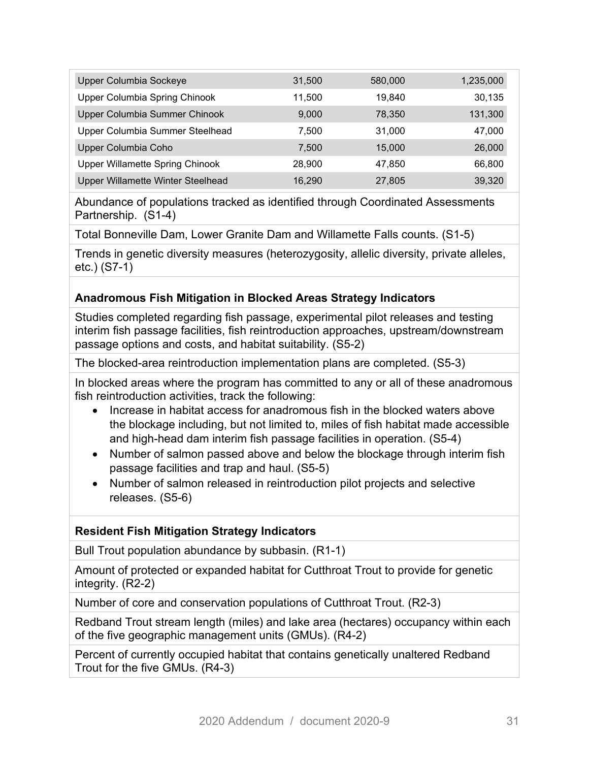| | | | |
|---|---|---|---|
| Upper Columbia Sockeye | 31,500 | 580,000 | 1,235,000 |
| Upper Columbia Spring Chinook | 11,500 | 19,840 | 30,135 |
| Upper Columbia Summer Chinook | 9,000 | 78,350 | 131,300 |
| Upper Columbia Summer Steelhead | 7,500 | 31,000 | 47,000 |
| Upper Columbia Coho | 7,500 | 15,000 | 26,000 |
| Upper Willamette Spring Chinook | 28,900 | 47,850 | 66,800 |
| Upper Willamette Winter Steelhead | 16,290 | 27,805 | 39,320 |

Abundance of populations tracked as identified through Coordinated Assessments Partnership. (S1-4)

Total Bonneville Dam, Lower Granite Dam and Willamette Falls counts. (S1-5)

Trends in genetic diversity measures (heterozygosity, allelic diversity, private alleles, etc.) (S7-1)

**Anadromous Fish Mitigation in Blocked Areas Strategy Indicators**

Studies completed regarding fish passage, experimental pilot releases and testing interim fish passage facilities, fish reintroduction approaches, upstream/downstream passage options and costs, and habitat suitability. (S5-2)

The blocked-area reintroduction implementation plans are completed. (S5-3)

In blocked areas where the program has committed to any or all of these anadromous fish reintroduction activities, track the following:

- Increase in habitat access for anadromous fish in the blocked waters above the blockage including, but not limited to, miles of fish habitat made accessible and high-head dam interim fish passage facilities in operation. (S5-4)
- Number of salmon passed above and below the blockage through interim fish passage facilities and trap and haul. (S5-5)
- Number of salmon released in reintroduction pilot projects and selective releases. (S5-6)

**Resident Fish Mitigation Strategy Indicators**

Bull Trout population abundance by subbasin. (R1-1)

Amount of protected or expanded habitat for Cutthroat Trout to provide for genetic integrity. (R2-2)

Number of core and conservation populations of Cutthroat Trout. (R2-3)

Redband Trout stream length (miles) and lake area (hectares) occupancy within each of the five geographic management units (GMUs). (R4-2)

Percent of currently occupied habitat that contains genetically unaltered Redband Trout for the five GMUs. (R4-3)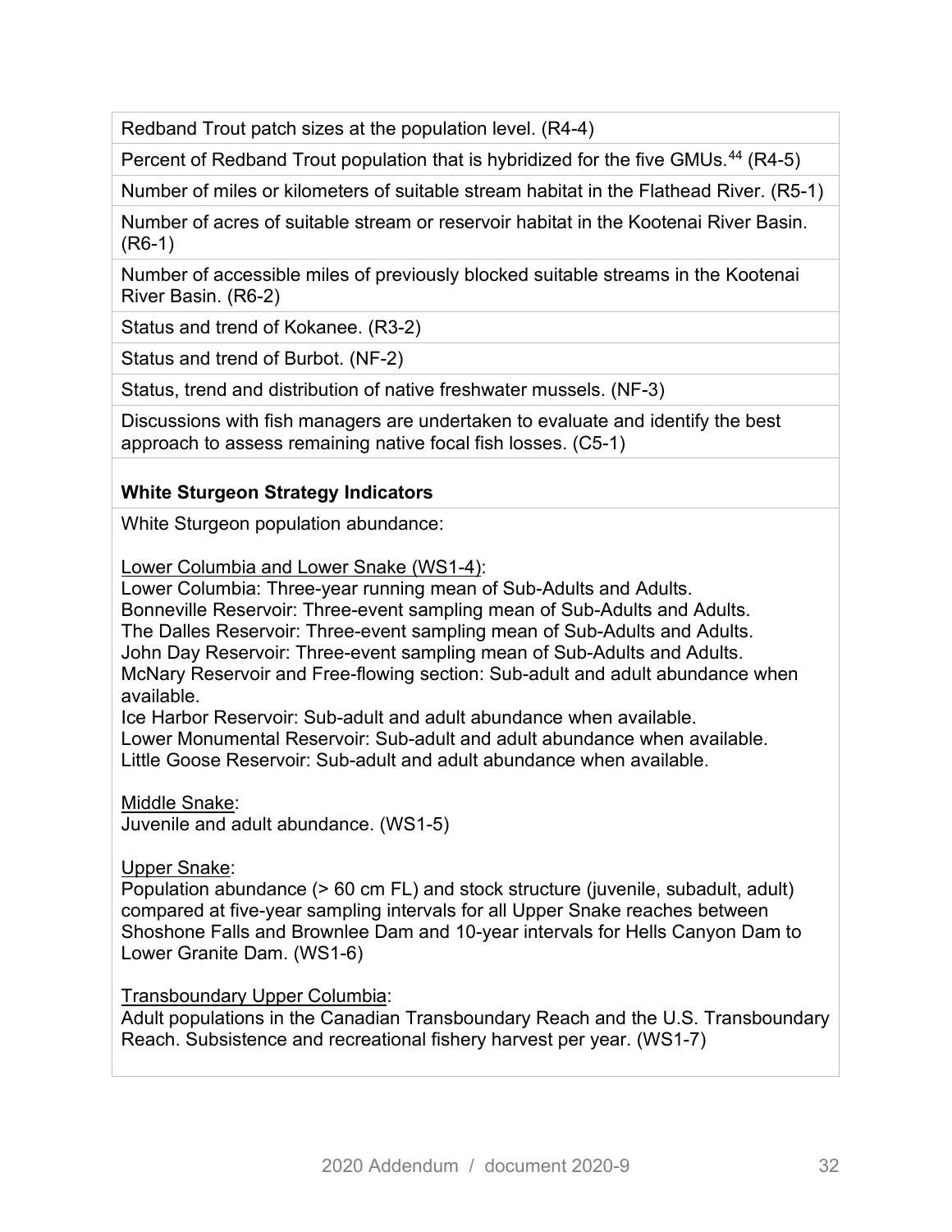| |
|---|
| Redband Trout patch sizes at the population level. (R4-4) |
| Percent of Redband Trout population that is hybridized for the five GMUs.[44] (R4-5) |
| Number of miles or kilometers of suitable stream habitat in the Flathead River. (R5-1) |
| Number of acres of suitable stream or reservoir habitat in the Kootenai River Basin. (R6-1) |
| Number of accessible miles of previously blocked suitable streams in the Kootenai River Basin. (R6-2) |
| Status and trend of Kokanee. (R3-2) |
| Status and trend of Burbot. (NF-2) |
| Status, trend and distribution of native freshwater mussels. (NF-3) |
| Discussions with fish managers are undertaken to evaluate and identify the best approach to assess remaining native focal fish losses. (C5-1) |
| **White Sturgeon Strategy Indicators** |
| White Sturgeon population abundance:<br><br>Lower Columbia and Lower Snake (WS1-4):<br>Lower Columbia: Three-year running mean of Sub-Adults and Adults.<br>Bonneville Reservoir: Three-event sampling mean of Sub-Adults and Adults.<br>The Dalles Reservoir: Three-event sampling mean of Sub-Adults and Adults.<br>John Day Reservoir: Three-event sampling mean of Sub-Adults and Adults.<br>McNary Reservoir and Free-flowing section: Sub-adult and adult abundance when available.<br>Ice Harbor Reservoir: Sub-adult and adult abundance when available.<br>Lower Monumental Reservoir: Sub-adult and adult abundance when available.<br>Little Goose Reservoir: Sub-adult and adult abundance when available.<br><br>Middle Snake:<br>Juvenile and adult abundance. (WS1-5)<br><br>Upper Snake:<br>Population abundance (> 60 cm FL) and stock structure (juvenile, subadult, adult) compared at five-year sampling intervals for all Upper Snake reaches between Shoshone Falls and Brownlee Dam and 10-year intervals for Hells Canyon Dam to Lower Granite Dam. (WS1-6)<br><br>Transboundary Upper Columbia:<br>Adult populations in the Canadian Transboundary Reach and the U.S. Transboundary Reach. Subsistence and recreational fishery harvest per year. (WS1-7) |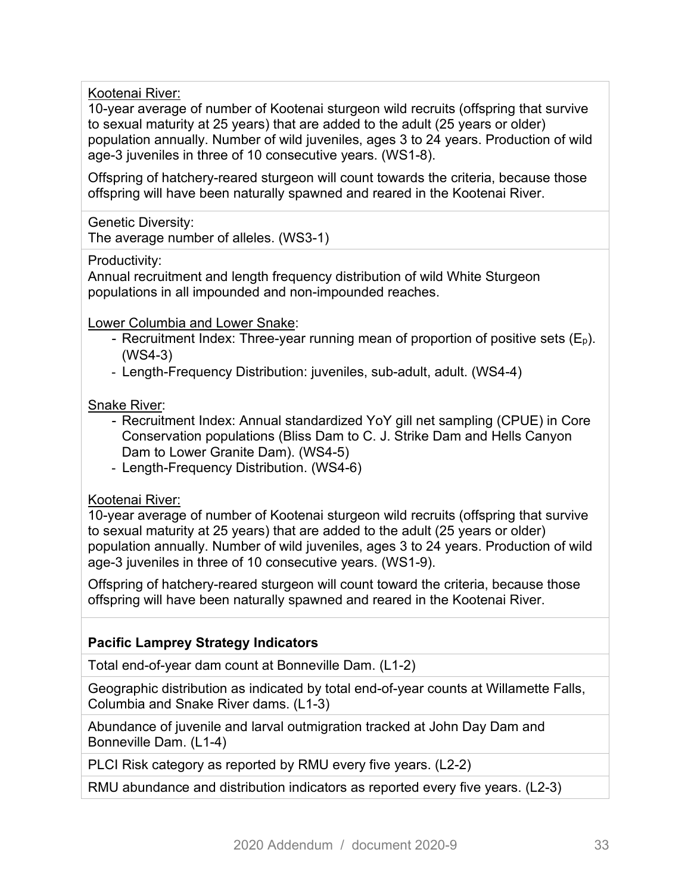Kootenai River:

10-year average of number of Kootenai sturgeon wild recruits (offspring that survive to sexual maturity at 25 years) that are added to the adult (25 years or older) population annually. Number of wild juveniles, ages 3 to 24 years. Production of wild age-3 juveniles in three of 10 consecutive years. (WS1-8).

Offspring of hatchery-reared sturgeon will count towards the criteria, because those offspring will have been naturally spawned and reared in the Kootenai River.

Genetic Diversity:

The average number of alleles. (WS3-1)

Productivity:

Annual recruitment and length frequency distribution of wild White Sturgeon populations in all impounded and non-impounded reaches.

Lower Columbia and Lower Snake:

- Recruitment Index: Three-year running mean of proportion of positive sets ($E_p$). (WS4-3)
- Length-Frequency Distribution: juveniles, sub-adult, adult. (WS4-4)

Snake River:

- Recruitment Index: Annual standardized YoY gill net sampling (CPUE) in Core Conservation populations (Bliss Dam to C. J. Strike Dam and Hells Canyon Dam to Lower Granite Dam). (WS4-5)
- Length-Frequency Distribution. (WS4-6)

Kootenai River:

10-year average of number of Kootenai sturgeon wild recruits (offspring that survive to sexual maturity at 25 years) that are added to the adult (25 years or older) population annually. Number of wild juveniles, ages 3 to 24 years. Production of wild age-3 juveniles in three of 10 consecutive years. (WS1-9).

Offspring of hatchery-reared sturgeon will count toward the criteria, because those offspring will have been naturally spawned and reared in the Kootenai River.

**Pacific Lamprey Strategy Indicators**

Total end-of-year dam count at Bonneville Dam. (L1-2)

Geographic distribution as indicated by total end-of-year counts at Willamette Falls, Columbia and Snake River dams. (L1-3)

Abundance of juvenile and larval outmigration tracked at John Day Dam and Bonneville Dam. (L1-4)

PLCI Risk category as reported by RMU every five years. (L2-2)

RMU abundance and distribution indicators as reported every five years. (L2-3)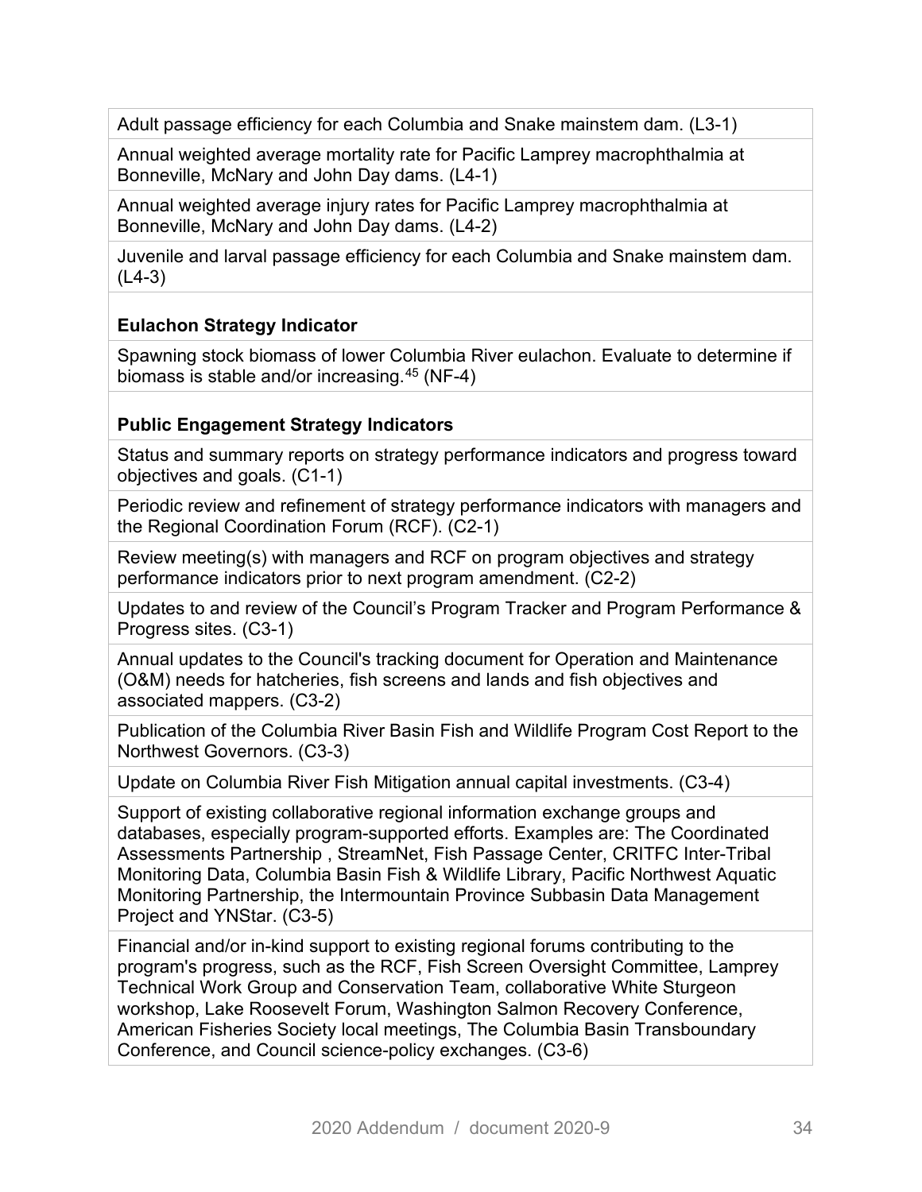| |
|---|
| Adult passage efficiency for each Columbia and Snake mainstem dam. (L3-1) |
| Annual weighted average mortality rate for Pacific Lamprey macrophthalmia at Bonneville, McNary and John Day dams. (L4-1) |
| Annual weighted average injury rates for Pacific Lamprey macrophthalmia at Bonneville, McNary and John Day dams. (L4-2) |
| Juvenile and larval passage efficiency for each Columbia and Snake mainstem dam. (L4-3) |
| **Eulachon Strategy Indicator** |
| Spawning stock biomass of lower Columbia River eulachon. Evaluate to determine if biomass is stable and/or increasing.[45] (NF-4) |
| **Public Engagement Strategy Indicators** |
| Status and summary reports on strategy performance indicators and progress toward objectives and goals. (C1-1) |
| Periodic review and refinement of strategy performance indicators with managers and the Regional Coordination Forum (RCF). (C2-1) |
| Review meeting(s) with managers and RCF on program objectives and strategy performance indicators prior to next program amendment. (C2-2) |
| Updates to and review of the Council's Program Tracker and Program Performance & Progress sites. (C3-1) |
| Annual updates to the Council's tracking document for Operation and Maintenance (O&M) needs for hatcheries, fish screens and lands and fish objectives and associated mappers. (C3-2) |
| Publication of the Columbia River Basin Fish and Wildlife Program Cost Report to the Northwest Governors. (C3-3) |
| Update on Columbia River Fish Mitigation annual capital investments. (C3-4) |
| Support of existing collaborative regional information exchange groups and databases, especially program-supported efforts. Examples are: The Coordinated Assessments Partnership , StreamNet, Fish Passage Center, CRITFC Inter-Tribal Monitoring Data, Columbia Basin Fish & Wildlife Library, Pacific Northwest Aquatic Monitoring Partnership, the Intermountain Province Subbasin Data Management Project and YNStar. (C3-5) |
| Financial and/or in-kind support to existing regional forums contributing to the program's progress, such as the RCF, Fish Screen Oversight Committee, Lamprey Technical Work Group and Conservation Team, collaborative White Sturgeon workshop, Lake Roosevelt Forum, Washington Salmon Recovery Conference, American Fisheries Society local meetings, The Columbia Basin Transboundary Conference, and Council science-policy exchanges. (C3-6) |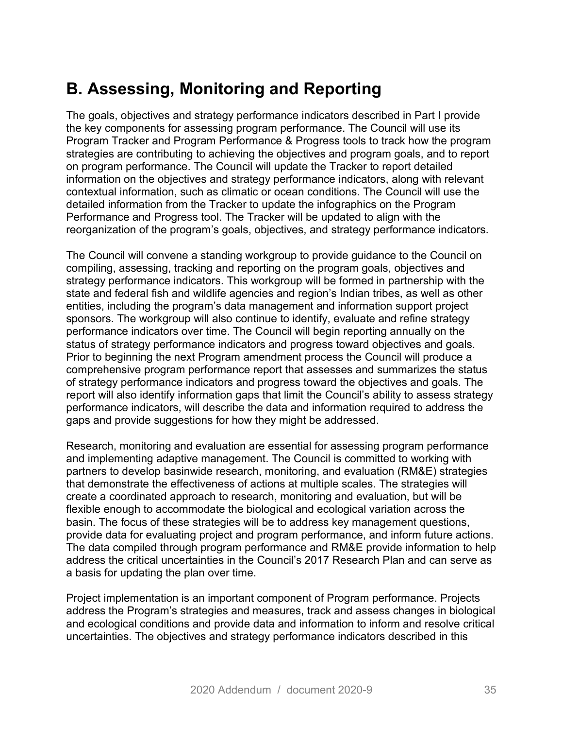## B. Assessing, Monitoring and Reporting

The goals, objectives and strategy performance indicators described in Part I provide the key components for assessing program performance. The Council will use its Program Tracker and Program Performance & Progress tools to track how the program strategies are contributing to achieving the objectives and program goals, and to report on program performance. The Council will update the Tracker to report detailed information on the objectives and strategy performance indicators, along with relevant contextual information, such as climatic or ocean conditions. The Council will use the detailed information from the Tracker to update the infographics on the Program Performance and Progress tool. The Tracker will be updated to align with the reorganization of the program's goals, objectives, and strategy performance indicators.

The Council will convene a standing workgroup to provide guidance to the Council on compiling, assessing, tracking and reporting on the program goals, objectives and strategy performance indicators. This workgroup will be formed in partnership with the state and federal fish and wildlife agencies and region's Indian tribes, as well as other entities, including the program's data management and information support project sponsors. The workgroup will also continue to identify, evaluate and refine strategy performance indicators over time. The Council will begin reporting annually on the status of strategy performance indicators and progress toward objectives and goals. Prior to beginning the next Program amendment process the Council will produce a comprehensive program performance report that assesses and summarizes the status of strategy performance indicators and progress toward the objectives and goals. The report will also identify information gaps that limit the Council's ability to assess strategy performance indicators, will describe the data and information required to address the gaps and provide suggestions for how they might be addressed.

Research, monitoring and evaluation are essential for assessing program performance and implementing adaptive management. The Council is committed to working with partners to develop basinwide research, monitoring, and evaluation (RM&E) strategies that demonstrate the effectiveness of actions at multiple scales. The strategies will create a coordinated approach to research, monitoring and evaluation, but will be flexible enough to accommodate the biological and ecological variation across the basin. The focus of these strategies will be to address key management questions, provide data for evaluating project and program performance, and inform future actions. The data compiled through program performance and RM&E provide information to help address the critical uncertainties in the Council's 2017 Research Plan and can serve as a basis for updating the plan over time.

Project implementation is an important component of Program performance. Projects address the Program's strategies and measures, track and assess changes in biological and ecological conditions and provide data and information to inform and resolve critical uncertainties. The objectives and strategy performance indicators described in this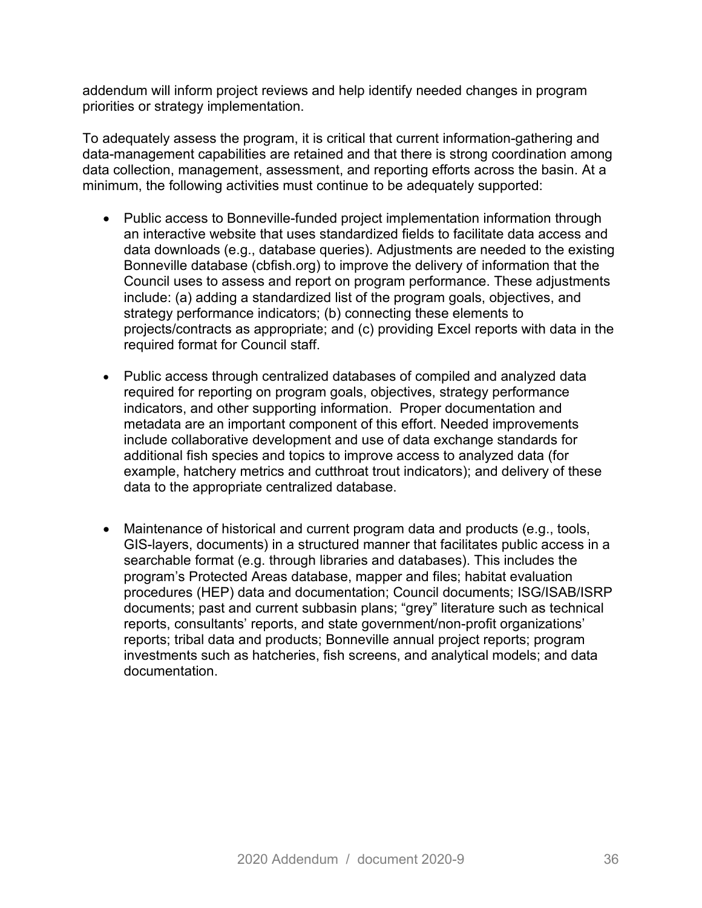addendum will inform project reviews and help identify needed changes in program priorities or strategy implementation.

To adequately assess the program, it is critical that current information-gathering and data-management capabilities are retained and that there is strong coordination among data collection, management, assessment, and reporting efforts across the basin. At a minimum, the following activities must continue to be adequately supported:

- Public access to Bonneville-funded project implementation information through an interactive website that uses standardized fields to facilitate data access and data downloads (e.g., database queries). Adjustments are needed to the existing Bonneville database (cbfish.org) to improve the delivery of information that the Council uses to assess and report on program performance. These adjustments include: (a) adding a standardized list of the program goals, objectives, and strategy performance indicators; (b) connecting these elements to projects/contracts as appropriate; and (c) providing Excel reports with data in the required format for Council staff.

- Public access through centralized databases of compiled and analyzed data required for reporting on program goals, objectives, strategy performance indicators, and other supporting information. Proper documentation and metadata are an important component of this effort. Needed improvements include collaborative development and use of data exchange standards for additional fish species and topics to improve access to analyzed data (for example, hatchery metrics and cutthroat trout indicators); and delivery of these data to the appropriate centralized database.

- Maintenance of historical and current program data and products (e.g., tools, GIS-layers, documents) in a structured manner that facilitates public access in a searchable format (e.g. through libraries and databases). This includes the program's Protected Areas database, mapper and files; habitat evaluation procedures (HEP) data and documentation; Council documents; ISG/ISAB/ISRP documents; past and current subbasin plans; "grey" literature such as technical reports, consultants' reports, and state government/non-profit organizations' reports; tribal data and products; Bonneville annual project reports; program investments such as hatcheries, fish screens, and analytical models; and data documentation.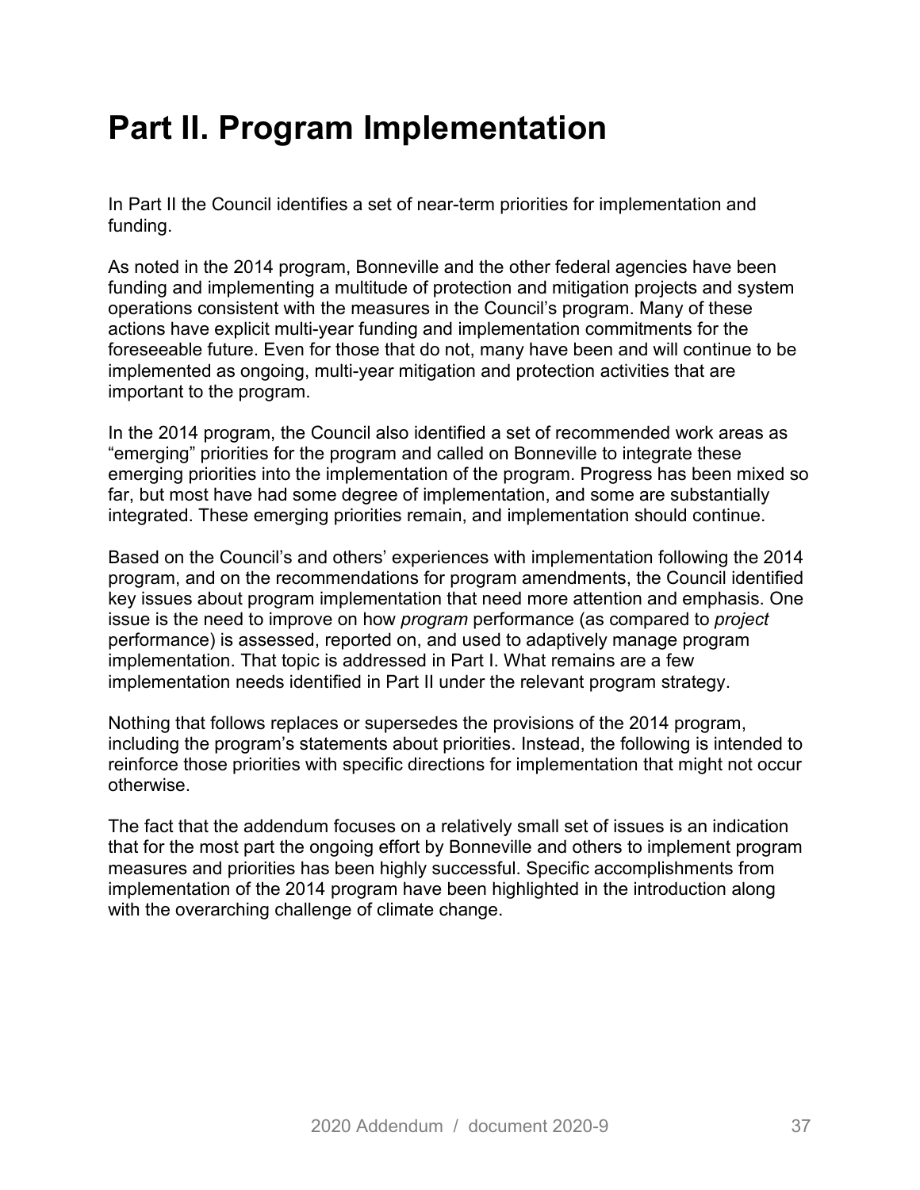# Part II. Program Implementation

In Part II the Council identifies a set of near-term priorities for implementation and funding.

As noted in the 2014 program, Bonneville and the other federal agencies have been funding and implementing a multitude of protection and mitigation projects and system operations consistent with the measures in the Council's program. Many of these actions have explicit multi-year funding and implementation commitments for the foreseeable future. Even for those that do not, many have been and will continue to be implemented as ongoing, multi-year mitigation and protection activities that are important to the program.

In the 2014 program, the Council also identified a set of recommended work areas as "emerging" priorities for the program and called on Bonneville to integrate these emerging priorities into the implementation of the program. Progress has been mixed so far, but most have had some degree of implementation, and some are substantially integrated. These emerging priorities remain, and implementation should continue.

Based on the Council's and others' experiences with implementation following the 2014 program, and on the recommendations for program amendments, the Council identified key issues about program implementation that need more attention and emphasis. One issue is the need to improve on how *program* performance (as compared to *project* performance) is assessed, reported on, and used to adaptively manage program implementation. That topic is addressed in Part I. What remains are a few implementation needs identified in Part II under the relevant program strategy.

Nothing that follows replaces or supersedes the provisions of the 2014 program, including the program's statements about priorities. Instead, the following is intended to reinforce those priorities with specific directions for implementation that might not occur otherwise.

The fact that the addendum focuses on a relatively small set of issues is an indication that for the most part the ongoing effort by Bonneville and others to implement program measures and priorities has been highly successful. Specific accomplishments from implementation of the 2014 program have been highlighted in the introduction along with the overarching challenge of climate change.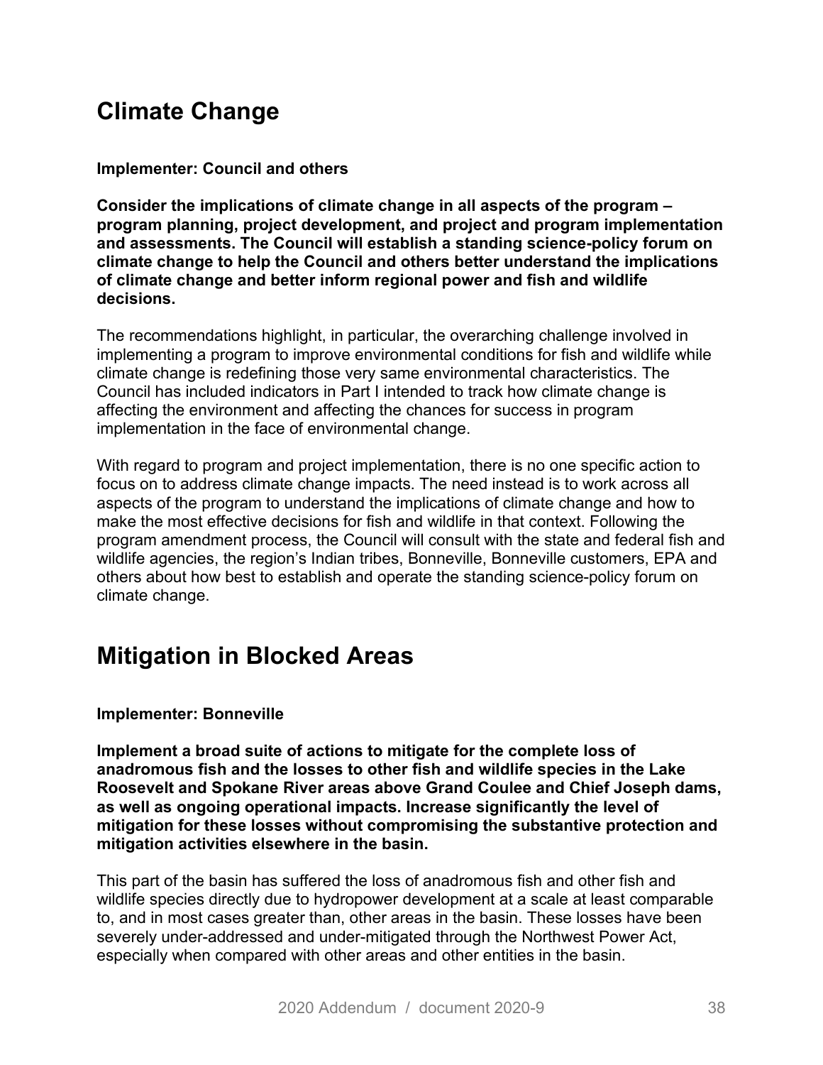## Climate Change

**Implementer: Council and others**

**Consider the implications of climate change in all aspects of the program – program planning, project development, and project and program implementation and assessments. The Council will establish a standing science-policy forum on climate change to help the Council and others better understand the implications of climate change and better inform regional power and fish and wildlife decisions.**

The recommendations highlight, in particular, the overarching challenge involved in implementing a program to improve environmental conditions for fish and wildlife while climate change is redefining those very same environmental characteristics. The Council has included indicators in Part I intended to track how climate change is affecting the environment and affecting the chances for success in program implementation in the face of environmental change.

With regard to program and project implementation, there is no one specific action to focus on to address climate change impacts. The need instead is to work across all aspects of the program to understand the implications of climate change and how to make the most effective decisions for fish and wildlife in that context. Following the program amendment process, the Council will consult with the state and federal fish and wildlife agencies, the region's Indian tribes, Bonneville, Bonneville customers, EPA and others about how best to establish and operate the standing science-policy forum on climate change.

## Mitigation in Blocked Areas

**Implementer: Bonneville**

**Implement a broad suite of actions to mitigate for the complete loss of anadromous fish and the losses to other fish and wildlife species in the Lake Roosevelt and Spokane River areas above Grand Coulee and Chief Joseph dams, as well as ongoing operational impacts. Increase significantly the level of mitigation for these losses without compromising the substantive protection and mitigation activities elsewhere in the basin.**

This part of the basin has suffered the loss of anadromous fish and other fish and wildlife species directly due to hydropower development at a scale at least comparable to, and in most cases greater than, other areas in the basin. These losses have been severely under-addressed and under-mitigated through the Northwest Power Act, especially when compared with other areas and other entities in the basin.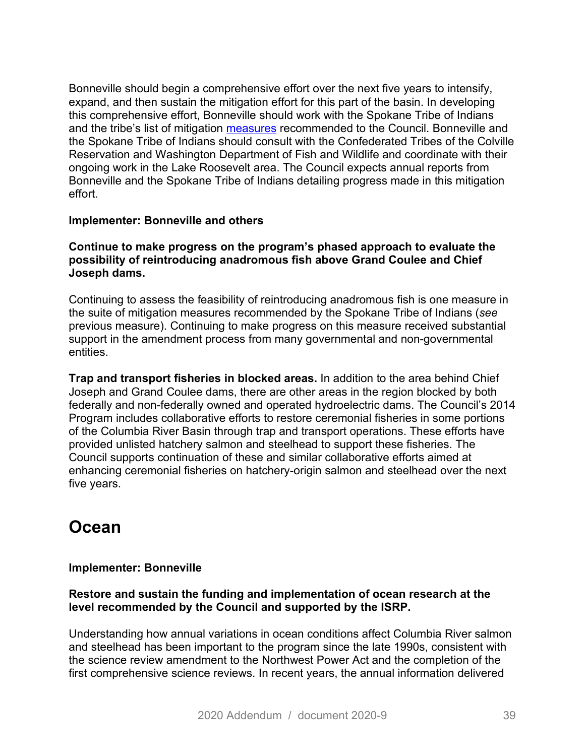Bonneville should begin a comprehensive effort over the next five years to intensify, expand, and then sustain the mitigation effort for this part of the basin. In developing this comprehensive effort, Bonneville should work with the Spokane Tribe of Indians and the tribe's list of mitigation measures recommended to the Council. Bonneville and the Spokane Tribe of Indians should consult with the Confederated Tribes of the Colville Reservation and Washington Department of Fish and Wildlife and coordinate with their ongoing work in the Lake Roosevelt area. The Council expects annual reports from Bonneville and the Spokane Tribe of Indians detailing progress made in this mitigation effort.

**Implementer: Bonneville and others**

**Continue to make progress on the program's phased approach to evaluate the possibility of reintroducing anadromous fish above Grand Coulee and Chief Joseph dams.**

Continuing to assess the feasibility of reintroducing anadromous fish is one measure in the suite of mitigation measures recommended by the Spokane Tribe of Indians (*see* previous measure). Continuing to make progress on this measure received substantial support in the amendment process from many governmental and non-governmental entities.

**Trap and transport fisheries in blocked areas.** In addition to the area behind Chief Joseph and Grand Coulee dams, there are other areas in the region blocked by both federally and non-federally owned and operated hydroelectric dams. The Council's 2014 Program includes collaborative efforts to restore ceremonial fisheries in some portions of the Columbia River Basin through trap and transport operations. These efforts have provided unlisted hatchery salmon and steelhead to support these fisheries. The Council supports continuation of these and similar collaborative efforts aimed at enhancing ceremonial fisheries on hatchery-origin salmon and steelhead over the next five years.

## Ocean

**Implementer: Bonneville**

**Restore and sustain the funding and implementation of ocean research at the level recommended by the Council and supported by the ISRP.**

Understanding how annual variations in ocean conditions affect Columbia River salmon and steelhead has been important to the program since the late 1990s, consistent with the science review amendment to the Northwest Power Act and the completion of the first comprehensive science reviews. In recent years, the annual information delivered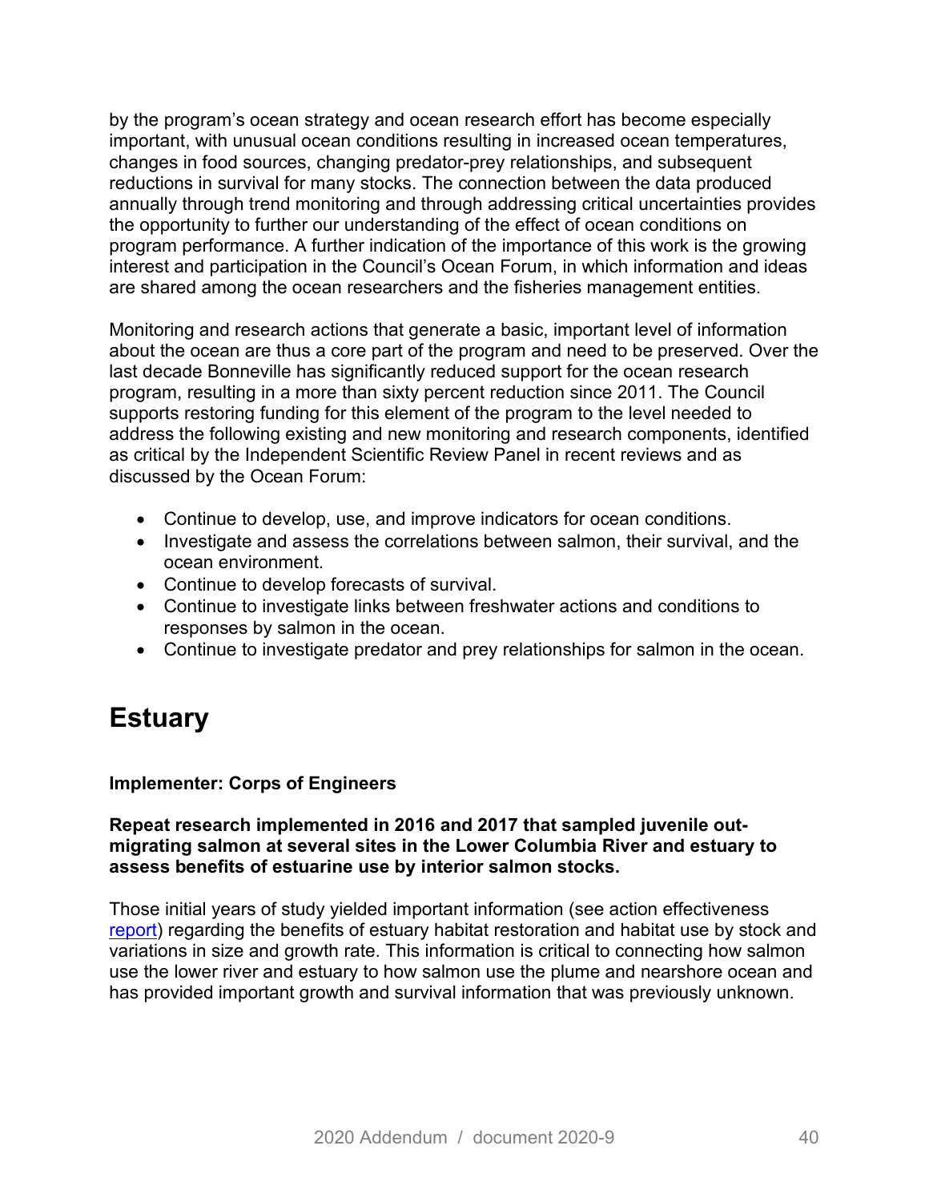by the program's ocean strategy and ocean research effort has become especially important, with unusual ocean conditions resulting in increased ocean temperatures, changes in food sources, changing predator-prey relationships, and subsequent reductions in survival for many stocks. The connection between the data produced annually through trend monitoring and through addressing critical uncertainties provides the opportunity to further our understanding of the effect of ocean conditions on program performance. A further indication of the importance of this work is the growing interest and participation in the Council's Ocean Forum, in which information and ideas are shared among the ocean researchers and the fisheries management entities.

Monitoring and research actions that generate a basic, important level of information about the ocean are thus a core part of the program and need to be preserved. Over the last decade Bonneville has significantly reduced support for the ocean research program, resulting in a more than sixty percent reduction since 2011. The Council supports restoring funding for this element of the program to the level needed to address the following existing and new monitoring and research components, identified as critical by the Independent Scientific Review Panel in recent reviews and as discussed by the Ocean Forum:

- Continue to develop, use, and improve indicators for ocean conditions.
- Investigate and assess the correlations between salmon, their survival, and the ocean environment.
- Continue to develop forecasts of survival.
- Continue to investigate links between freshwater actions and conditions to responses by salmon in the ocean.
- Continue to investigate predator and prey relationships for salmon in the ocean.

# Estuary

**Implementer: Corps of Engineers**

**Repeat research implemented in 2016 and 2017 that sampled juvenile out-migrating salmon at several sites in the Lower Columbia River and estuary to assess benefits of estuarine use by interior salmon stocks.**

Those initial years of study yielded important information (see action effectiveness report) regarding the benefits of estuary habitat restoration and habitat use by stock and variations in size and growth rate. This information is critical to connecting how salmon use the lower river and estuary to how salmon use the plume and nearshore ocean and has provided important growth and survival information that was previously unknown.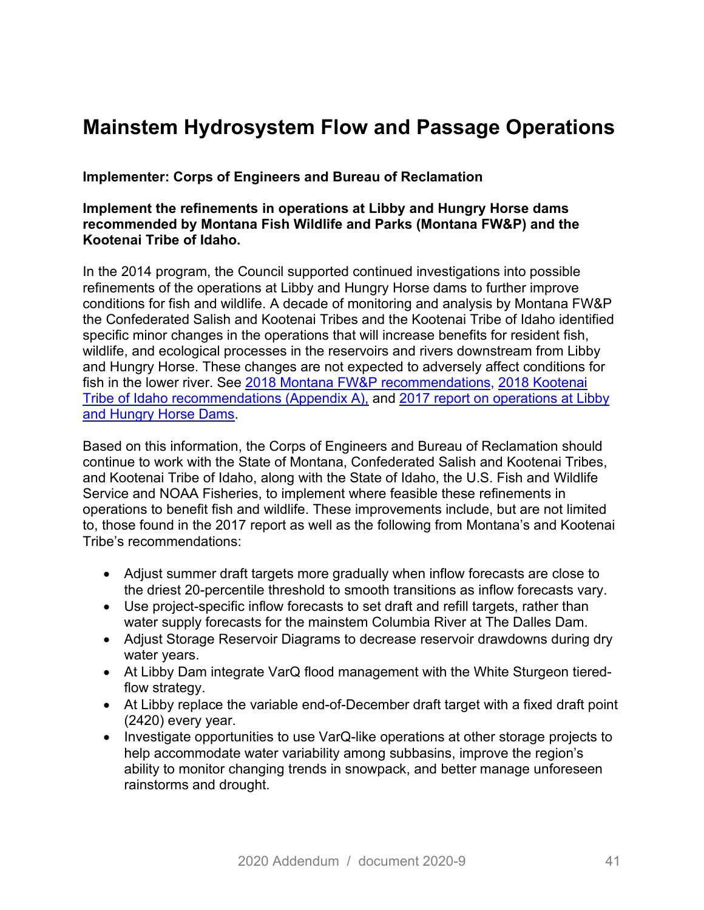# Mainstem Hydrosystem Flow and Passage Operations

**Implementer: Corps of Engineers and Bureau of Reclamation**

**Implement the refinements in operations at Libby and Hungry Horse dams recommended by Montana Fish Wildlife and Parks (Montana FW&P) and the Kootenai Tribe of Idaho.**

In the 2014 program, the Council supported continued investigations into possible refinements of the operations at Libby and Hungry Horse dams to further improve conditions for fish and wildlife. A decade of monitoring and analysis by Montana FW&P the Confederated Salish and Kootenai Tribes and the Kootenai Tribe of Idaho identified specific minor changes in the operations that will increase benefits for resident fish, wildlife, and ecological processes in the reservoirs and rivers downstream from Libby and Hungry Horse. These changes are not expected to adversely affect conditions for fish in the lower river. See 2018 Montana FW&P recommendations, 2018 Kootenai Tribe of Idaho recommendations (Appendix A), and 2017 report on operations at Libby and Hungry Horse Dams.

Based on this information, the Corps of Engineers and Bureau of Reclamation should continue to work with the State of Montana, Confederated Salish and Kootenai Tribes, and Kootenai Tribe of Idaho, along with the State of Idaho, the U.S. Fish and Wildlife Service and NOAA Fisheries, to implement where feasible these refinements in operations to benefit fish and wildlife. These improvements include, but are not limited to, those found in the 2017 report as well as the following from Montana's and Kootenai Tribe's recommendations:

- Adjust summer draft targets more gradually when inflow forecasts are close to the driest 20-percentile threshold to smooth transitions as inflow forecasts vary.
- Use project-specific inflow forecasts to set draft and refill targets, rather than water supply forecasts for the mainstem Columbia River at The Dalles Dam.
- Adjust Storage Reservoir Diagrams to decrease reservoir drawdowns during dry water years.
- At Libby Dam integrate VarQ flood management with the White Sturgeon tiered-flow strategy.
- At Libby replace the variable end-of-December draft target with a fixed draft point (2420) every year.
- Investigate opportunities to use VarQ-like operations at other storage projects to help accommodate water variability among subbasins, improve the region's ability to monitor changing trends in snowpack, and better manage unforeseen rainstorms and drought.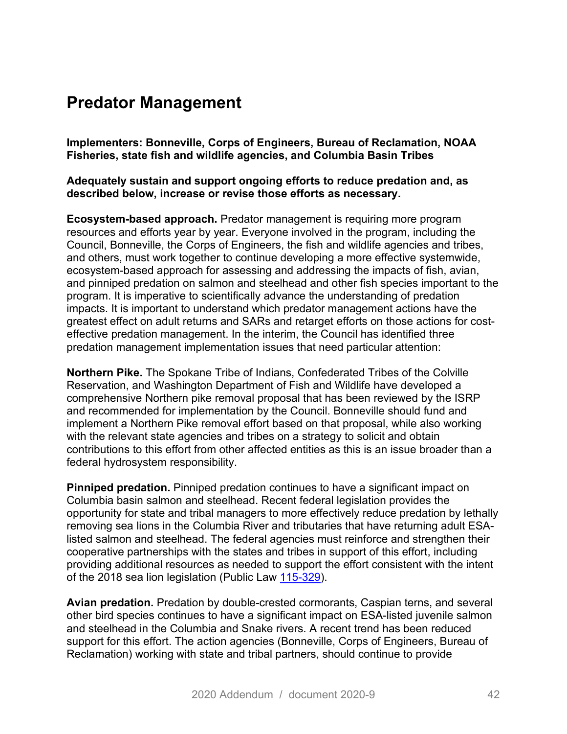# Predator Management

**Implementers: Bonneville, Corps of Engineers, Bureau of Reclamation, NOAA Fisheries, state fish and wildlife agencies, and Columbia Basin Tribes**

**Adequately sustain and support ongoing efforts to reduce predation and, as described below, increase or revise those efforts as necessary.**

**Ecosystem-based approach.** Predator management is requiring more program resources and efforts year by year. Everyone involved in the program, including the Council, Bonneville, the Corps of Engineers, the fish and wildlife agencies and tribes, and others, must work together to continue developing a more effective systemwide, ecosystem-based approach for assessing and addressing the impacts of fish, avian, and pinniped predation on salmon and steelhead and other fish species important to the program. It is imperative to scientifically advance the understanding of predation impacts. It is important to understand which predator management actions have the greatest effect on adult returns and SARs and retarget efforts on those actions for cost-effective predation management. In the interim, the Council has identified three predation management implementation issues that need particular attention:

**Northern Pike.** The Spokane Tribe of Indians, Confederated Tribes of the Colville Reservation, and Washington Department of Fish and Wildlife have developed a comprehensive Northern pike removal proposal that has been reviewed by the ISRP and recommended for implementation by the Council. Bonneville should fund and implement a Northern Pike removal effort based on that proposal, while also working with the relevant state agencies and tribes on a strategy to solicit and obtain contributions to this effort from other affected entities as this is an issue broader than a federal hydrosystem responsibility.

**Pinniped predation.** Pinniped predation continues to have a significant impact on Columbia basin salmon and steelhead. Recent federal legislation provides the opportunity for state and tribal managers to more effectively reduce predation by lethally removing sea lions in the Columbia River and tributaries that have returning adult ESA-listed salmon and steelhead. The federal agencies must reinforce and strengthen their cooperative partnerships with the states and tribes in support of this effort, including providing additional resources as needed to support the effort consistent with the intent of the 2018 sea lion legislation (Public Law 115-329).

**Avian predation.** Predation by double-crested cormorants, Caspian terns, and several other bird species continues to have a significant impact on ESA-listed juvenile salmon and steelhead in the Columbia and Snake rivers. A recent trend has been reduced support for this effort. The action agencies (Bonneville, Corps of Engineers, Bureau of Reclamation) working with state and tribal partners, should continue to provide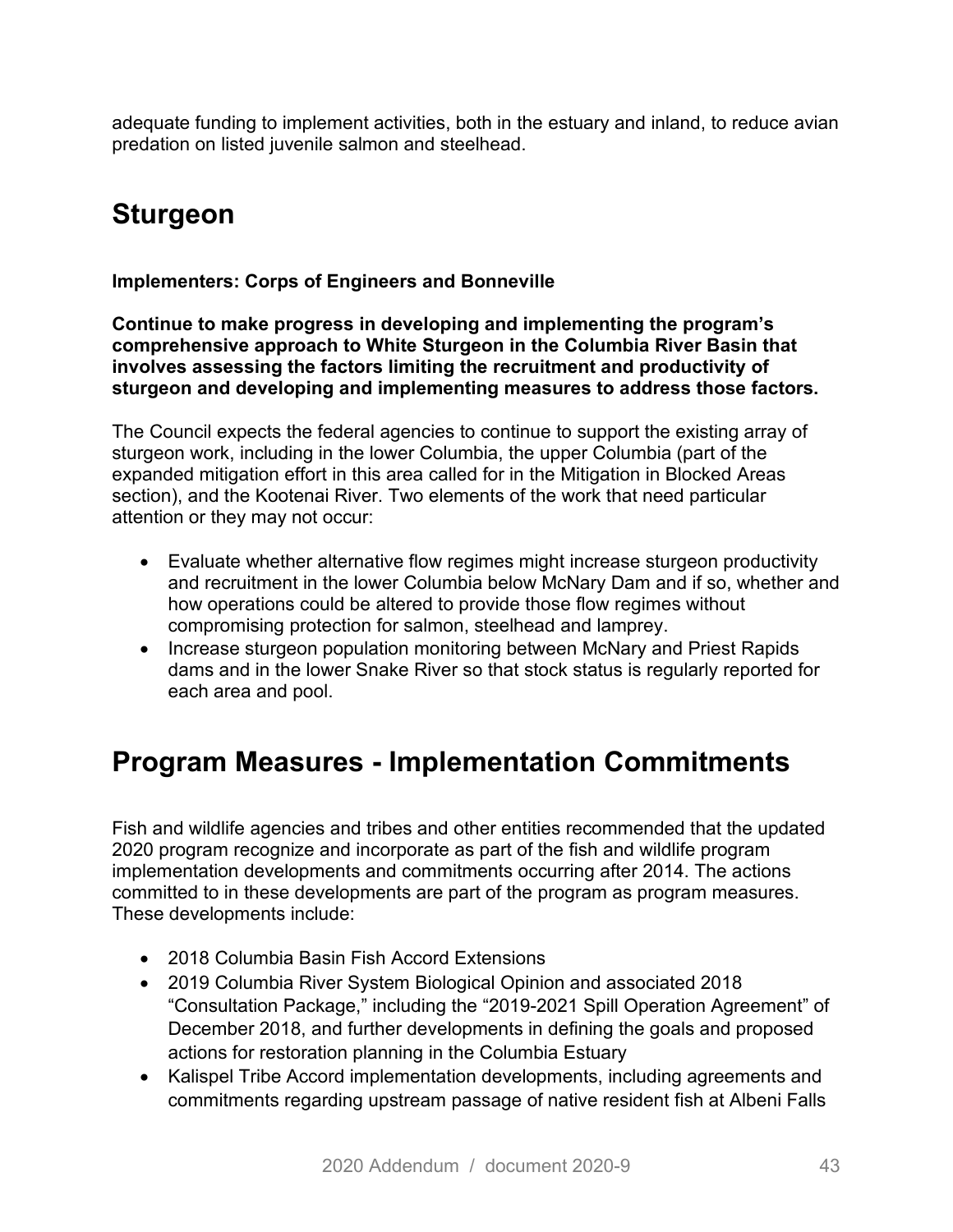adequate funding to implement activities, both in the estuary and inland, to reduce avian predation on listed juvenile salmon and steelhead.

## Sturgeon

**Implementers: Corps of Engineers and Bonneville**

**Continue to make progress in developing and implementing the program's comprehensive approach to White Sturgeon in the Columbia River Basin that involves assessing the factors limiting the recruitment and productivity of sturgeon and developing and implementing measures to address those factors.**

The Council expects the federal agencies to continue to support the existing array of sturgeon work, including in the lower Columbia, the upper Columbia (part of the expanded mitigation effort in this area called for in the Mitigation in Blocked Areas section), and the Kootenai River. Two elements of the work that need particular attention or they may not occur:

- Evaluate whether alternative flow regimes might increase sturgeon productivity and recruitment in the lower Columbia below McNary Dam and if so, whether and how operations could be altered to provide those flow regimes without compromising protection for salmon, steelhead and lamprey.
- Increase sturgeon population monitoring between McNary and Priest Rapids dams and in the lower Snake River so that stock status is regularly reported for each area and pool.

## Program Measures - Implementation Commitments

Fish and wildlife agencies and tribes and other entities recommended that the updated 2020 program recognize and incorporate as part of the fish and wildlife program implementation developments and commitments occurring after 2014. The actions committed to in these developments are part of the program as program measures. These developments include:

- 2018 Columbia Basin Fish Accord Extensions
- 2019 Columbia River System Biological Opinion and associated 2018 "Consultation Package," including the "2019-2021 Spill Operation Agreement" of December 2018, and further developments in defining the goals and proposed actions for restoration planning in the Columbia Estuary
- Kalispel Tribe Accord implementation developments, including agreements and commitments regarding upstream passage of native resident fish at Albeni Falls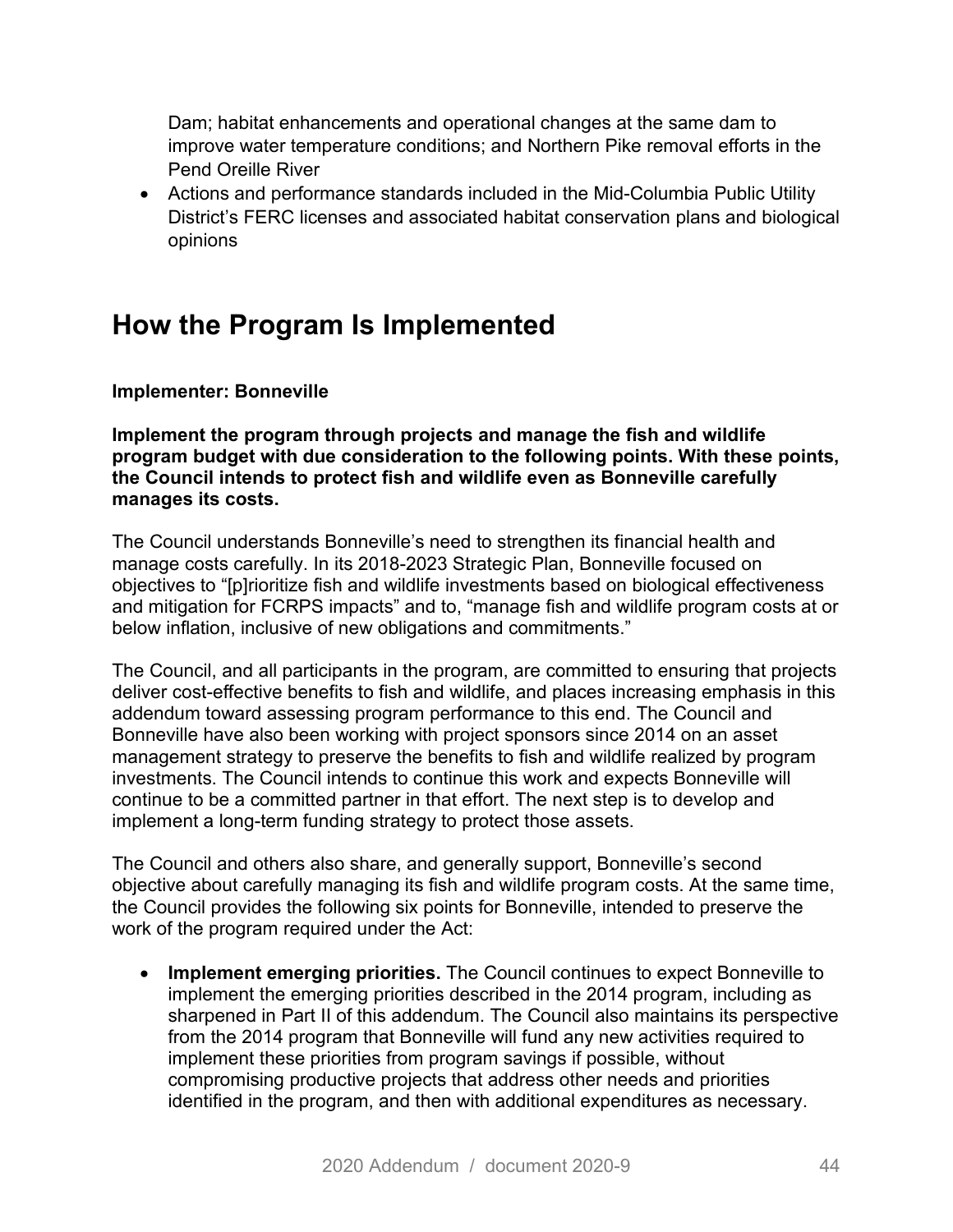Dam; habitat enhancements and operational changes at the same dam to improve water temperature conditions; and Northern Pike removal efforts in the Pend Oreille River

- Actions and performance standards included in the Mid-Columbia Public Utility District's FERC licenses and associated habitat conservation plans and biological opinions

## How the Program Is Implemented

**Implementer: Bonneville**

**Implement the program through projects and manage the fish and wildlife program budget with due consideration to the following points. With these points, the Council intends to protect fish and wildlife even as Bonneville carefully manages its costs.**

The Council understands Bonneville's need to strengthen its financial health and manage costs carefully. In its 2018-2023 Strategic Plan, Bonneville focused on objectives to "[p]rioritize fish and wildlife investments based on biological effectiveness and mitigation for FCRPS impacts" and to, "manage fish and wildlife program costs at or below inflation, inclusive of new obligations and commitments."

The Council, and all participants in the program, are committed to ensuring that projects deliver cost-effective benefits to fish and wildlife, and places increasing emphasis in this addendum toward assessing program performance to this end. The Council and Bonneville have also been working with project sponsors since 2014 on an asset management strategy to preserve the benefits to fish and wildlife realized by program investments. The Council intends to continue this work and expects Bonneville will continue to be a committed partner in that effort. The next step is to develop and implement a long-term funding strategy to protect those assets.

The Council and others also share, and generally support, Bonneville's second objective about carefully managing its fish and wildlife program costs. At the same time, the Council provides the following six points for Bonneville, intended to preserve the work of the program required under the Act:

- **Implement emerging priorities.** The Council continues to expect Bonneville to implement the emerging priorities described in the 2014 program, including as sharpened in Part II of this addendum. The Council also maintains its perspective from the 2014 program that Bonneville will fund any new activities required to implement these priorities from program savings if possible, without compromising productive projects that address other needs and priorities identified in the program, and then with additional expenditures as necessary.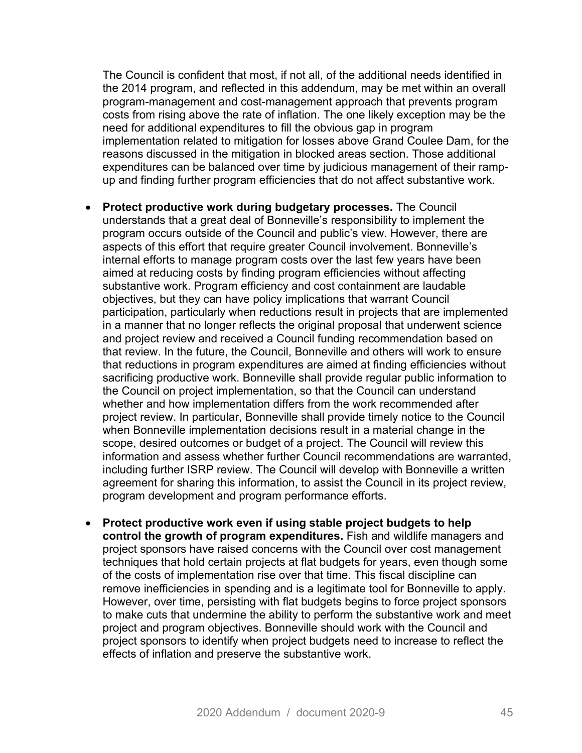The Council is confident that most, if not all, of the additional needs identified in the 2014 program, and reflected in this addendum, may be met within an overall program-management and cost-management approach that prevents program costs from rising above the rate of inflation. The one likely exception may be the need for additional expenditures to fill the obvious gap in program implementation related to mitigation for losses above Grand Coulee Dam, for the reasons discussed in the mitigation in blocked areas section. Those additional expenditures can be balanced over time by judicious management of their ramp-up and finding further program efficiencies that do not affect substantive work.

- **Protect productive work during budgetary processes.** The Council understands that a great deal of Bonneville's responsibility to implement the program occurs outside of the Council and public's view. However, there are aspects of this effort that require greater Council involvement. Bonneville's internal efforts to manage program costs over the last few years have been aimed at reducing costs by finding program efficiencies without affecting substantive work. Program efficiency and cost containment are laudable objectives, but they can have policy implications that warrant Council participation, particularly when reductions result in projects that are implemented in a manner that no longer reflects the original proposal that underwent science and project review and received a Council funding recommendation based on that review. In the future, the Council, Bonneville and others will work to ensure that reductions in program expenditures are aimed at finding efficiencies without sacrificing productive work. Bonneville shall provide regular public information to the Council on project implementation, so that the Council can understand whether and how implementation differs from the work recommended after project review. In particular, Bonneville shall provide timely notice to the Council when Bonneville implementation decisions result in a material change in the scope, desired outcomes or budget of a project. The Council will review this information and assess whether further Council recommendations are warranted, including further ISRP review. The Council will develop with Bonneville a written agreement for sharing this information, to assist the Council in its project review, program development and program performance efforts.

- **Protect productive work even if using stable project budgets to help control the growth of program expenditures.** Fish and wildlife managers and project sponsors have raised concerns with the Council over cost management techniques that hold certain projects at flat budgets for years, even though some of the costs of implementation rise over that time. This fiscal discipline can remove inefficiencies in spending and is a legitimate tool for Bonneville to apply. However, over time, persisting with flat budgets begins to force project sponsors to make cuts that undermine the ability to perform the substantive work and meet project and program objectives. Bonneville should work with the Council and project sponsors to identify when project budgets need to increase to reflect the effects of inflation and preserve the substantive work.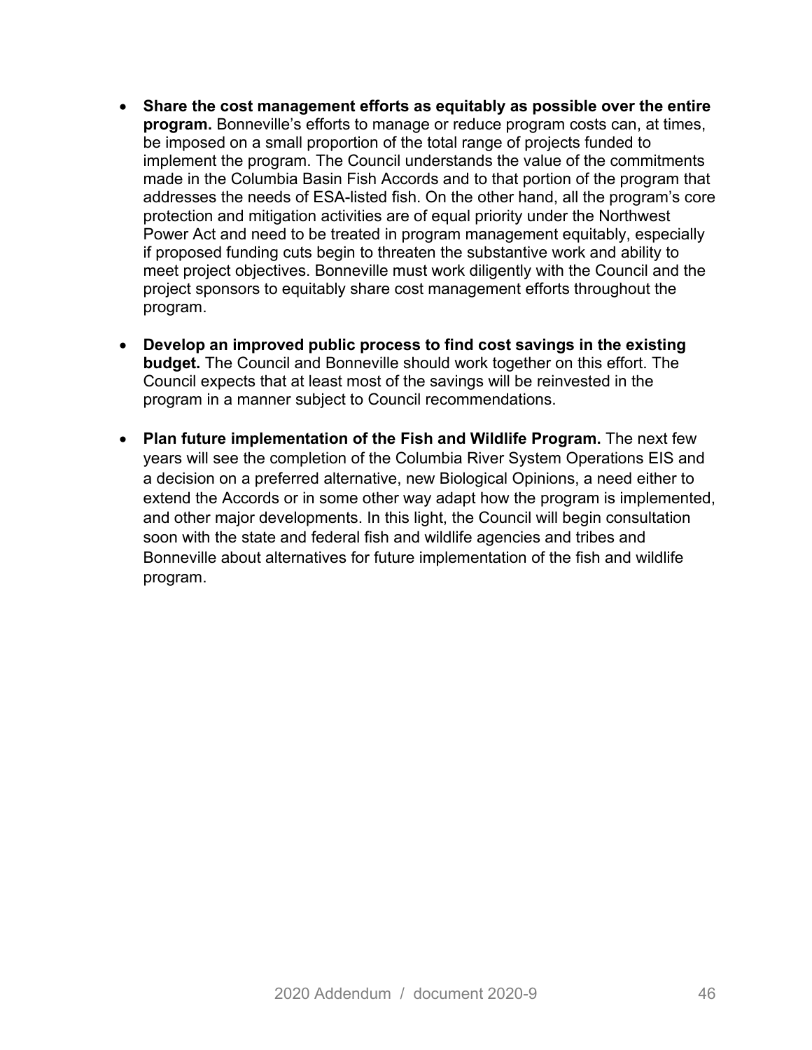- **Share the cost management efforts as equitably as possible over the entire program.** Bonneville's efforts to manage or reduce program costs can, at times, be imposed on a small proportion of the total range of projects funded to implement the program. The Council understands the value of the commitments made in the Columbia Basin Fish Accords and to that portion of the program that addresses the needs of ESA-listed fish. On the other hand, all the program's core protection and mitigation activities are of equal priority under the Northwest Power Act and need to be treated in program management equitably, especially if proposed funding cuts begin to threaten the substantive work and ability to meet project objectives. Bonneville must work diligently with the Council and the project sponsors to equitably share cost management efforts throughout the program.

- **Develop an improved public process to find cost savings in the existing budget.** The Council and Bonneville should work together on this effort. The Council expects that at least most of the savings will be reinvested in the program in a manner subject to Council recommendations.

- **Plan future implementation of the Fish and Wildlife Program.** The next few years will see the completion of the Columbia River System Operations EIS and a decision on a preferred alternative, new Biological Opinions, a need either to extend the Accords or in some other way adapt how the program is implemented, and other major developments. In this light, the Council will begin consultation soon with the state and federal fish and wildlife agencies and tribes and Bonneville about alternatives for future implementation of the fish and wildlife program.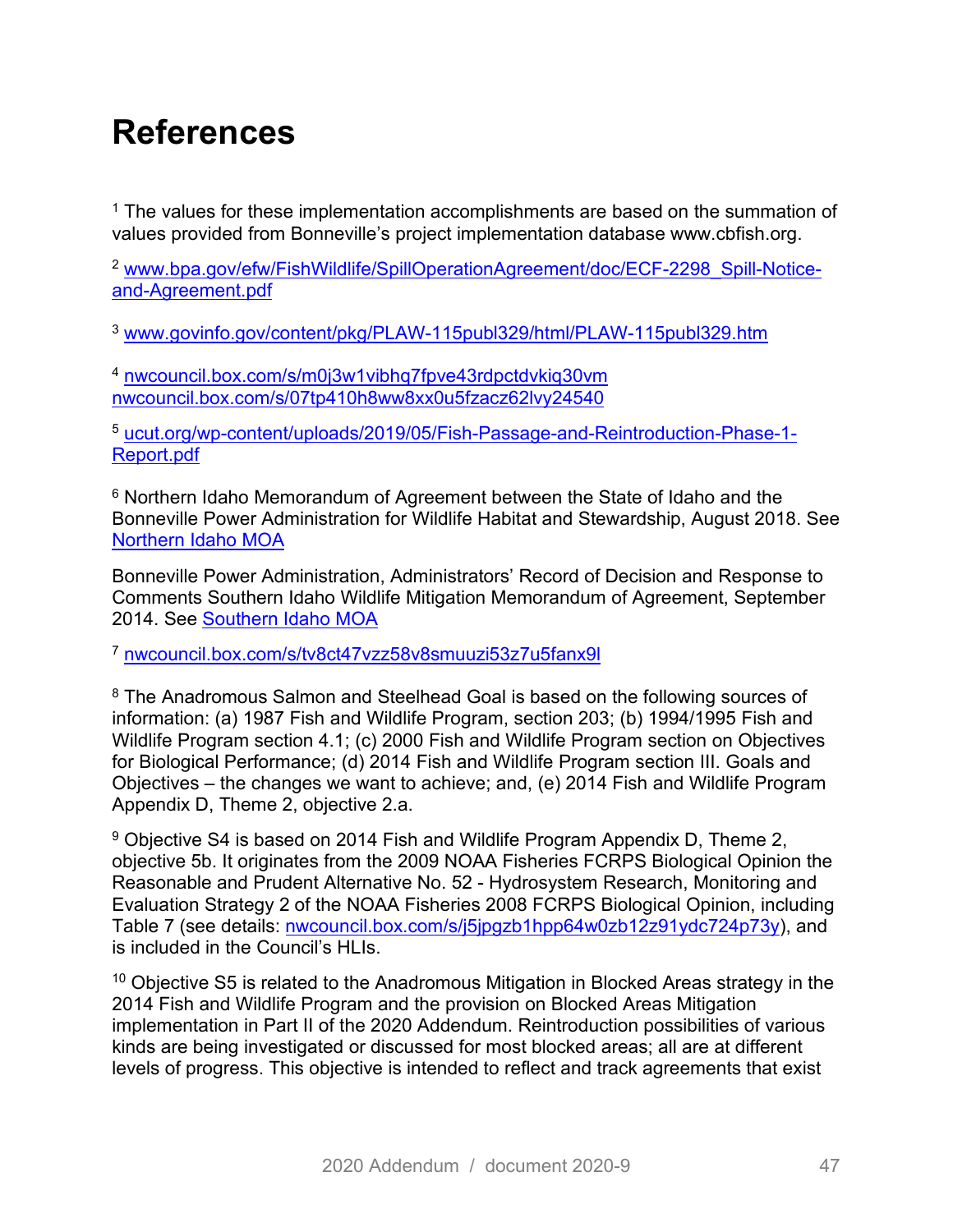# References

[1] The values for these implementation accomplishments are based on the summation of values provided from Bonneville's project implementation database www.cbfish.org.

[2] www.bpa.gov/efw/FishWildlife/SpillOperationAgreement/doc/ECF-2298_Spill-Notice-and-Agreement.pdf

[3] www.govinfo.gov/content/pkg/PLAW-115publ329/html/PLAW-115publ329.htm

[4] nwcouncil.box.com/s/m0j3w1vibhq7fpve43rdpctdvkiq30vm
nwcouncil.box.com/s/07tp410h8ww8xx0u5fzacz62lvy24540

[5] ucut.org/wp-content/uploads/2019/05/Fish-Passage-and-Reintroduction-Phase-1-Report.pdf

[6] Northern Idaho Memorandum of Agreement between the State of Idaho and the Bonneville Power Administration for Wildlife Habitat and Stewardship, August 2018. See Northern Idaho MOA

Bonneville Power Administration, Administrators' Record of Decision and Response to Comments Southern Idaho Wildlife Mitigation Memorandum of Agreement, September 2014. See Southern Idaho MOA

[7] nwcouncil.box.com/s/tv8ct47vzz58v8smuuzi53z7u5fanx9l

[8] The Anadromous Salmon and Steelhead Goal is based on the following sources of information: (a) 1987 Fish and Wildlife Program, section 203; (b) 1994/1995 Fish and Wildlife Program section 4.1; (c) 2000 Fish and Wildlife Program section on Objectives for Biological Performance; (d) 2014 Fish and Wildlife Program section III. Goals and Objectives – the changes we want to achieve; and, (e) 2014 Fish and Wildlife Program Appendix D, Theme 2, objective 2.a.

[9] Objective S4 is based on 2014 Fish and Wildlife Program Appendix D, Theme 2, objective 5b. It originates from the 2009 NOAA Fisheries FCRPS Biological Opinion the Reasonable and Prudent Alternative No. 52 - Hydrosystem Research, Monitoring and Evaluation Strategy 2 of the NOAA Fisheries 2008 FCRPS Biological Opinion, including Table 7 (see details: nwcouncil.box.com/s/j5jpgzb1hpp64w0zb12z91ydc724p73y), and is included in the Council's HLIs.

[10] Objective S5 is related to the Anadromous Mitigation in Blocked Areas strategy in the 2014 Fish and Wildlife Program and the provision on Blocked Areas Mitigation implementation in Part II of the 2020 Addendum. Reintroduction possibilities of various kinds are being investigated or discussed for most blocked areas; all are at different levels of progress. This objective is intended to reflect and track agreements that exist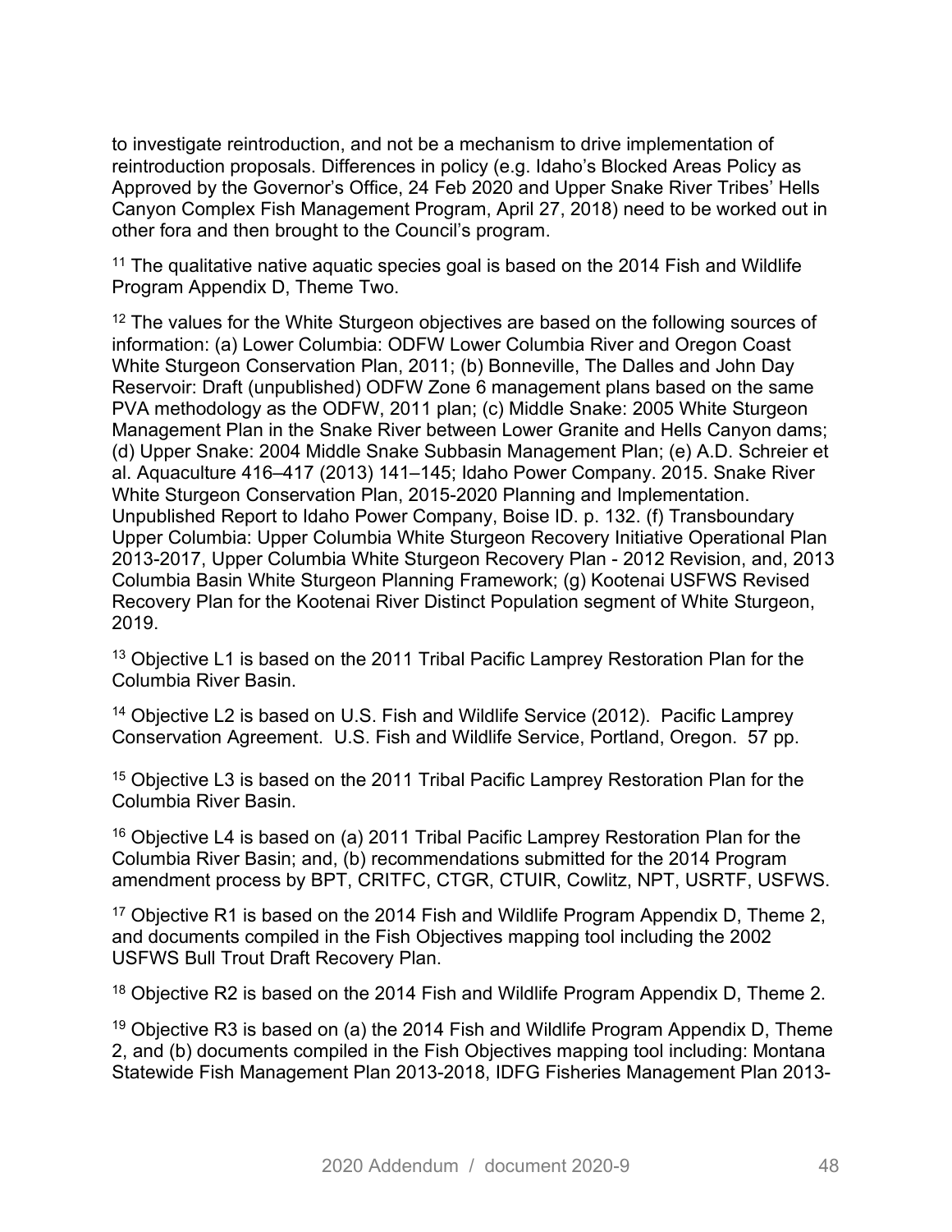to investigate reintroduction, and not be a mechanism to drive implementation of reintroduction proposals. Differences in policy (e.g. Idaho's Blocked Areas Policy as Approved by the Governor's Office, 24 Feb 2020 and Upper Snake River Tribes' Hells Canyon Complex Fish Management Program, April 27, 2018) need to be worked out in other fora and then brought to the Council's program.

[11] The qualitative native aquatic species goal is based on the 2014 Fish and Wildlife Program Appendix D, Theme Two.

[12] The values for the White Sturgeon objectives are based on the following sources of information: (a) Lower Columbia: ODFW Lower Columbia River and Oregon Coast White Sturgeon Conservation Plan, 2011; (b) Bonneville, The Dalles and John Day Reservoir: Draft (unpublished) ODFW Zone 6 management plans based on the same PVA methodology as the ODFW, 2011 plan; (c) Middle Snake: 2005 White Sturgeon Management Plan in the Snake River between Lower Granite and Hells Canyon dams; (d) Upper Snake: 2004 Middle Snake Subbasin Management Plan; (e) A.D. Schreier et al. Aquaculture 416–417 (2013) 141–145; Idaho Power Company. 2015. Snake River White Sturgeon Conservation Plan, 2015-2020 Planning and Implementation. Unpublished Report to Idaho Power Company, Boise ID. p. 132. (f) Transboundary Upper Columbia: Upper Columbia White Sturgeon Recovery Initiative Operational Plan 2013-2017, Upper Columbia White Sturgeon Recovery Plan - 2012 Revision, and, 2013 Columbia Basin White Sturgeon Planning Framework; (g) Kootenai USFWS Revised Recovery Plan for the Kootenai River Distinct Population segment of White Sturgeon, 2019.

[13] Objective L1 is based on the 2011 Tribal Pacific Lamprey Restoration Plan for the Columbia River Basin.

[14] Objective L2 is based on U.S. Fish and Wildlife Service (2012). Pacific Lamprey Conservation Agreement. U.S. Fish and Wildlife Service, Portland, Oregon. 57 pp.

[15] Objective L3 is based on the 2011 Tribal Pacific Lamprey Restoration Plan for the Columbia River Basin.

[16] Objective L4 is based on (a) 2011 Tribal Pacific Lamprey Restoration Plan for the Columbia River Basin; and, (b) recommendations submitted for the 2014 Program amendment process by BPT, CRITFC, CTGR, CTUIR, Cowlitz, NPT, USRTF, USFWS.

[17] Objective R1 is based on the 2014 Fish and Wildlife Program Appendix D, Theme 2, and documents compiled in the Fish Objectives mapping tool including the 2002 USFWS Bull Trout Draft Recovery Plan.

[18] Objective R2 is based on the 2014 Fish and Wildlife Program Appendix D, Theme 2.

[19] Objective R3 is based on (a) the 2014 Fish and Wildlife Program Appendix D, Theme 2, and (b) documents compiled in the Fish Objectives mapping tool including: Montana Statewide Fish Management Plan 2013-2018, IDFG Fisheries Management Plan 2013-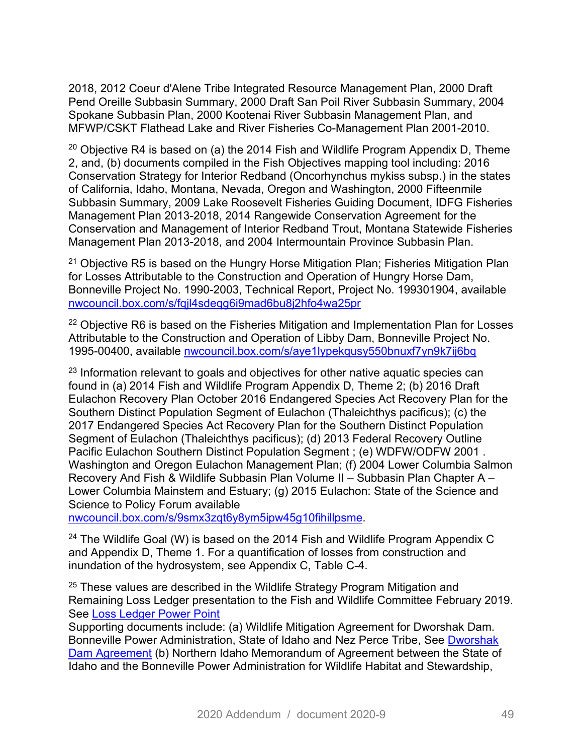2018, 2012 Coeur d'Alene Tribe Integrated Resource Management Plan, 2000 Draft Pend Oreille Subbasin Summary, 2000 Draft San Poil River Subbasin Summary, 2004 Spokane Subbasin Plan, 2000 Kootenai River Subbasin Management Plan, and MFWP/CSKT Flathead Lake and River Fisheries Co-Management Plan 2001-2010.

[20] Objective R4 is based on (a) the 2014 Fish and Wildlife Program Appendix D, Theme 2, and, (b) documents compiled in the Fish Objectives mapping tool including: 2016 Conservation Strategy for Interior Redband (Oncorhynchus mykiss subsp.) in the states of California, Idaho, Montana, Nevada, Oregon and Washington, 2000 Fifteenmile Subbasin Summary, 2009 Lake Roosevelt Fisheries Guiding Document, IDFG Fisheries Management Plan 2013-2018, 2014 Rangewide Conservation Agreement for the Conservation and Management of Interior Redband Trout, Montana Statewide Fisheries Management Plan 2013-2018, and 2004 Intermountain Province Subbasin Plan.

[21] Objective R5 is based on the Hungry Horse Mitigation Plan; Fisheries Mitigation Plan for Losses Attributable to the Construction and Operation of Hungry Horse Dam, Bonneville Project No. 1990-2003, Technical Report, Project No. 199301904, available nwcouncil.box.com/s/fqjl4sdeqg6i9mad6bu8j2hfo4wa25pr

[22] Objective R6 is based on the Fisheries Mitigation and Implementation Plan for Losses Attributable to the Construction and Operation of Libby Dam, Bonneville Project No. 1995-00400, available nwcouncil.box.com/s/aye1lypekqusy550bnuxf7yn9k7ij6bq

[23] Information relevant to goals and objectives for other native aquatic species can found in (a) 2014 Fish and Wildlife Program Appendix D, Theme 2; (b) 2016 Draft Eulachon Recovery Plan October 2016 Endangered Species Act Recovery Plan for the Southern Distinct Population Segment of Eulachon (Thaleichthys pacificus); (c) the 2017 Endangered Species Act Recovery Plan for the Southern Distinct Population Segment of Eulachon (Thaleichthys pacificus); (d) 2013 Federal Recovery Outline Pacific Eulachon Southern Distinct Population Segment ; (e) WDFW/ODFW 2001 . Washington and Oregon Eulachon Management Plan; (f) 2004 Lower Columbia Salmon Recovery And Fish & Wildlife Subbasin Plan Volume II – Subbasin Plan Chapter A – Lower Columbia Mainstem and Estuary; (g) 2015 Eulachon: State of the Science and Science to Policy Forum available nwcouncil.box.com/s/9smx3zqt6y8ym5ipw45g10fihillpsme.

[24] The Wildlife Goal (W) is based on the 2014 Fish and Wildlife Program Appendix C and Appendix D, Theme 1. For a quantification of losses from construction and inundation of the hydrosystem, see Appendix C, Table C-4.

[25] These values are described in the Wildlife Strategy Program Mitigation and Remaining Loss Ledger presentation to the Fish and Wildlife Committee February 2019. See Loss Ledger Power Point
Supporting documents include: (a) Wildlife Mitigation Agreement for Dworshak Dam. Bonneville Power Administration, State of Idaho and Nez Perce Tribe, See Dworshak Dam Agreement (b) Northern Idaho Memorandum of Agreement between the State of Idaho and the Bonneville Power Administration for Wildlife Habitat and Stewardship,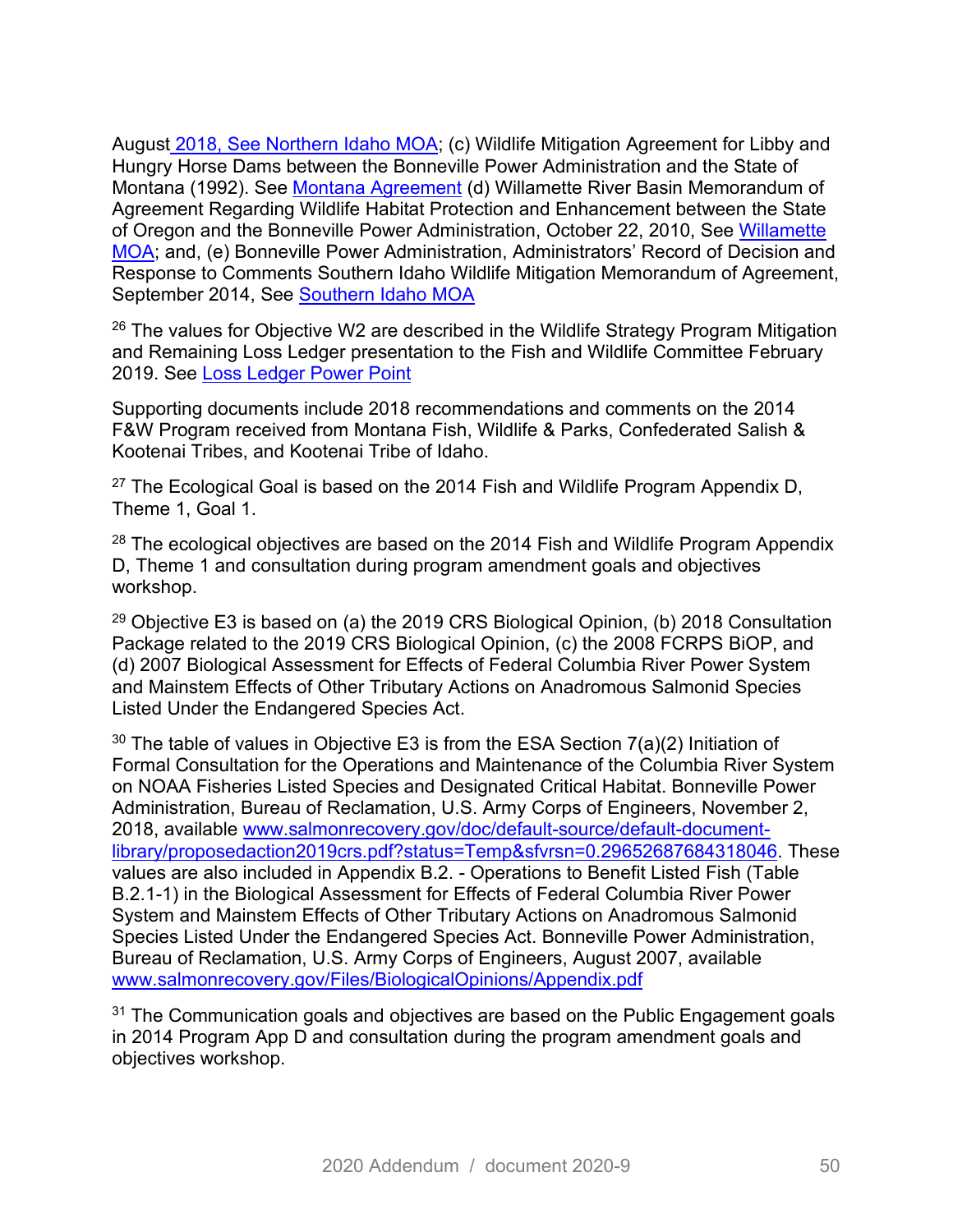August 2018, See Northern Idaho MOA; (c) Wildlife Mitigation Agreement for Libby and Hungry Horse Dams between the Bonneville Power Administration and the State of Montana (1992). See Montana Agreement (d) Willamette River Basin Memorandum of Agreement Regarding Wildlife Habitat Protection and Enhancement between the State of Oregon and the Bonneville Power Administration, October 22, 2010, See Willamette MOA; and, (e) Bonneville Power Administration, Administrators' Record of Decision and Response to Comments Southern Idaho Wildlife Mitigation Memorandum of Agreement, September 2014, See Southern Idaho MOA

[26] The values for Objective W2 are described in the Wildlife Strategy Program Mitigation and Remaining Loss Ledger presentation to the Fish and Wildlife Committee February 2019. See Loss Ledger Power Point

Supporting documents include 2018 recommendations and comments on the 2014 F&W Program received from Montana Fish, Wildlife & Parks, Confederated Salish & Kootenai Tribes, and Kootenai Tribe of Idaho.

[27] The Ecological Goal is based on the 2014 Fish and Wildlife Program Appendix D, Theme 1, Goal 1.

[28] The ecological objectives are based on the 2014 Fish and Wildlife Program Appendix D, Theme 1 and consultation during program amendment goals and objectives workshop.

[29] Objective E3 is based on (a) the 2019 CRS Biological Opinion, (b) 2018 Consultation Package related to the 2019 CRS Biological Opinion, (c) the 2008 FCRPS BiOP, and (d) 2007 Biological Assessment for Effects of Federal Columbia River Power System and Mainstem Effects of Other Tributary Actions on Anadromous Salmonid Species Listed Under the Endangered Species Act.

[30] The table of values in Objective E3 is from the ESA Section 7(a)(2) Initiation of Formal Consultation for the Operations and Maintenance of the Columbia River System on NOAA Fisheries Listed Species and Designated Critical Habitat. Bonneville Power Administration, Bureau of Reclamation, U.S. Army Corps of Engineers, November 2, 2018, available www.salmonrecovery.gov/doc/default-source/default-document-library/proposedaction2019crs.pdf?status=Temp&sfvrsn=0.29652687684318046. These values are also included in Appendix B.2. - Operations to Benefit Listed Fish (Table B.2.1-1) in the Biological Assessment for Effects of Federal Columbia River Power System and Mainstem Effects of Other Tributary Actions on Anadromous Salmonid Species Listed Under the Endangered Species Act. Bonneville Power Administration, Bureau of Reclamation, U.S. Army Corps of Engineers, August 2007, available www.salmonrecovery.gov/Files/BiologicalOpinions/Appendix.pdf

[31] The Communication goals and objectives are based on the Public Engagement goals in 2014 Program App D and consultation during the program amendment goals and objectives workshop.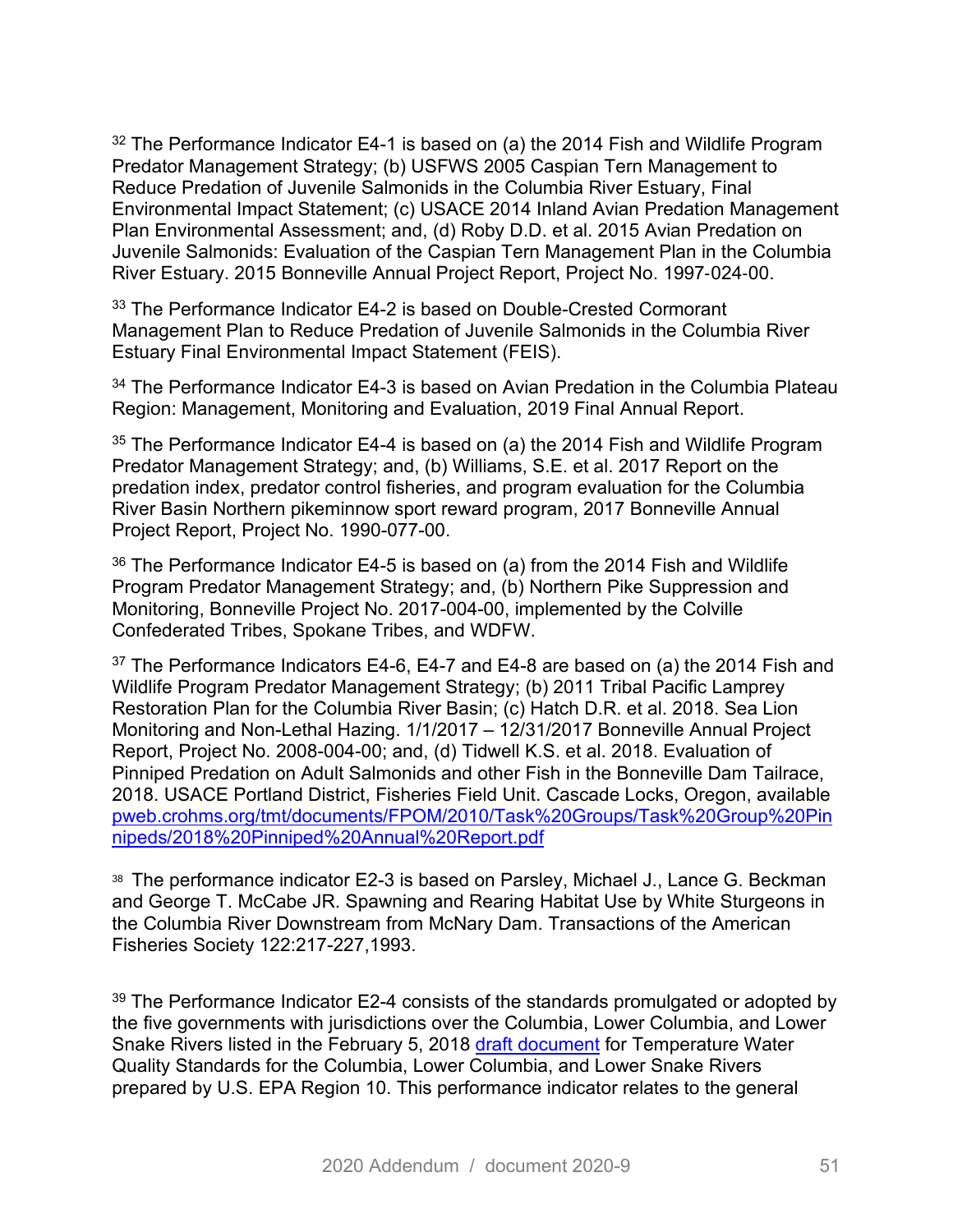[32] The Performance Indicator E4-1 is based on (a) the 2014 Fish and Wildlife Program Predator Management Strategy; (b) USFWS 2005 Caspian Tern Management to Reduce Predation of Juvenile Salmonids in the Columbia River Estuary, Final Environmental Impact Statement; (c) USACE 2014 Inland Avian Predation Management Plan Environmental Assessment; and, (d) Roby D.D. et al. 2015 Avian Predation on Juvenile Salmonids: Evaluation of the Caspian Tern Management Plan in the Columbia River Estuary. 2015 Bonneville Annual Project Report, Project No. 1997-024-00.

[33] The Performance Indicator E4-2 is based on Double-Crested Cormorant Management Plan to Reduce Predation of Juvenile Salmonids in the Columbia River Estuary Final Environmental Impact Statement (FEIS).

[34] The Performance Indicator E4-3 is based on Avian Predation in the Columbia Plateau Region: Management, Monitoring and Evaluation, 2019 Final Annual Report.

[35] The Performance Indicator E4-4 is based on (a) the 2014 Fish and Wildlife Program Predator Management Strategy; and, (b) Williams, S.E. et al. 2017 Report on the predation index, predator control fisheries, and program evaluation for the Columbia River Basin Northern pikeminnow sport reward program, 2017 Bonneville Annual Project Report, Project No. 1990-077-00.

[36] The Performance Indicator E4-5 is based on (a) from the 2014 Fish and Wildlife Program Predator Management Strategy; and, (b) Northern Pike Suppression and Monitoring, Bonneville Project No. 2017-004-00, implemented by the Colville Confederated Tribes, Spokane Tribes, and WDFW.

[37] The Performance Indicators E4-6, E4-7 and E4-8 are based on (a) the 2014 Fish and Wildlife Program Predator Management Strategy; (b) 2011 Tribal Pacific Lamprey Restoration Plan for the Columbia River Basin; (c) Hatch D.R. et al. 2018. Sea Lion Monitoring and Non-Lethal Hazing. 1/1/2017 – 12/31/2017 Bonneville Annual Project Report, Project No. 2008-004-00; and, (d) Tidwell K.S. et al. 2018. Evaluation of Pinniped Predation on Adult Salmonids and other Fish in the Bonneville Dam Tailrace, 2018. USACE Portland District, Fisheries Field Unit. Cascade Locks, Oregon, available [pweb.crohms.org/tmt/documents/FPOM/2010/Task%20Groups/Task%20Group%20Pinnipeds/2018%20Pinniped%20Annual%20Report.pdf](pweb.crohms.org/tmt/documents/FPOM/2010/Task%20Groups/Task%20Group%20Pinnipeds/2018%20Pinniped%20Annual%20Report.pdf)

[38] The performance indicator E2-3 is based on Parsley, Michael J., Lance G. Beckman and George T. McCabe JR. Spawning and Rearing Habitat Use by White Sturgeons in the Columbia River Downstream from McNary Dam. Transactions of the American Fisheries Society 122:217-227,1993.

[39] The Performance Indicator E2-4 consists of the standards promulgated or adopted by the five governments with jurisdictions over the Columbia, Lower Columbia, and Lower Snake Rivers listed in the February 5, 2018 draft document for Temperature Water Quality Standards for the Columbia, Lower Columbia, and Lower Snake Rivers prepared by U.S. EPA Region 10. This performance indicator relates to the general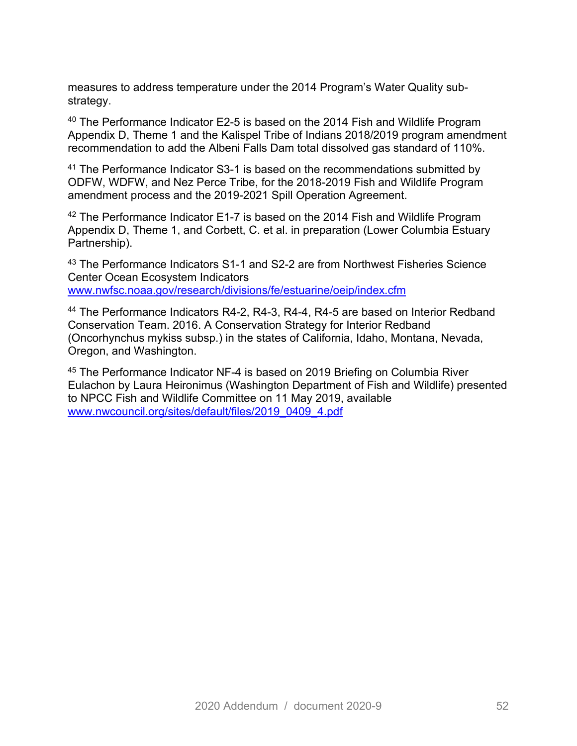measures to address temperature under the 2014 Program's Water Quality sub-strategy.

[40] The Performance Indicator E2-5 is based on the 2014 Fish and Wildlife Program Appendix D, Theme 1 and the Kalispel Tribe of Indians 2018/2019 program amendment recommendation to add the Albeni Falls Dam total dissolved gas standard of 110%.

[41] The Performance Indicator S3-1 is based on the recommendations submitted by ODFW, WDFW, and Nez Perce Tribe, for the 2018-2019 Fish and Wildlife Program amendment process and the 2019-2021 Spill Operation Agreement.

[42] The Performance Indicator E1-7 is based on the 2014 Fish and Wildlife Program Appendix D, Theme 1, and Corbett, C. et al. in preparation (Lower Columbia Estuary Partnership).

[43] The Performance Indicators S1-1 and S2-2 are from Northwest Fisheries Science Center Ocean Ecosystem Indicators www.nwfsc.noaa.gov/research/divisions/fe/estuarine/oeip/index.cfm

[44] The Performance Indicators R4-2, R4-3, R4-4, R4-5 are based on Interior Redband Conservation Team. 2016. A Conservation Strategy for Interior Redband (Oncorhynchus mykiss subsp.) in the states of California, Idaho, Montana, Nevada, Oregon, and Washington.

[45] The Performance Indicator NF-4 is based on 2019 Briefing on Columbia River Eulachon by Laura Heironimus (Washington Department of Fish and Wildlife) presented to NPCC Fish and Wildlife Committee on 11 May 2019, available www.nwcouncil.org/sites/default/files/2019_0409_4.pdf